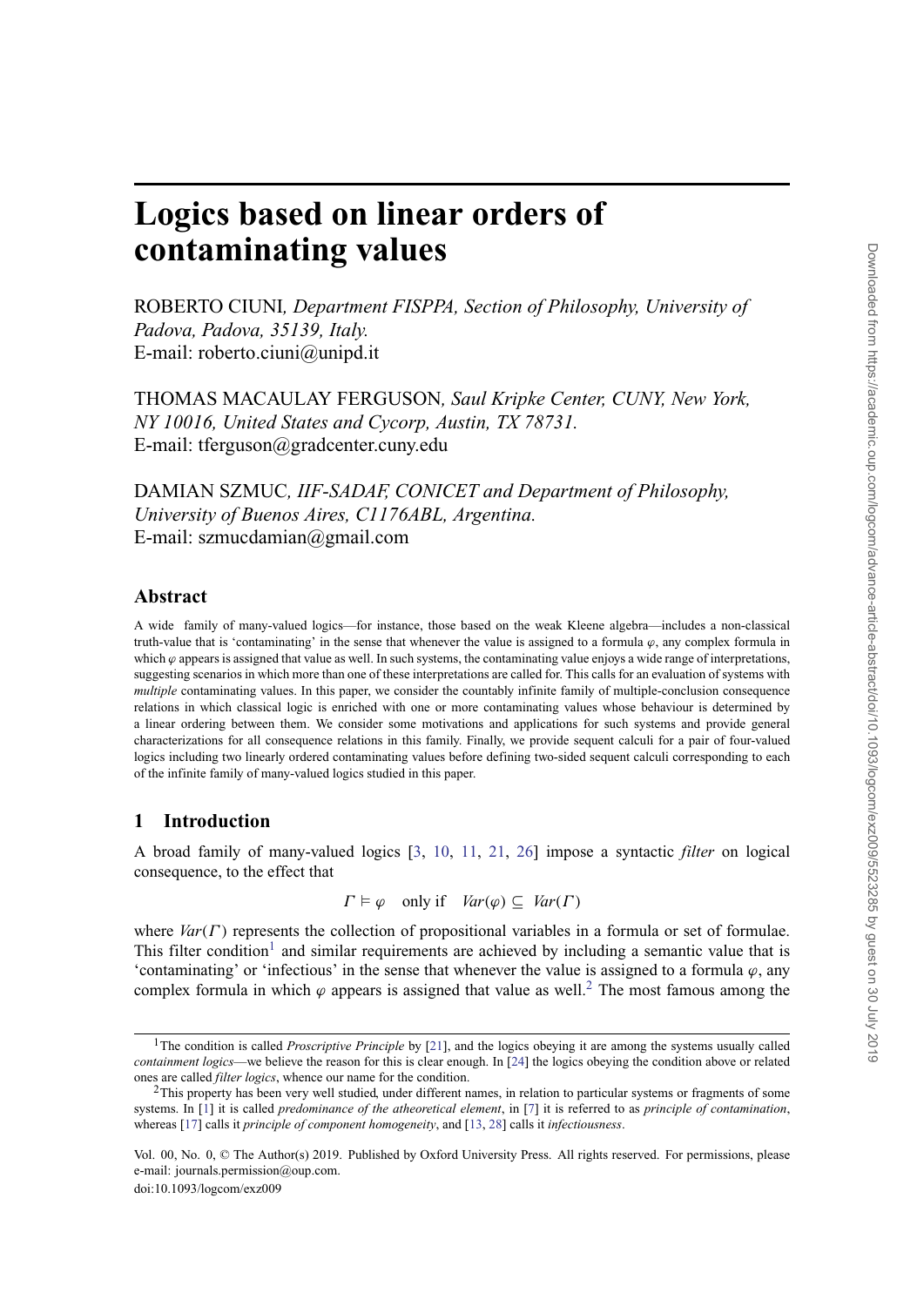# Logics based on linear orders of contaminating values

ROBERTO CIUNI, *Department FISPPA, Section of Philosophy, University of Padova, Padova, 35139, Italy.*
E-mail: roberto.ciuni@unipd.it

THOMAS MACAULAY FERGUSON, *Saul Kripke Center, CUNY, New York, NY 10016, United States and Cycorp, Austin, TX 78731.*
E-mail: tferguson@gradcenter.cuny.edu

DAMIAN SZMUC, *IIF-SADAF, CONICET and Department of Philosophy, University of Buenos Aires, C1176ABL, Argentina.*
E-mail: szmucdamian@gmail.com

## Abstract

A wide family of many-valued logics—for instance, those based on the weak Kleene algebra—includes a non-classical truth-value that is 'contaminating' in the sense that whenever the value is assigned to a formula $\varphi$, any complex formula in which $\varphi$ appears is assigned that value as well. In such systems, the contaminating value enjoys a wide range of interpretations, suggesting scenarios in which more than one of these interpretations are called for. This calls for an evaluation of systems with *multiple* contaminating values. In this paper, we consider the countably infinite family of multiple-conclusion consequence relations in which classical logic is enriched with one or more contaminating values whose behaviour is determined by a linear ordering between them. We consider some motivations and applications for such systems and provide general characterizations for all consequence relations in this family. Finally, we provide sequent calculi for a pair of four-valued logics including two linearly ordered contaminating values before defining two-sided sequent calculi corresponding to each of the infinite family of many-valued logics studied in this paper.

## 1 Introduction

A broad family of many-valued logics [3, 10, 11, 21, 26] impose a syntactic *filter* on logical consequence, to the effect that

$$\Gamma \vDash \varphi \quad \text{only if} \quad \mathit{Var}(\varphi) \subseteq \mathit{Var}(\Gamma)$$

where $\mathit{Var}(\Gamma)$ represents the collection of propositional variables in a formula or set of formulae. This filter condition[1] and similar requirements are achieved by including a semantic value that is 'contaminating' or 'infectious' in the sense that whenever the value is assigned to a formula $\varphi$, any complex formula in which $\varphi$ appears is assigned that value as well.[2] The most famous among the

[1] The condition is called *Proscriptive Principle* by [21], and the logics obeying it are among the systems usually called *containment logics*—we believe the reason for this is clear enough. In [24] the logics obeying the condition above or related ones are called *filter logics*, whence our name for the condition.

[2] This property has been very well studied, under different names, in relation to particular systems or fragments of some systems. In [1] it is called *predominance of the atheoretical element*, in [7] it is referred to as *principle of contamination*, whereas [17] calls it *principle of component homogeneity*, and [13, 28] calls it *infectiousness*.

Vol. 00, No. 0, © The Author(s) 2019. Published by Oxford University Press. All rights reserved. For permissions, please e-mail: journals.permission@oup.com.
doi:10.1093/logcom/exz009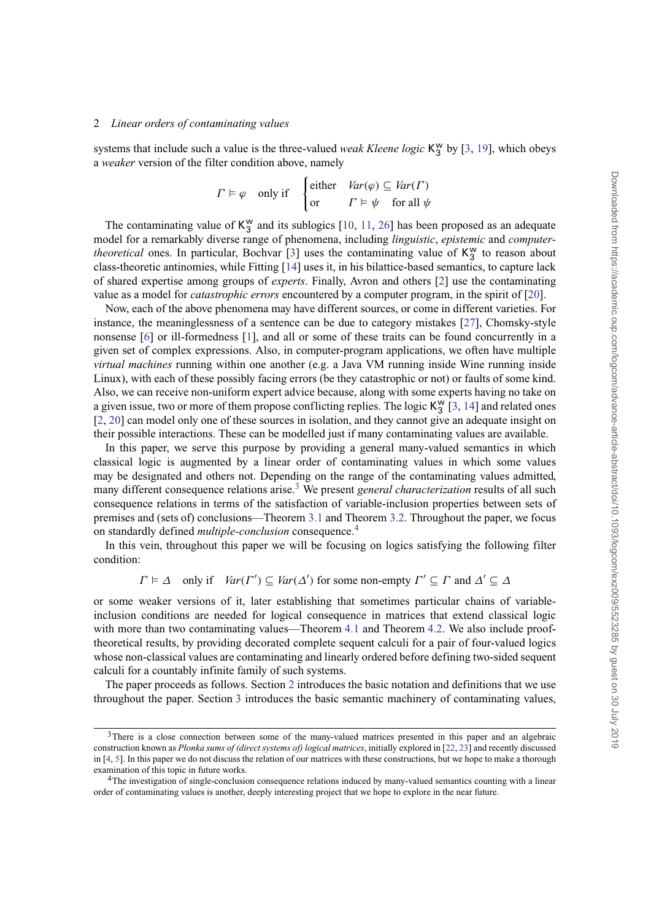systems that include such a value is the three-valued *weak Kleene logic* $\mathsf{K}_3^{\mathsf{w}}$ by [3, 19], which obeys a *weaker* version of the filter condition above, namely

$$\Gamma \vDash \varphi \quad \text{only if} \quad \begin{cases} \text{either} & \mathit{Var}(\varphi) \subseteq \mathit{Var}(\Gamma) \\ \text{or} & \Gamma \vDash \psi \quad \text{for all } \psi \end{cases}$$

The contaminating value of $\mathsf{K}_3^{\mathsf{w}}$ and its sublogics [10, 11, 26] has been proposed as an adequate model for a remarkably diverse range of phenomena, including *linguistic*, *epistemic* and *computer-theoretical* ones. In particular, Bochvar [3] uses the contaminating value of $\mathsf{K}_3^{\mathsf{w}}$ to reason about class-theoretic antinomies, while Fitting [14] uses it, in his bilattice-based semantics, to capture lack of shared expertise among groups of *experts*. Finally, Avron and others [2] use the contaminating value as a model for *catastrophic errors* encountered by a computer program, in the spirit of [20].

Now, each of the above phenomena may have different sources, or come in different varieties. For instance, the meaninglessness of a sentence can be due to category mistakes [27], Chomsky-style nonsense [6] or ill-formedness [1], and all or some of these traits can be found concurrently in a given set of complex expressions. Also, in computer-program applications, we often have multiple *virtual machines* running within one another (e.g. a Java VM running inside Wine running inside Linux), with each of these possibly facing errors (be they catastrophic or not) or faults of some kind. Also, we can receive non-uniform expert advice because, along with some experts having no take on a given issue, two or more of them propose conflicting replies. The logic $\mathsf{K}_3^{\mathsf{w}}$ [3, 14] and related ones [2, 20] can model only one of these sources in isolation, and they cannot give an adequate insight on their possible interactions. These can be modelled just if many contaminating values are available.

In this paper, we serve this purpose by providing a general many-valued semantics in which classical logic is augmented by a linear order of contaminating values in which some values may be designated and others not. Depending on the range of the contaminating values admitted, many different consequence relations arise.[3] We present *general characterization* results of all such consequence relations in terms of the satisfaction of variable-inclusion properties between sets of premises and (sets of) conclusions—Theorem 3.1 and Theorem 3.2. Throughout the paper, we focus on standardly defined *multiple-conclusion* consequence.[4]

In this vein, throughout this paper we will be focusing on logics satisfying the following filter condition:

$$\Gamma \vDash \Delta \quad \text{only if} \quad \mathit{Var}(\Gamma') \subseteq \mathit{Var}(\Delta') \text{ for some non-empty } \Gamma' \subseteq \Gamma \text{ and } \Delta' \subseteq \Delta$$

or some weaker versions of it, later establishing that sometimes particular chains of variable-inclusion conditions are needed for logical consequence in matrices that extend classical logic with more than two contaminating values—Theorem 4.1 and Theorem 4.2. We also include proof-theoretical results, by providing decorated complete sequent calculi for a pair of four-valued logics whose non-classical values are contaminating and linearly ordered before defining two-sided sequent calculi for a countably infinite family of such systems.

The paper proceeds as follows. Section 2 introduces the basic notation and definitions that we use throughout the paper. Section 3 introduces the basic semantic machinery of contaminating values,

---

[3] There is a close connection between some of the many-valued matrices presented in this paper and an algebraic construction known as *Płonka sums of (direct systems of) logical matrices*, initially explored in [22, 23] and recently discussed in [4, 5]. In this paper we do not discuss the relation of our matrices with these constructions, but we hope to make a thorough examination of this topic in future works.

[4] The investigation of single-conclusion consequence relations induced by many-valued semantics counting with a linear order of contaminating values is another, deeply interesting project that we hope to explore in the near future.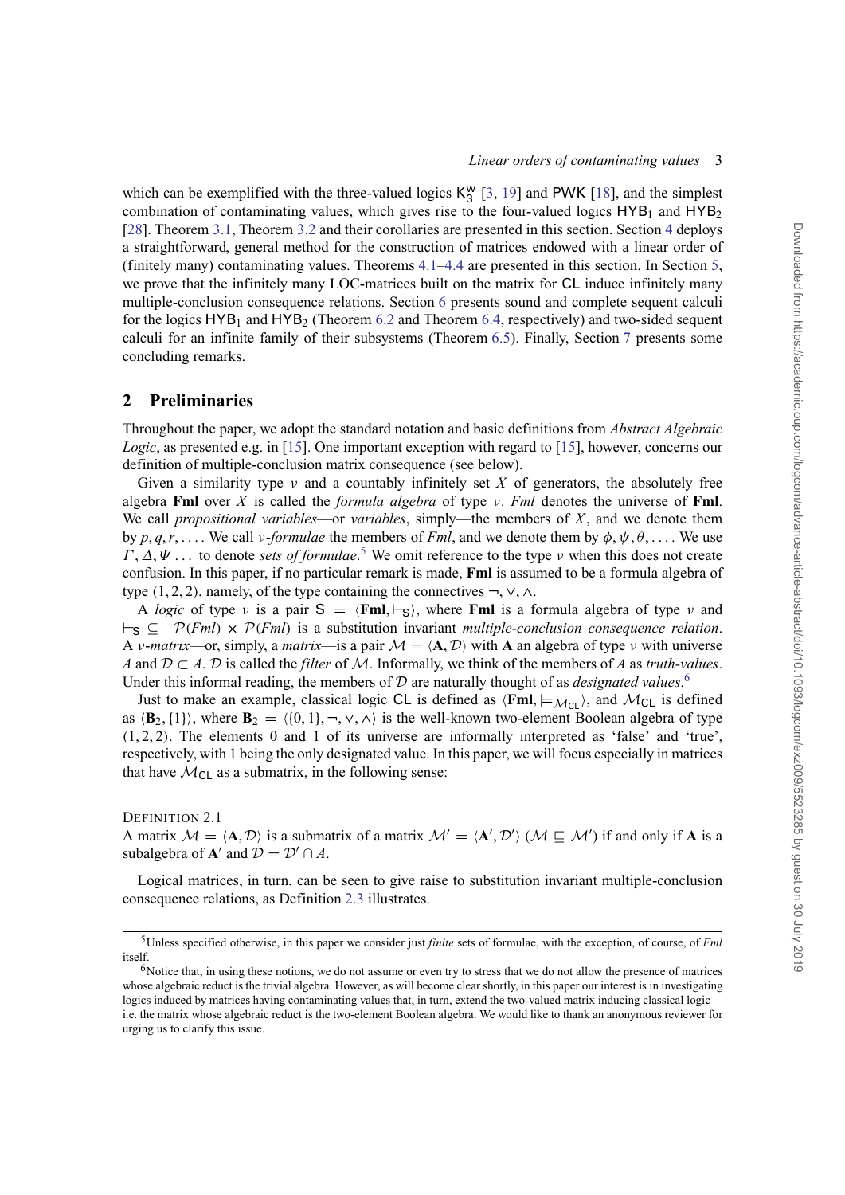which can be exemplified with the three-valued logics $\mathsf{K}_3^{\mathsf{w}}$ [3, 19] and $\mathsf{PWK}$ [18], and the simplest combination of contaminating values, which gives rise to the four-valued logics $\mathsf{HYB}_1$ and $\mathsf{HYB}_2$ [28]. Theorem 3.1, Theorem 3.2 and their corollaries are presented in this section. Section 4 deploys a straightforward, general method for the construction of matrices endowed with a linear order of (finitely many) contaminating values. Theorems 4.1–4.4 are presented in this section. In Section 5, we prove that the infinitely many LOC-matrices built on the matrix for $\mathsf{CL}$ induce infinitely many multiple-conclusion consequence relations. Section 6 presents sound and complete sequent calculi for the logics $\mathsf{HYB}_1$ and $\mathsf{HYB}_2$ (Theorem 6.2 and Theorem 6.4, respectively) and two-sided sequent calculi for an infinite family of their subsystems (Theorem 6.5). Finally, Section 7 presents some concluding remarks.

## 2 Preliminaries

Throughout the paper, we adopt the standard notation and basic definitions from *Abstract Algebraic Logic*, as presented e.g. in [15]. One important exception with regard to [15], however, concerns our definition of multiple-conclusion matrix consequence (see below).

Given a similarity type $\nu$ and a countably infinitely set $X$ of generators, the absolutely free algebra $\mathbf{Fml}$ over $X$ is called the *formula algebra* of type $\nu$. $\mathit{Fml}$ denotes the universe of $\mathbf{Fml}$. We call *propositional variables*—or *variables*, simply—the members of $X$, and we denote them by $p, q, r, \ldots$. We call $\nu$*-formulae* the members of $\mathit{Fml}$, and we denote them by $\phi, \psi, \theta, \ldots$. We use $\Gamma, \Delta, \Psi \ldots$ to denote *sets of formulae*.[5] We omit reference to the type $\nu$ when this does not create confusion. In this paper, if no particular remark is made, $\mathbf{Fml}$ is assumed to be a formula algebra of type $(1, 2, 2)$, namely, of the type containing the connectives $\neg, \vee, \wedge$.

A *logic* of type $\nu$ is a pair $\mathsf{S} = \langle \mathbf{Fml}, \vdash_{\mathsf{S}} \rangle$, where $\mathbf{Fml}$ is a formula algebra of type $\nu$ and $\vdash_{\mathsf{S}} \subseteq \mathcal{P}(\mathit{Fml}) \times \mathcal{P}(\mathit{Fml})$ is a substitution invariant *multiple-conclusion consequence relation*. A $\nu$*-matrix*—or, simply, a *matrix*—is a pair $\mathcal{M} = \langle \mathbf{A}, \mathcal{D} \rangle$ with $\mathbf{A}$ an algebra of type $\nu$ with universe $A$ and $\mathcal{D} \subset A$. $\mathcal{D}$ is called the *filter* of $\mathcal{M}$. Informally, we think of the members of $A$ as *truth-values*. Under this informal reading, the members of $\mathcal{D}$ are naturally thought of as *designated values*.[6]

Just to make an example, classical logic $\mathsf{CL}$ is defined as $\langle \mathbf{Fml}, \models_{\mathcal{M}_{\mathsf{CL}}} \rangle$, and $\mathcal{M}_{\mathsf{CL}}$ is defined as $\langle \mathbf{B}_2, \{1\} \rangle$, where $\mathbf{B}_2 = \langle \{0, 1\}, \neg, \vee, \wedge \rangle$ is the well-known two-element Boolean algebra of type $(1, 2, 2)$. The elements 0 and 1 of its universe are informally interpreted as 'false' and 'true', respectively, with 1 being the only designated value. In this paper, we will focus especially in matrices that have $\mathcal{M}_{\mathsf{CL}}$ as a submatrix, in the following sense:

Definition 2.1
A matrix $\mathcal{M} = \langle \mathbf{A}, \mathcal{D} \rangle$ is a submatrix of a matrix $\mathcal{M}' = \langle \mathbf{A}', \mathcal{D}' \rangle$ ($\mathcal{M} \sqsubseteq \mathcal{M}'$) if and only if $\mathbf{A}$ is a subalgebra of $\mathbf{A}'$ and $\mathcal{D} = \mathcal{D}' \cap A$.

Logical matrices, in turn, can be seen to give raise to substitution invariant multiple-conclusion consequence relations, as Definition 2.3 illustrates.

---

[5] Unless specified otherwise, in this paper we consider just *finite* sets of formulae, with the exception, of course, of $\mathit{Fml}$ itself.

[6] Notice that, in using these notions, we do not assume or even try to stress that we do not allow the presence of matrices whose algebraic reduct is the trivial algebra. However, as will become clear shortly, in this paper our interest is in investigating logics induced by matrices having contaminating values that, in turn, extend the two-valued matrix inducing classical logic—i.e. the matrix whose algebraic reduct is the two-element Boolean algebra. We would like to thank an anonymous reviewer for urging us to clarify this issue.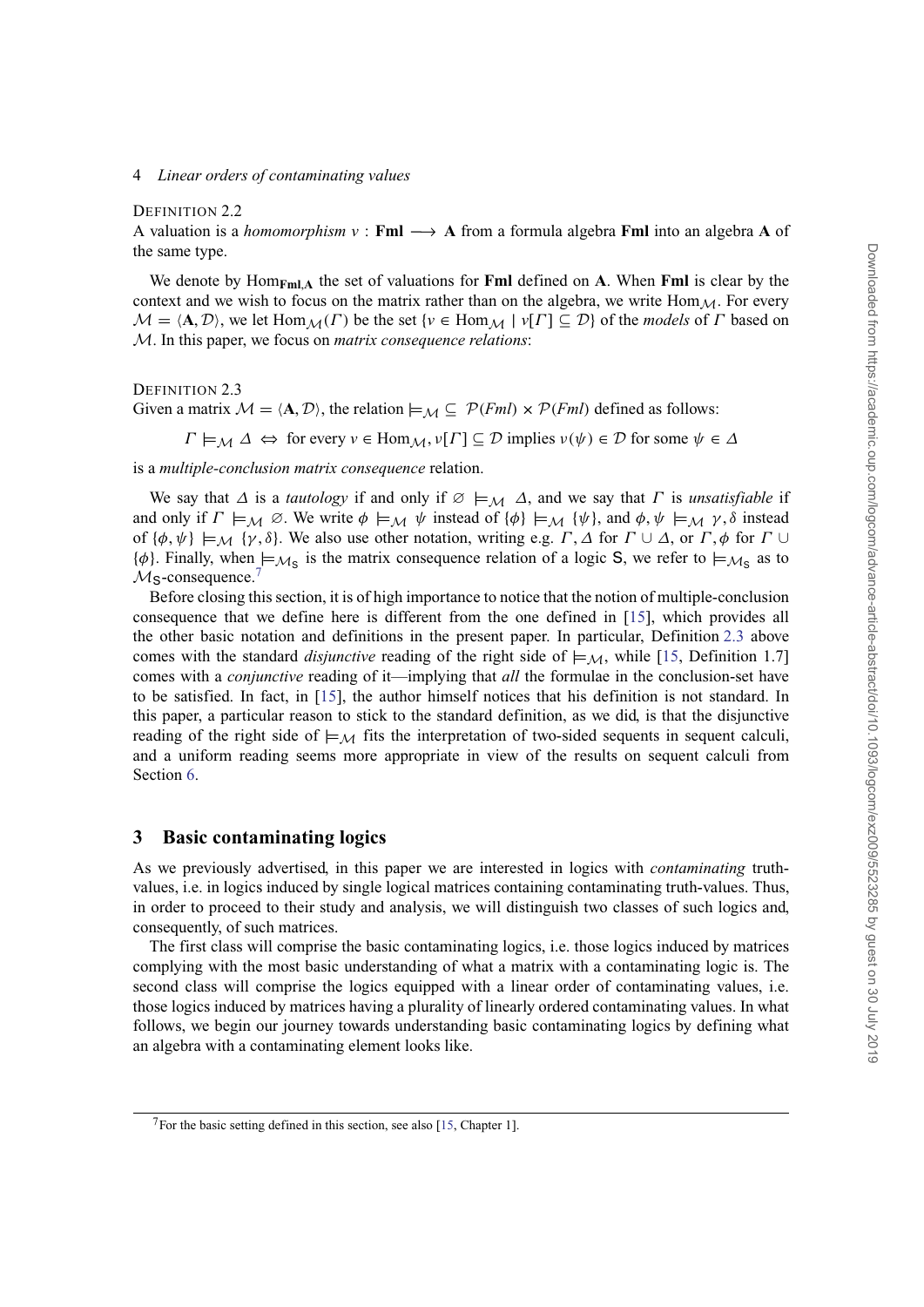DEFINITION 2.2

A valuation is a *homomorphism* $v : \mathbf{Fml} \longrightarrow \mathbf{A}$ from a formula algebra $\mathbf{Fml}$ into an algebra $\mathbf{A}$ of the same type.

We denote by $\mathrm{Hom}_{\mathbf{Fml},\mathbf{A}}$ the set of valuations for $\mathbf{Fml}$ defined on $\mathbf{A}$. When $\mathbf{Fml}$ is clear by the context and we wish to focus on the matrix rather than on the algebra, we write $\mathrm{Hom}_{\mathcal{M}}$. For every $\mathcal{M} = \langle \mathbf{A}, \mathcal{D} \rangle$, we let $\mathrm{Hom}_{\mathcal{M}}(\Gamma)$ be the set $\{v \in \mathrm{Hom}_{\mathcal{M}} \mid v[\Gamma] \subseteq \mathcal{D}\}$ of the *models* of $\Gamma$ based on $\mathcal{M}$. In this paper, we focus on *matrix consequence relations*:

DEFINITION 2.3

Given a matrix $\mathcal{M} = \langle \mathbf{A}, \mathcal{D} \rangle$, the relation $\models_{\mathcal{M}} \subseteq \mathcal{P}(Fml) \times \mathcal{P}(Fml)$ defined as follows:

$$\Gamma \models_{\mathcal{M}} \Delta \iff \text{for every } v \in \mathrm{Hom}_{\mathcal{M}}, v[\Gamma] \subseteq \mathcal{D} \text{ implies } v(\psi) \in \mathcal{D} \text{ for some } \psi \in \Delta$$

is a *multiple-conclusion matrix consequence* relation.

We say that $\Delta$ is a *tautology* if and only if $\varnothing \models_{\mathcal{M}} \Delta$, and we say that $\Gamma$ is *unsatisfiable* if and only if $\Gamma \models_{\mathcal{M}} \varnothing$. We write $\phi \models_{\mathcal{M}} \psi$ instead of $\{\phi\} \models_{\mathcal{M}} \{\psi\}$, and $\phi, \psi \models_{\mathcal{M}} \gamma, \delta$ instead of $\{\phi, \psi\} \models_{\mathcal{M}} \{\gamma, \delta\}$. We also use other notation, writing e.g. $\Gamma, \Delta$ for $\Gamma \cup \Delta$, or $\Gamma, \phi$ for $\Gamma \cup \{\phi\}$. Finally, when $\models_{\mathcal{M}_{\mathsf{S}}}$ is the matrix consequence relation of a logic $\mathsf{S}$, we refer to $\models_{\mathcal{M}_{\mathsf{S}}}$ as to $\mathcal{M}_{\mathsf{S}}$-consequence.[7]

Before closing this section, it is of high importance to notice that the notion of multiple-conclusion consequence that we define here is different from the one defined in [15], which provides all the other basic notation and definitions in the present paper. In particular, Definition 2.3 above comes with the standard *disjunctive* reading of the right side of $\models_{\mathcal{M}}$, while [15, Definition 1.7] comes with a *conjunctive* reading of it—implying that *all* the formulae in the conclusion-set have to be satisfied. In fact, in [15], the author himself notices that his definition is not standard. In this paper, a particular reason to stick to the standard definition, as we did, is that the disjunctive reading of the right side of $\models_{\mathcal{M}}$ fits the interpretation of two-sided sequents in sequent calculi, and a uniform reading seems more appropriate in view of the results on sequent calculi from Section 6.

## 3 Basic contaminating logics

As we previously advertised, in this paper we are interested in logics with *contaminating* truth-values, i.e. in logics induced by single logical matrices containing contaminating truth-values. Thus, in order to proceed to their study and analysis, we will distinguish two classes of such logics and, consequently, of such matrices.

The first class will comprise the basic contaminating logics, i.e. those logics induced by matrices complying with the most basic understanding of what a matrix with a contaminating logic is. The second class will comprise the logics equipped with a linear order of contaminating values, i.e. those logics induced by matrices having a plurality of linearly ordered contaminating values. In what follows, we begin our journey towards understanding basic contaminating logics by defining what an algebra with a contaminating element looks like.

[7] For the basic setting defined in this section, see also [15, Chapter 1].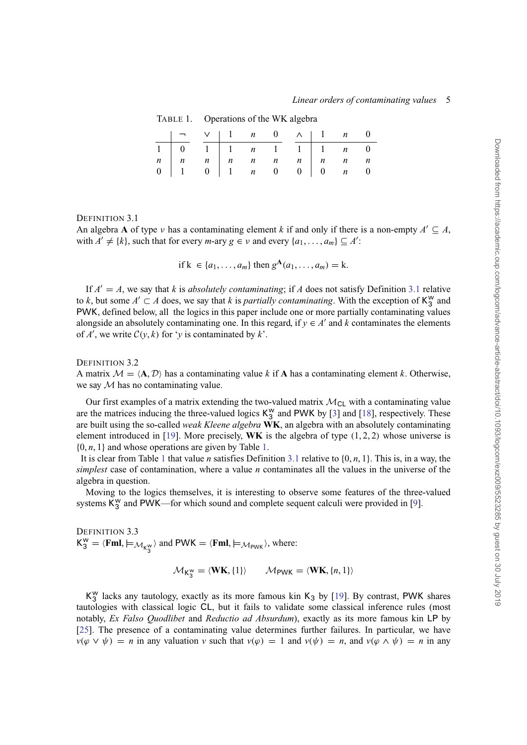TABLE 1. Operations of the WK algebra

|  | $\neg$ |
|---|---|
| 1 | 0 |
| $n$ | $n$ |
| 0 | 1 |

| $\vee$ | 1 | $n$ | 0 |
|---|---|---|---|
| 1 | 1 | $n$ | 1 |
| $n$ | $n$ | $n$ | $n$ |
| 0 | 1 | $n$ | 0 |

| $\wedge$ | 1 | $n$ | 0 |
|---|---|---|---|
| 1 | 1 | $n$ | 0 |
| $n$ | $n$ | $n$ | $n$ |
| 0 | 0 | $n$ | 0 |

DEFINITION 3.1
An algebra $\mathbf{A}$ of type $\nu$ has a contaminating element $k$ if and only if there is a non-empty $A' \subseteq A$, with $A' \neq \{k\}$, such that for every $m$-ary $g \in \nu$ and every $\{a_1, \ldots, a_m\} \subseteq A'$:

$$\text{if k } \in \{a_1, \ldots, a_m\} \text{ then } g^{\mathbf{A}}(a_1, \ldots, a_m) = \text{k}.$$

If $A' = A$, we say that $k$ is *absolutely contaminating*; if $A$ does not satisfy Definition 3.1 relative to $k$, but some $A' \subset A$ does, we say that $k$ is *partially contaminating*. With the exception of $\mathsf{K}_3^{\mathsf{w}}$ and PWK, defined below, all the logics in this paper include one or more partially contaminating values alongside an absolutely contaminating one. In this regard, if $y \in A'$ and $k$ contaminates the elements of $A'$, we write $\mathcal{C}(y, k)$ for '$y$ is contaminated by $k$'.

DEFINITION 3.2
A matrix $\mathcal{M} = \langle \mathbf{A}, \mathcal{D} \rangle$ has a contaminating value $k$ if $\mathbf{A}$ has a contaminating element $k$. Otherwise, we say $\mathcal{M}$ has no contaminating value.

Our first examples of a matrix extending the two-valued matrix $\mathcal{M}_{\mathsf{CL}}$ with a contaminating value are the matrices inducing the three-valued logics $\mathsf{K}_3^{\mathsf{w}}$ and PWK by [3] and [18], respectively. These are built using the so-called *weak Kleene algebra* **WK**, an algebra with an absolutely contaminating element introduced in [19]. More precisely, **WK** is the algebra of type $(1, 2, 2)$ whose universe is $\{0, n, 1\}$ and whose operations are given by Table 1.

It is clear from Table 1 that value $n$ satisfies Definition 3.1 relative to $\{0, n, 1\}$. This is, in a way, the *simplest* case of contamination, where a value $n$ contaminates all the values in the universe of the algebra in question.

Moving to the logics themselves, it is interesting to observe some features of the three-valued systems $\mathsf{K}_3^{\mathsf{w}}$ and PWK—for which sound and complete sequent calculi were provided in [9].

DEFINITION 3.3
$\mathsf{K}_3^{\mathsf{w}} = \langle \mathbf{Fml}, \models_{\mathcal{M}_{\mathsf{K}_3^{\mathsf{w}}}} \rangle$ and $\mathsf{PWK} = \langle \mathbf{Fml}, \models_{\mathcal{M}_{\mathsf{PWK}}} \rangle$, where:

$$\mathcal{M}_{\mathsf{K}_3^{\mathsf{w}}} = \langle \mathbf{WK}, \{1\} \rangle \qquad \mathcal{M}_{\mathsf{PWK}} = \langle \mathbf{WK}, \{n, 1\} \rangle$$

$\mathsf{K}_3^{\mathsf{w}}$ lacks any tautology, exactly as its more famous kin $\mathsf{K}_3$ by [19]. By contrast, PWK shares tautologies with classical logic CL, but it fails to validate some classical inference rules (most notably, *Ex Falso Quodlibet* and *Reductio ad Absurdum*), exactly as its more famous kin LP by [25]. The presence of a contaminating value determines further failures. In particular, we have $v(\varphi \vee \psi) = n$ in any valuation $v$ such that $v(\varphi) = 1$ and $v(\psi) = n$, and $v(\varphi \wedge \psi) = n$ in any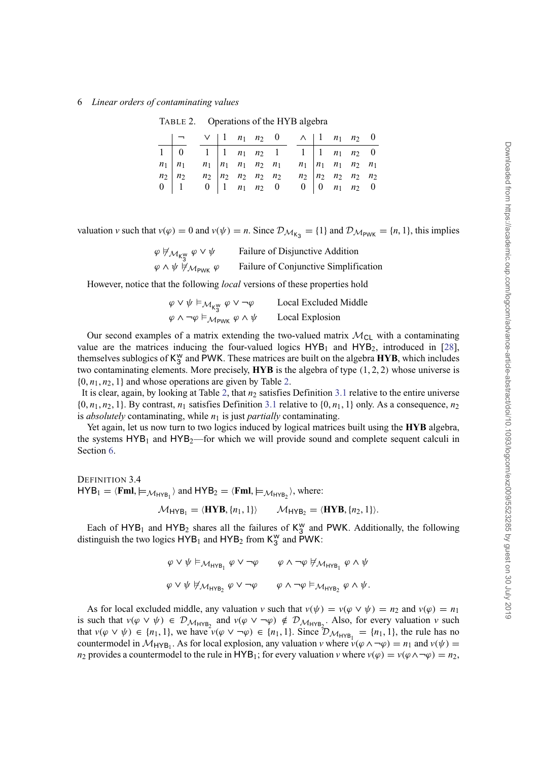TABLE 2. Operations of the HYB algebra

|  | $\neg$ |
|---|---|
| $1$ | $0$ |
| $n_1$ | $n_1$ |
| $n_2$ | $n_2$ |
| $0$ | $1$ |

| $\vee$ | $1$ | $n_1$ | $n_2$ | $0$ |
|---|---|---|---|---|
| $1$ | $1$ | $n_1$ | $n_2$ | $1$ |
| $n_1$ | $n_1$ | $n_1$ | $n_2$ | $n_1$ |
| $n_2$ | $n_2$ | $n_2$ | $n_2$ | $n_2$ |
| $0$ | $1$ | $n_1$ | $n_2$ | $0$ |

| $\wedge$ | $1$ | $n_1$ | $n_2$ | $0$ |
|---|---|---|---|---|
| $1$ | $1$ | $n_1$ | $n_2$ | $0$ |
| $n_1$ | $n_1$ | $n_1$ | $n_2$ | $n_1$ |
| $n_2$ | $n_2$ | $n_2$ | $n_2$ | $n_2$ |
| $0$ | $0$ | $n_1$ | $n_2$ | $0$ |

valuation $v$ such that $v(\varphi) = 0$ and $v(\psi) = n$. Since $\mathcal{D}_{\mathcal{M}_{\mathsf{K}_3}} = \{1\}$ and $\mathcal{D}_{\mathcal{M}_{\mathsf{PWK}}} = \{n, 1\}$, this implies

$$\varphi \not\models_{\mathcal{M}_{\mathsf{K}_3^w}} \varphi \vee \psi \qquad \text{Failure of Disjunctive Addition}$$

$$\varphi \wedge \psi \not\models_{\mathcal{M}_{\mathsf{PWK}}} \varphi \qquad \text{Failure of Conjunctive Simplification}$$

However, notice that the following *local* versions of these properties hold

$$\varphi \vee \psi \models_{\mathcal{M}_{\mathsf{K}_3^w}} \varphi \vee \neg\varphi \qquad \text{Local Excluded Middle}$$

$$\varphi \wedge \neg\varphi \models_{\mathcal{M}_{\mathsf{PWK}}} \varphi \wedge \psi \qquad \text{Local Explosion}$$

Our second examples of a matrix extending the two-valued matrix $\mathcal{M}_{\mathsf{CL}}$ with a contaminating value are the matrices inducing the four-valued logics $\mathsf{HYB}_1$ and $\mathsf{HYB}_2$, introduced in [28], themselves sublogics of $\mathsf{K}_3^w$ and $\mathsf{PWK}$. These matrices are built on the algebra **HYB**, which includes two contaminating elements. More precisely, **HYB** is the algebra of type $(1, 2, 2)$ whose universe is $\{0, n_1, n_2, 1\}$ and whose operations are given by Table 2.

It is clear, again, by looking at Table 2, that $n_2$ satisfies Definition 3.1 relative to the entire universe $\{0, n_1, n_2, 1\}$. By contrast, $n_1$ satisfies Definition 3.1 relative to $\{0, n_1, 1\}$ only. As a consequence, $n_2$ is *absolutely* contaminating, while $n_1$ is just *partially* contaminating.

Yet again, let us now turn to two logics induced by logical matrices built using the **HYB** algebra, the systems $\mathsf{HYB}_1$ and $\mathsf{HYB}_2$—for which we will provide sound and complete sequent calculi in Section 6.

DEFINITION 3.4
$\mathsf{HYB}_1 = \langle \mathbf{Fml}, \models_{\mathcal{M}_{\mathsf{HYB}_1}} \rangle$ and $\mathsf{HYB}_2 = \langle \mathbf{Fml}, \models_{\mathcal{M}_{\mathsf{HYB}_2}} \rangle$, where:

$$\mathcal{M}_{\mathsf{HYB}_1} = \langle \mathbf{HYB}, \{n_1, 1\} \rangle \qquad \mathcal{M}_{\mathsf{HYB}_2} = \langle \mathbf{HYB}, \{n_2, 1\} \rangle.$$

Each of $\mathsf{HYB}_1$ and $\mathsf{HYB}_2$ shares all the failures of $\mathsf{K}_3^w$ and $\mathsf{PWK}$. Additionally, the following distinguish the two logics $\mathsf{HYB}_1$ and $\mathsf{HYB}_2$ from $\mathsf{K}_3^w$ and $\mathsf{PWK}$:

$$\varphi \vee \psi \models_{\mathcal{M}_{\mathsf{HYB}_1}} \varphi \vee \neg\varphi \qquad \varphi \wedge \neg\varphi \not\models_{\mathcal{M}_{\mathsf{HYB}_1}} \varphi \wedge \psi$$

$$\varphi \vee \psi \not\models_{\mathcal{M}_{\mathsf{HYB}_2}} \varphi \vee \neg\varphi \qquad \varphi \wedge \neg\varphi \models_{\mathcal{M}_{\mathsf{HYB}_2}} \varphi \wedge \psi.$$

As for local excluded middle, any valuation $v$ such that $v(\psi) = v(\varphi \vee \psi) = n_2$ and $v(\varphi) = n_1$ is such that $v(\varphi \vee \psi) \in \mathcal{D}_{\mathcal{M}_{\mathsf{HYB}_2}}$ and $v(\varphi \vee \neg\varphi) \notin \mathcal{D}_{\mathcal{M}_{\mathsf{HYB}_2}}$. Also, for every valuation $v$ such that $v(\varphi \vee \psi) \in \{n_1, 1\}$, we have $v(\varphi \vee \neg\varphi) \in \{n_1, 1\}$. Since $\mathcal{D}_{\mathcal{M}_{\mathsf{HYB}_1}} = \{n_1, 1\}$, the rule has no countermodel in $\mathcal{M}_{\mathsf{HYB}_1}$. As for local explosion, any valuation $v$ where $v(\varphi \wedge \neg\varphi) = n_1$ and $v(\psi) = n_2$ provides a countermodel to the rule in $\mathsf{HYB}_1$; for every valuation $v$ where $v(\varphi) = v(\varphi \wedge \neg\varphi) = n_2$,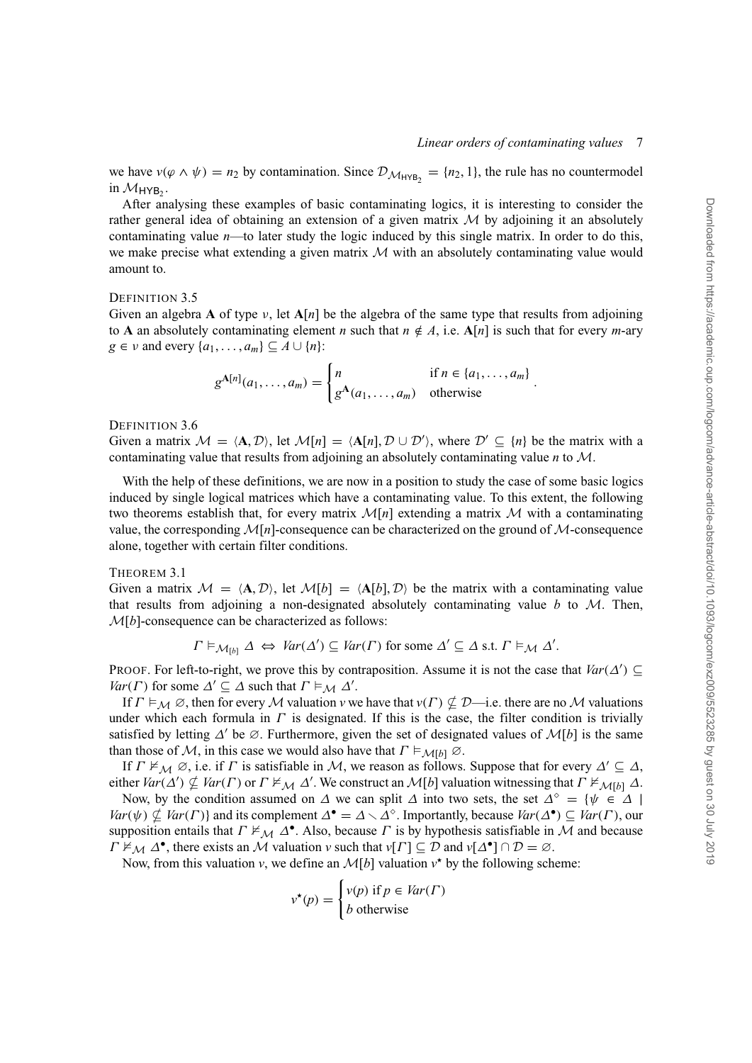we have $v(\varphi \wedge \psi) = n_2$ by contamination. Since $\mathcal{D}_{\mathcal{M}_{\mathsf{HYB}_2}} = \{n_2, 1\}$, the rule has no countermodel in $\mathcal{M}_{\mathsf{HYB}_2}$.

After analysing these examples of basic contaminating logics, it is interesting to consider the rather general idea of obtaining an extension of a given matrix $\mathcal{M}$ by adjoining it an absolutely contaminating value $n$—to later study the logic induced by this single matrix. In order to do this, we make precise what extending a given matrix $\mathcal{M}$ with an absolutely contaminating value would amount to.

DEFINITION 3.5

Given an algebra $\mathbf{A}$ of type $\nu$, let $\mathbf{A}[n]$ be the algebra of the same type that results from adjoining to $\mathbf{A}$ an absolutely contaminating element $n$ such that $n \notin A$, i.e. $\mathbf{A}[n]$ is such that for every $m$-ary $g \in \nu$ and every $\{a_1, \ldots, a_m\} \subseteq A \cup \{n\}$:

$$g^{\mathbf{A}[n]}(a_1, \ldots, a_m) = \begin{cases} n & \text{if } n \in \{a_1, \ldots, a_m\} \\ g^{\mathbf{A}}(a_1, \ldots, a_m) & \text{otherwise} \end{cases}.$$

DEFINITION 3.6

Given a matrix $\mathcal{M} = \langle \mathbf{A}, \mathcal{D} \rangle$, let $\mathcal{M}[n] = \langle \mathbf{A}[n], \mathcal{D} \cup \mathcal{D}' \rangle$, where $\mathcal{D}' \subseteq \{n\}$ be the matrix with a contaminating value that results from adjoining an absolutely contaminating value $n$ to $\mathcal{M}$.

With the help of these definitions, we are now in a position to study the case of some basic logics induced by single logical matrices which have a contaminating value. To this extent, the following two theorems establish that, for every matrix $\mathcal{M}[n]$ extending a matrix $\mathcal{M}$ with a contaminating value, the corresponding $\mathcal{M}[n]$-consequence can be characterized on the ground of $\mathcal{M}$-consequence alone, together with certain filter conditions.

THEOREM 3.1

Given a matrix $\mathcal{M} = \langle \mathbf{A}, \mathcal{D} \rangle$, let $\mathcal{M}[b] = \langle \mathbf{A}[b], \mathcal{D} \rangle$ be the matrix with a contaminating value that results from adjoining a non-designated absolutely contaminating value $b$ to $\mathcal{M}$. Then, $\mathcal{M}[b]$-consequence can be characterized as follows:

$$\Gamma \vDash_{\mathcal{M}_{[b]}} \Delta \iff Var(\Delta') \subseteq Var(\Gamma) \text{ for some } \Delta' \subseteq \Delta \text{ s.t. } \Gamma \vDash_{\mathcal{M}} \Delta'.$$

PROOF. For left-to-right, we prove this by contraposition. Assume it is not the case that $Var(\Delta') \subseteq Var(\Gamma)$ for some $\Delta' \subseteq \Delta$ such that $\Gamma \vDash_{\mathcal{M}} \Delta'$.

If $\Gamma \vDash_{\mathcal{M}} \varnothing$, then for every $\mathcal{M}$ valuation $v$ we have that $v(\Gamma) \nsubseteq \mathcal{D}$—i.e. there are no $\mathcal{M}$ valuations under which each formula in $\Gamma$ is designated. If this is the case, the filter condition is trivially satisfied by letting $\Delta'$ be $\varnothing$. Furthermore, given the set of designated values of $\mathcal{M}[b]$ is the same than those of $\mathcal{M}$, in this case we would also have that $\Gamma \vDash_{\mathcal{M}[b]} \varnothing$.

If $\Gamma \nvDash_{\mathcal{M}} \varnothing$, i.e. if $\Gamma$ is satisfiable in $\mathcal{M}$, we reason as follows. Suppose that for every $\Delta' \subseteq \Delta$, either $Var(\Delta') \nsubseteq Var(\Gamma)$ or $\Gamma \nvDash_{\mathcal{M}} \Delta'$. We construct an $\mathcal{M}[b]$ valuation witnessing that $\Gamma \nvDash_{\mathcal{M}[b]} \Delta$.

Now, by the condition assumed on $\Delta$ we can split $\Delta$ into two sets, the set $\Delta^{\diamond} = \{\psi \in \Delta \mid Var(\psi) \nsubseteq Var(\Gamma)\}$ and its complement $\Delta^{\bullet} = \Delta \smallsetminus \Delta^{\diamond}$. Importantly, because $Var(\Delta^{\bullet}) \subseteq Var(\Gamma)$, our supposition entails that $\Gamma \nvDash_{\mathcal{M}} \Delta^{\bullet}$. Also, because $\Gamma$ is by hypothesis satisfiable in $\mathcal{M}$ and because $\Gamma \nvDash_{\mathcal{M}} \Delta^{\bullet}$, there exists an $\mathcal{M}$ valuation $v$ such that $v[\Gamma] \subseteq \mathcal{D}$ and $v[\Delta^{\bullet}] \cap \mathcal{D} = \varnothing$.

Now, from this valuation $v$, we define an $\mathcal{M}[b]$ valuation $v^{\star}$ by the following scheme:

$$v^{\star}(p) = \begin{cases} v(p) \text{ if } p \in Var(\Gamma) \\ b \text{ otherwise} \end{cases}$$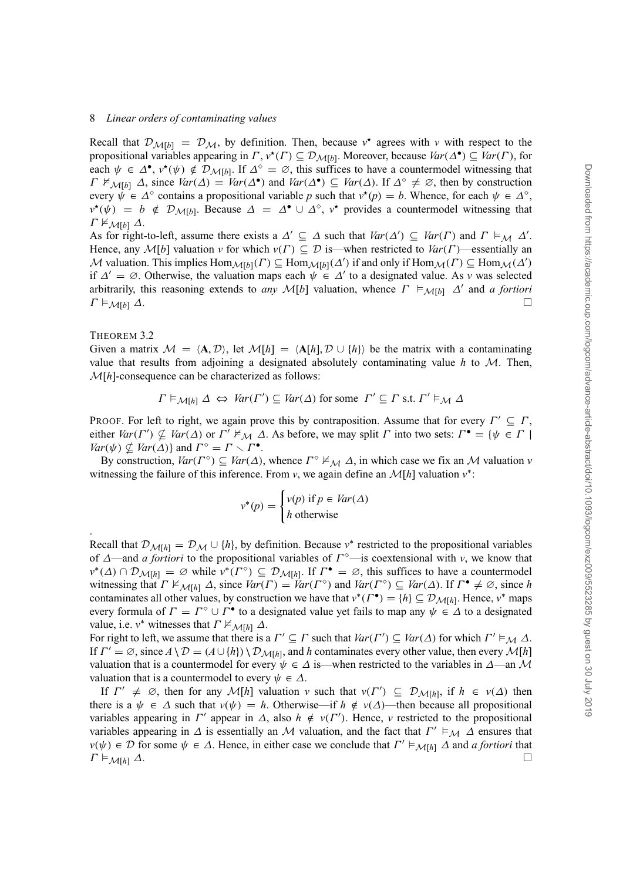Recall that $\mathcal{D}_{\mathcal{M}[b]} = \mathcal{D}_{\mathcal{M}}$, by definition. Then, because $v^\star$ agrees with $v$ with respect to the propositional variables appearing in $\Gamma$, $v^\star(\Gamma) \subseteq \mathcal{D}_{\mathcal{M}[b]}$. Moreover, because $Var(\Delta^\bullet) \subseteq Var(\Gamma)$, for each $\psi \in \Delta^\bullet$, $v^\star(\psi) \notin \mathcal{D}_{\mathcal{M}[b]}$. If $\Delta^\circ = \varnothing$, this suffices to have a countermodel witnessing that $\Gamma \nvDash_{\mathcal{M}[b]} \Delta$, since $Var(\Delta) = Var(\Delta^\bullet)$ and $Var(\Delta^\bullet) \subseteq Var(\Delta)$. If $\Delta^\circ \neq \varnothing$, then by construction every $\psi \in \Delta^\circ$ contains a propositional variable $p$ such that $v^\star(p) = b$. Whence, for each $\psi \in \Delta^\circ$, $v^\star(\psi) = b \notin \mathcal{D}_{\mathcal{M}[b]}$. Because $\Delta = \Delta^\bullet \cup \Delta^\circ$, $v^\star$ provides a countermodel witnessing that $\Gamma \nvDash_{\mathcal{M}[b]} \Delta$.

As for right-to-left, assume there exists a $\Delta' \subseteq \Delta$ such that $Var(\Delta') \subseteq Var(\Gamma)$ and $\Gamma \vDash_{\mathcal{M}} \Delta'$. Hence, any $\mathcal{M}[b]$ valuation $v$ for which $v(\Gamma) \subseteq \mathcal{D}$ is—when restricted to $Var(\Gamma)$—essentially an $\mathcal{M}$ valuation. This implies $\mathrm{Hom}_{\mathcal{M}[b]}(\Gamma) \subseteq \mathrm{Hom}_{\mathcal{M}[b]}(\Delta')$ if and only if $\mathrm{Hom}_{\mathcal{M}}(\Gamma) \subseteq \mathrm{Hom}_{\mathcal{M}}(\Delta')$ if $\Delta' = \varnothing$. Otherwise, the valuation maps each $\psi \in \Delta'$ to a designated value. As $v$ was selected arbitrarily, this reasoning extends to *any* $\mathcal{M}[b]$ valuation, whence $\Gamma \vDash_{\mathcal{M}[b]} \Delta'$ and *a fortiori* $\Gamma \vDash_{\mathcal{M}[b]} \Delta$. □

THEOREM 3.2

Given a matrix $\mathcal{M} = \langle \mathbf{A}, \mathcal{D} \rangle$, let $\mathcal{M}[h] = \langle \mathbf{A}[h], \mathcal{D} \cup \{h\} \rangle$ be the matrix with a contaminating value that results from adjoining a designated absolutely contaminating value $h$ to $\mathcal{M}$. Then, $\mathcal{M}[h]$-consequence can be characterized as follows:

$$\Gamma \vDash_{\mathcal{M}[h]} \Delta \ \Leftrightarrow\ Var(\Gamma') \subseteq Var(\Delta) \text{ for some } \ \Gamma' \subseteq \Gamma \text{ s.t. } \Gamma' \vDash_{\mathcal{M}} \Delta$$

PROOF. For left to right, we again prove this by contraposition. Assume that for every $\Gamma' \subseteq \Gamma$, either $Var(\Gamma') \nsubseteq Var(\Delta)$ or $\Gamma' \nvDash_{\mathcal{M}} \Delta$. As before, we may split $\Gamma$ into two sets: $\Gamma^\bullet = \{\psi \in \Gamma \mid Var(\psi) \nsubseteq Var(\Delta)\}$ and $\Gamma^\circ = \Gamma \smallsetminus \Gamma^\bullet$.

By construction, $Var(\Gamma^\circ) \subseteq Var(\Delta)$, whence $\Gamma^\circ \nvDash_{\mathcal{M}} \Delta$, in which case we fix an $\mathcal{M}$ valuation $v$ witnessing the failure of this inference. From $v$, we again define an $\mathcal{M}[h]$ valuation $v^*$:

$$v^*(p) = \begin{cases} v(p) \text{ if } p \in Var(\Delta) \\ h \text{ otherwise} \end{cases}$$

.

Recall that $\mathcal{D}_{\mathcal{M}[h]} = \mathcal{D}_{\mathcal{M}} \cup \{h\}$, by definition. Because $v^*$ restricted to the propositional variables of $\Delta$—and *a fortiori* to the propositional variables of $\Gamma^\circ$—is coextensional with $v$, we know that $v^*(\Delta) \cap \mathcal{D}_{\mathcal{M}[h]} = \varnothing$ while $v^*(\Gamma^\circ) \subseteq \mathcal{D}_{\mathcal{M}[h]}$. If $\Gamma^\bullet = \varnothing$, this suffices to have a countermodel witnessing that $\Gamma \nvDash_{\mathcal{M}[h]} \Delta$, since $Var(\Gamma) = Var(\Gamma^\circ)$ and $Var(\Gamma^\circ) \subseteq Var(\Delta)$. If $\Gamma^\bullet \neq \varnothing$, since $h$ contaminates all other values, by construction we have that $v^*(\Gamma^\bullet) = \{h\} \subseteq \mathcal{D}_{\mathcal{M}[h]}$. Hence, $v^*$ maps every formula of $\Gamma = \Gamma^\circ \cup \Gamma^\bullet$ to a designated value yet fails to map any $\psi \in \Delta$ to a designated value, i.e. $v^*$ witnesses that $\Gamma \nvDash_{\mathcal{M}[h]} \Delta$.

For right to left, we assume that there is a $\Gamma' \subseteq \Gamma$ such that $Var(\Gamma') \subseteq Var(\Delta)$ for which $\Gamma' \vDash_{\mathcal{M}} \Delta$. If $\Gamma' = \varnothing$, since $A \setminus \mathcal{D} = (A \cup \{h\}) \setminus \mathcal{D}_{\mathcal{M}[h]}$, and $h$ contaminates every other value, then every $\mathcal{M}[h]$ valuation that is a countermodel for every $\psi \in \Delta$ is—when restricted to the variables in $\Delta$—an $\mathcal{M}$ valuation that is a countermodel to every $\psi \in \Delta$.

If $\Gamma' \neq \varnothing$, then for any $\mathcal{M}[h]$ valuation $v$ such that $v(\Gamma') \subseteq \mathcal{D}_{\mathcal{M}[h]}$, if $h \in v(\Delta)$ then there is a $\psi \in \Delta$ such that $v(\psi) = h$. Otherwise—if $h \notin v(\Delta)$—then because all propositional variables appearing in $\Gamma'$ appear in $\Delta$, also $h \notin v(\Gamma')$. Hence, $v$ restricted to the propositional variables appearing in $\Delta$ is essentially an $\mathcal{M}$ valuation, and the fact that $\Gamma' \vDash_{\mathcal{M}} \Delta$ ensures that $v(\psi) \in \mathcal{D}$ for some $\psi \in \Delta$. Hence, in either case we conclude that $\Gamma' \vDash_{\mathcal{M}[h]} \Delta$ and *a fortiori* that $\Gamma \vDash_{\mathcal{M}[h]} \Delta$. □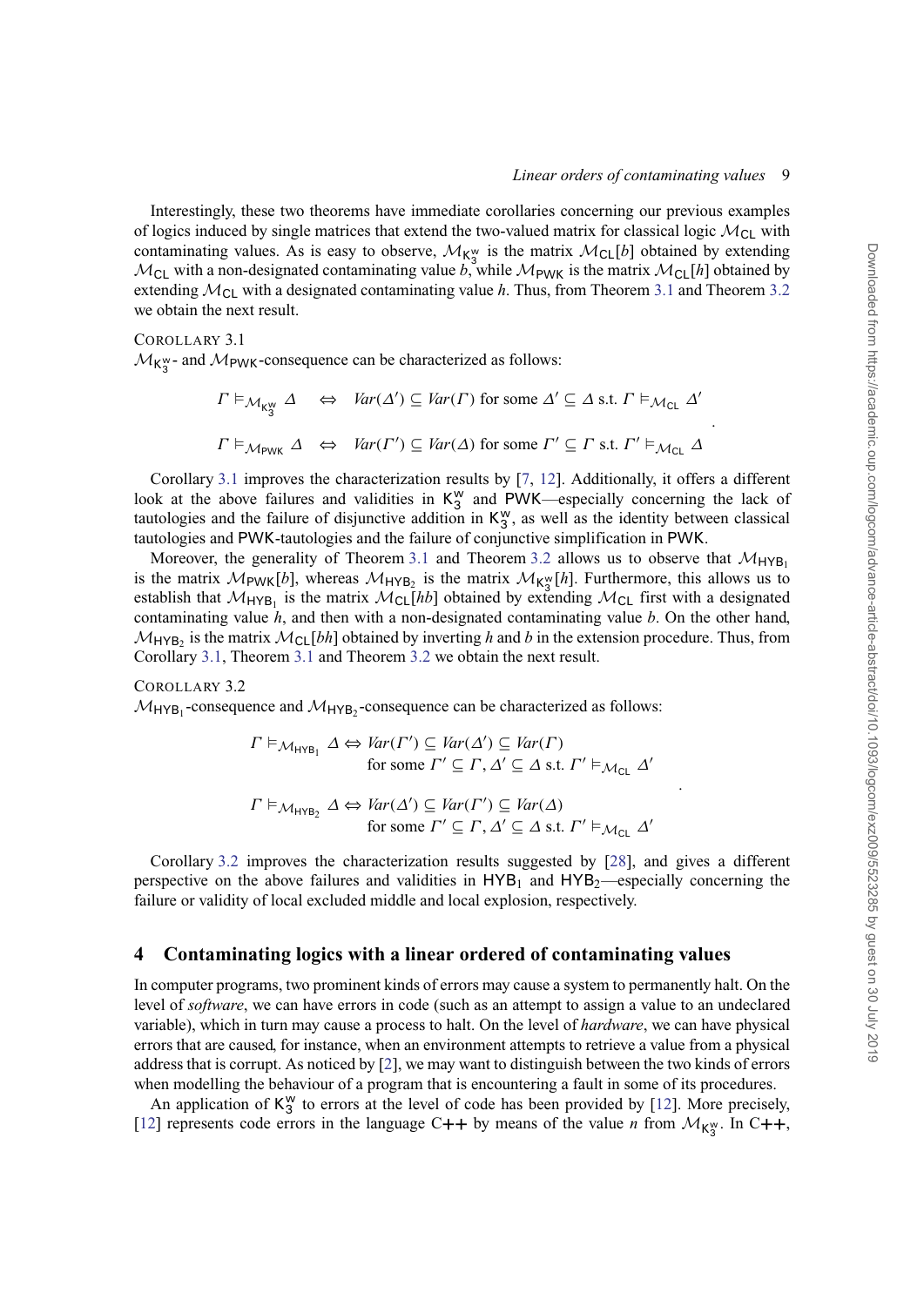Interestingly, these two theorems have immediate corollaries concerning our previous examples of logics induced by single matrices that extend the two-valued matrix for classical logic $\mathcal{M}_{\mathsf{CL}}$ with contaminating values. As is easy to observe, $\mathcal{M}_{\mathsf{K}_3^w}$ is the matrix $\mathcal{M}_{\mathsf{CL}}[b]$ obtained by extending $\mathcal{M}_{\mathsf{CL}}$ with a non-designated contaminating value $b$, while $\mathcal{M}_{\mathsf{PWK}}$ is the matrix $\mathcal{M}_{\mathsf{CL}}[h]$ obtained by extending $\mathcal{M}_{\mathsf{CL}}$ with a designated contaminating value $h$. Thus, from Theorem 3.1 and Theorem 3.2 we obtain the next result.

COROLLARY 3.1

$\mathcal{M}_{\mathsf{K}_3^w}$- and $\mathcal{M}_{\mathsf{PWK}}$-consequence can be characterized as follows:

$$
\begin{aligned}
\Gamma \vDash_{\mathcal{M}_{\mathsf{K}_3^w}} \Delta \quad &\Leftrightarrow \quad \mathit{Var}(\Delta') \subseteq \mathit{Var}(\Gamma) \text{ for some } \Delta' \subseteq \Delta \text{ s.t. } \Gamma \vDash_{\mathcal{M}_{\mathsf{CL}}} \Delta' \\
\Gamma \vDash_{\mathcal{M}_{\mathsf{PWK}}} \Delta \quad &\Leftrightarrow \quad \mathit{Var}(\Gamma') \subseteq \mathit{Var}(\Delta) \text{ for some } \Gamma' \subseteq \Gamma \text{ s.t. } \Gamma' \vDash_{\mathcal{M}_{\mathsf{CL}}} \Delta
\end{aligned}
.
$$

Corollary 3.1 improves the characterization results by [7, 12]. Additionally, it offers a different look at the above failures and validities in $\mathsf{K}_3^w$ and $\mathsf{PWK}$—especially concerning the lack of tautologies and the failure of disjunctive addition in $\mathsf{K}_3^w$, as well as the identity between classical tautologies and $\mathsf{PWK}$-tautologies and the failure of conjunctive simplification in $\mathsf{PWK}$.

Moreover, the generality of Theorem 3.1 and Theorem 3.2 allows us to observe that $\mathcal{M}_{\mathsf{HYB}_1}$ is the matrix $\mathcal{M}_{\mathsf{PWK}}[b]$, whereas $\mathcal{M}_{\mathsf{HYB}_2}$ is the matrix $\mathcal{M}_{\mathsf{K}_3^w}[h]$. Furthermore, this allows us to establish that $\mathcal{M}_{\mathsf{HYB}_1}$ is the matrix $\mathcal{M}_{\mathsf{CL}}[hb]$ obtained by extending $\mathcal{M}_{\mathsf{CL}}$ first with a designated contaminating value $h$, and then with a non-designated contaminating value $b$. On the other hand, $\mathcal{M}_{\mathsf{HYB}_2}$ is the matrix $\mathcal{M}_{\mathsf{CL}}[bh]$ obtained by inverting $h$ and $b$ in the extension procedure. Thus, from Corollary 3.1, Theorem 3.1 and Theorem 3.2 we obtain the next result.

COROLLARY 3.2

$\mathcal{M}_{\mathsf{HYB}_1}$-consequence and $\mathcal{M}_{\mathsf{HYB}_2}$-consequence can be characterized as follows:

$$
\begin{aligned}
\Gamma \vDash_{\mathcal{M}_{\mathsf{HYB}_1}} \Delta \Leftrightarrow\ &\mathit{Var}(\Gamma') \subseteq \mathit{Var}(\Delta') \subseteq \mathit{Var}(\Gamma) \\
&\text{for some } \Gamma' \subseteq \Gamma, \Delta' \subseteq \Delta \text{ s.t. } \Gamma' \vDash_{\mathcal{M}_{\mathsf{CL}}} \Delta' \\
\Gamma \vDash_{\mathcal{M}_{\mathsf{HYB}_2}} \Delta \Leftrightarrow\ &\mathit{Var}(\Delta') \subseteq \mathit{Var}(\Gamma') \subseteq \mathit{Var}(\Delta) \\
&\text{for some } \Gamma' \subseteq \Gamma, \Delta' \subseteq \Delta \text{ s.t. } \Gamma' \vDash_{\mathcal{M}_{\mathsf{CL}}} \Delta'
\end{aligned}
.
$$

Corollary 3.2 improves the characterization results suggested by [28], and gives a different perspective on the above failures and validities in $\mathsf{HYB}_1$ and $\mathsf{HYB}_2$—especially concerning the failure or validity of local excluded middle and local explosion, respectively.

## 4 Contaminating logics with a linear ordered of contaminating values

In computer programs, two prominent kinds of errors may cause a system to permanently halt. On the level of *software*, we can have errors in code (such as an attempt to assign a value to an undeclared variable), which in turn may cause a process to halt. On the level of *hardware*, we can have physical errors that are caused, for instance, when an environment attempts to retrieve a value from a physical address that is corrupt. As noticed by [2], we may want to distinguish between the two kinds of errors when modelling the behaviour of a program that is encountering a fault in some of its procedures.

An application of $\mathsf{K}_3^w$ to errors at the level of code has been provided by [12]. More precisely, [12] represents code errors in the language C++ by means of the value $n$ from $\mathcal{M}_{\mathsf{K}_3^w}$. In C++,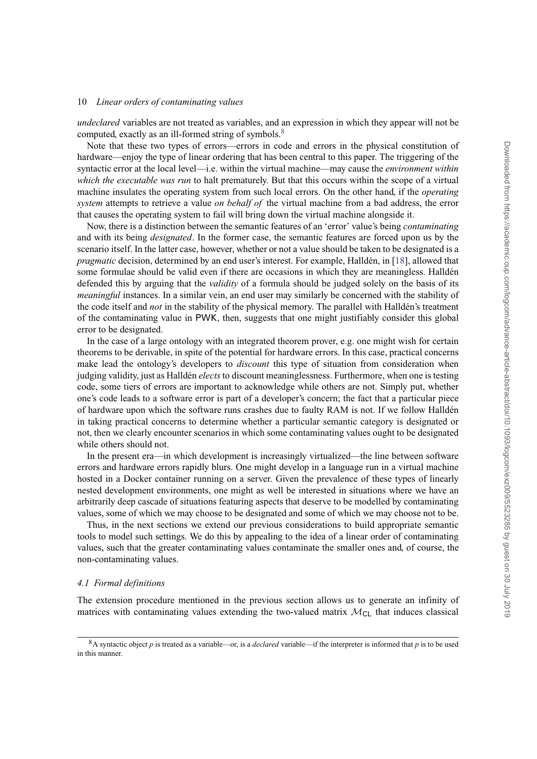*undeclared* variables are not treated as variables, and an expression in which they appear will not be computed, exactly as an ill-formed string of symbols.[8]

Note that these two types of errors—errors in code and errors in the physical constitution of hardware—enjoy the type of linear ordering that has been central to this paper. The triggering of the syntactic error at the local level—i.e. within the virtual machine—may cause the *environment within which the executable was run* to halt prematurely. But that this occurs within the scope of a virtual machine insulates the operating system from such local errors. On the other hand, if the *operating system* attempts to retrieve a value *on behalf of* the virtual machine from a bad address, the error that causes the operating system to fail will bring down the virtual machine alongside it.

Now, there is a distinction between the semantic features of an 'error' value's being *contaminating* and with its being *designated*. In the former case, the semantic features are forced upon us by the scenario itself. In the latter case, however, whether or not a value should be taken to be designated is a *pragmatic* decision, determined by an end user's interest. For example, Halldén, in [18], allowed that some formulae should be valid even if there are occasions in which they are meaningless. Halldén defended this by arguing that the *validity* of a formula should be judged solely on the basis of its *meaningful* instances. In a similar vein, an end user may similarly be concerned with the stability of the code itself and *not* in the stability of the physical memory. The parallel with Halldén's treatment of the contaminating value in PWK, then, suggests that one might justifiably consider this global error to be designated.

In the case of a large ontology with an integrated theorem prover, e.g. one might wish for certain theorems to be derivable, in spite of the potential for hardware errors. In this case, practical concerns make lead the ontology's developers to *discount* this type of situation from consideration when judging validity, just as Halldén *elects* to discount meaninglessness. Furthermore, when one is testing code, some tiers of errors are important to acknowledge while others are not. Simply put, whether one's code leads to a software error is part of a developer's concern; the fact that a particular piece of hardware upon which the software runs crashes due to faulty RAM is not. If we follow Halldén in taking practical concerns to determine whether a particular semantic category is designated or not, then we clearly encounter scenarios in which some contaminating values ought to be designated while others should not.

In the present era—in which development is increasingly virtualized—the line between software errors and hardware errors rapidly blurs. One might develop in a language run in a virtual machine hosted in a Docker container running on a server. Given the prevalence of these types of linearly nested development environments, one might as well be interested in situations where we have an arbitrarily deep cascade of situations featuring aspects that deserve to be modelled by contaminating values, some of which we may choose to be designated and some of which we may choose not to be.

Thus, in the next sections we extend our previous considerations to build appropriate semantic tools to model such settings. We do this by appealing to the idea of a linear order of contaminating values, such that the greater contaminating values contaminate the smaller ones and, of course, the non-contaminating values.

### *4.1 Formal definitions*

The extension procedure mentioned in the previous section allows us to generate an infinity of matrices with contaminating values extending the two-valued matrix $\mathcal{M}_{\mathsf{CL}}$ that induces classical

---

[8] A syntactic object *p* is treated as a variable—or, is a *declared* variable—if the interpreter is informed that *p* is to be used in this manner.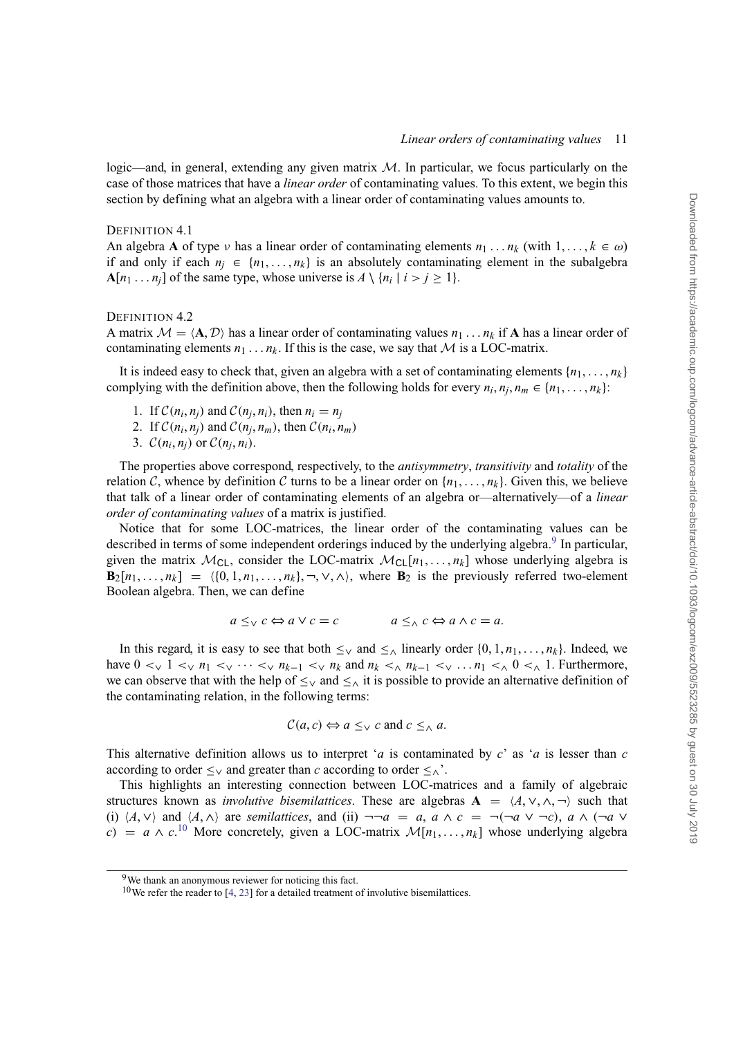logic—and, in general, extending any given matrix $\mathcal{M}$. In particular, we focus particularly on the case of those matrices that have a *linear order* of contaminating values. To this extent, we begin this section by defining what an algebra with a linear order of contaminating values amounts to.

DEFINITION 4.1

An algebra $\mathbf{A}$ of type $\nu$ has a linear order of contaminating elements $n_1 \dots n_k$ (with $1, \dots, k \in \omega$) if and only if each $n_j \in \{n_1, \dots, n_k\}$ is an absolutely contaminating element in the subalgebra $\mathbf{A}[n_1 \dots n_j]$ of the same type, whose universe is $A \setminus \{n_i \mid i > j \geq 1\}$.

DEFINITION 4.2

A matrix $\mathcal{M} = \langle \mathbf{A}, \mathcal{D} \rangle$ has a linear order of contaminating values $n_1 \dots n_k$ if $\mathbf{A}$ has a linear order of contaminating elements $n_1 \dots n_k$. If this is the case, we say that $\mathcal{M}$ is a LOC-matrix.

It is indeed easy to check that, given an algebra with a set of contaminating elements $\{n_1, \dots, n_k\}$ complying with the definition above, then the following holds for every $n_i, n_j, n_m \in \{n_1, \dots, n_k\}$:

1. If $\mathcal{C}(n_i, n_j)$ and $\mathcal{C}(n_j, n_i)$, then $n_i = n_j$
2. If $\mathcal{C}(n_i, n_j)$ and $\mathcal{C}(n_j, n_m)$, then $\mathcal{C}(n_i, n_m)$
3. $\mathcal{C}(n_i, n_j)$ or $\mathcal{C}(n_j, n_i)$.

The properties above correspond, respectively, to the *antisymmetry*, *transitivity* and *totality* of the relation $\mathcal{C}$, whence by definition $\mathcal{C}$ turns to be a linear order on $\{n_1, \dots, n_k\}$. Given this, we believe that talk of a linear order of contaminating elements of an algebra or—alternatively—of a *linear order of contaminating values* of a matrix is justified.

Notice that for some LOC-matrices, the linear order of the contaminating values can be described in terms of some independent orderings induced by the underlying algebra.[9] In particular, given the matrix $\mathcal{M}_{\mathsf{CL}}$, consider the LOC-matrix $\mathcal{M}_{\mathsf{CL}}[n_1, \dots, n_k]$ whose underlying algebra is $\mathbf{B}_2[n_1, \dots, n_k] = \langle \{0, 1, n_1, \dots, n_k\}, \neg, \vee, \wedge \rangle$, where $\mathbf{B}_2$ is the previously referred two-element Boolean algebra. Then, we can define

$$a \leq_{\vee} c \Leftrightarrow a \vee c = c \qquad\qquad a \leq_{\wedge} c \Leftrightarrow a \wedge c = a.$$

In this regard, it is easy to see that both $\leq_{\vee}$ and $\leq_{\wedge}$ linearly order $\{0, 1, n_1, \dots, n_k\}$. Indeed, we have $0 <_{\vee} 1 <_{\vee} n_1 <_{\vee} \dots <_{\vee} n_{k-1} <_{\vee} n_k$ and $n_k <_{\wedge} n_{k-1} <_{\vee} \dots n_1 <_{\wedge} 0 <_{\wedge} 1$. Furthermore, we can observe that with the help of $\leq_{\vee}$ and $\leq_{\wedge}$ it is possible to provide an alternative definition of the contaminating relation, in the following terms:

$$\mathcal{C}(a, c) \Leftrightarrow a \leq_{\vee} c \text{ and } c \leq_{\wedge} a.$$

This alternative definition allows us to interpret '$a$ is contaminated by $c$' as '$a$ is lesser than $c$ according to order $\leq_{\vee}$ and greater than $c$ according to order $\leq_{\wedge}$'.

This highlights an interesting connection between LOC-matrices and a family of algebraic structures known as *involutive bisemilattices*. These are algebras $\mathbf{A} = \langle A, \vee, \wedge, \neg \rangle$ such that (i) $\langle A, \vee \rangle$ and $\langle A, \wedge \rangle$ are *semilattices*, and (ii) $\neg\neg a = a$, $a \wedge c = \neg(\neg a \vee \neg c)$, $a \wedge (\neg a \vee c) = a \wedge c$.[10] More concretely, given a LOC-matrix $\mathcal{M}[n_1, \dots, n_k]$ whose underlying algebra

[9] We thank an anonymous reviewer for noticing this fact.

[10] We refer the reader to [4, 23] for a detailed treatment of involutive bisemilattices.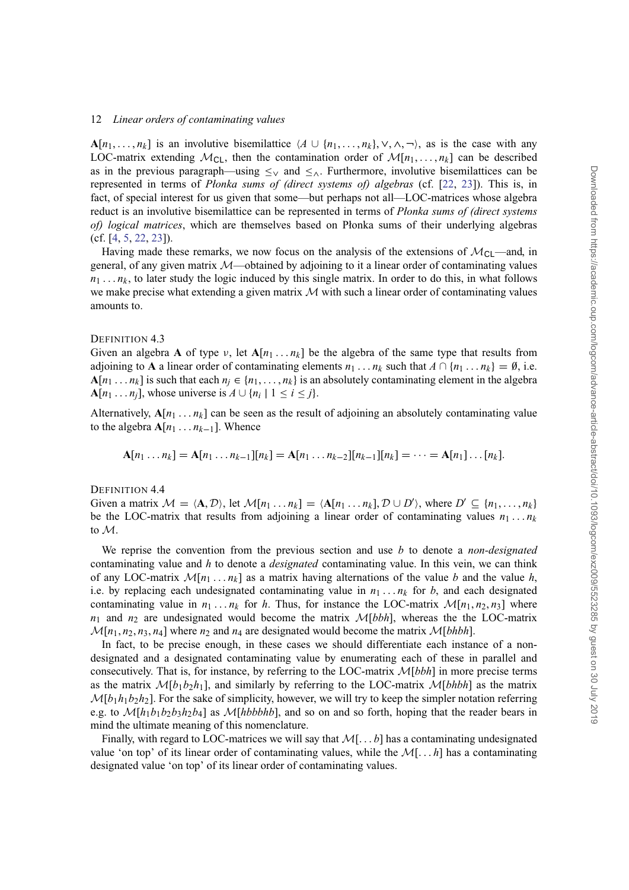$\mathbf{A}[n_1, \ldots, n_k]$ is an involutive bisemilattice $\langle A \cup \{n_1, \ldots, n_k\}, \vee, \wedge, \neg\rangle$, as is the case with any LOC-matrix extending $\mathcal{M}_{\mathsf{CL}}$, then the contamination order of $\mathcal{M}[n_1, \ldots, n_k]$ can be described as in the previous paragraph—using $\leq_\vee$ and $\leq_\wedge$. Furthermore, involutive bisemilattices can be represented in terms of *Płonka sums of (direct systems of) algebras* (cf. [22, 23]). This is, in fact, of special interest for us given that some—but perhaps not all—LOC-matrices whose algebra reduct is an involutive bisemilattice can be represented in terms of *Płonka sums of (direct systems of) logical matrices*, which are themselves based on Płonka sums of their underlying algebras (cf. [4, 5, 22, 23]).

Having made these remarks, we now focus on the analysis of the extensions of $\mathcal{M}_{\mathsf{CL}}$—and, in general, of any given matrix $\mathcal{M}$—obtained by adjoining to it a linear order of contaminating values $n_1 \ldots n_k$, to later study the logic induced by this single matrix. In order to do this, in what follows we make precise what extending a given matrix $\mathcal{M}$ with such a linear order of contaminating values amounts to.

DEFINITION 4.3

Given an algebra $\mathbf{A}$ of type $\nu$, let $\mathbf{A}[n_1 \ldots n_k]$ be the algebra of the same type that results from adjoining to $\mathbf{A}$ a linear order of contaminating elements $n_1 \ldots n_k$ such that $A \cap \{n_1 \ldots n_k\} = \emptyset$, i.e. $\mathbf{A}[n_1 \ldots n_k]$ is such that each $n_j \in \{n_1, \ldots, n_k\}$ is an absolutely contaminating element in the algebra $\mathbf{A}[n_1 \ldots n_j]$, whose universe is $A \cup \{n_i \mid 1 \leq i \leq j\}$.

Alternatively, $\mathbf{A}[n_1 \ldots n_k]$ can be seen as the result of adjoining an absolutely contaminating value to the algebra $\mathbf{A}[n_1 \ldots n_{k-1}]$. Whence

$$\mathbf{A}[n_1 \ldots n_k] = \mathbf{A}[n_1 \ldots n_{k-1}][n_k] = \mathbf{A}[n_1 \ldots n_{k-2}][n_{k-1}][n_k] = \cdots = \mathbf{A}[n_1] \ldots [n_k].$$

DEFINITION 4.4

Given a matrix $\mathcal{M} = \langle \mathbf{A}, \mathcal{D}\rangle$, let $\mathcal{M}[n_1 \ldots n_k] = \langle \mathbf{A}[n_1 \ldots n_k], \mathcal{D} \cup D'\rangle$, where $D' \subseteq \{n_1, \ldots, n_k\}$ be the LOC-matrix that results from adjoining a linear order of contaminating values $n_1 \ldots n_k$ to $\mathcal{M}$.

We reprise the convention from the previous section and use $b$ to denote a *non-designated* contaminating value and $h$ to denote a *designated* contaminating value. In this vein, we can think of any LOC-matrix $\mathcal{M}[n_1 \ldots n_k]$ as a matrix having alternations of the value $b$ and the value $h$, i.e. by replacing each undesignated contaminating value in $n_1 \ldots n_k$ for $b$, and each designated contaminating value in $n_1 \ldots n_k$ for $h$. Thus, for instance the LOC-matrix $\mathcal{M}[n_1, n_2, n_3]$ where $n_1$ and $n_2$ are undesignated would become the matrix $\mathcal{M}[bbh]$, whereas the the LOC-matrix $\mathcal{M}[n_1, n_2, n_3, n_4]$ where $n_2$ and $n_4$ are designated would become the matrix $\mathcal{M}[bhbh]$.

In fact, to be precise enough, in these cases we should differentiate each instance of a non-designated and a designated contaminating value by enumerating each of these in parallel and consecutively. That is, for instance, by referring to the LOC-matrix $\mathcal{M}[bbh]$ in more precise terms as the matrix $\mathcal{M}[b_1b_2h_1]$, and similarly by referring to the LOC-matrix $\mathcal{M}[bhbh]$ as the matrix $\mathcal{M}[b_1h_1b_2h_2]$. For the sake of simplicity, however, we will try to keep the simpler notation referring e.g. to $\mathcal{M}[h_1b_1b_2b_3h_2b_4]$ as $\mathcal{M}[hbbbhb]$, and so on and so forth, hoping that the reader bears in mind the ultimate meaning of this nomenclature.

Finally, with regard to LOC-matrices we will say that $\mathcal{M}[\ldots b]$ has a contaminating undesignated value 'on top' of its linear order of contaminating values, while the $\mathcal{M}[\ldots h]$ has a contaminating designated value 'on top' of its linear order of contaminating values.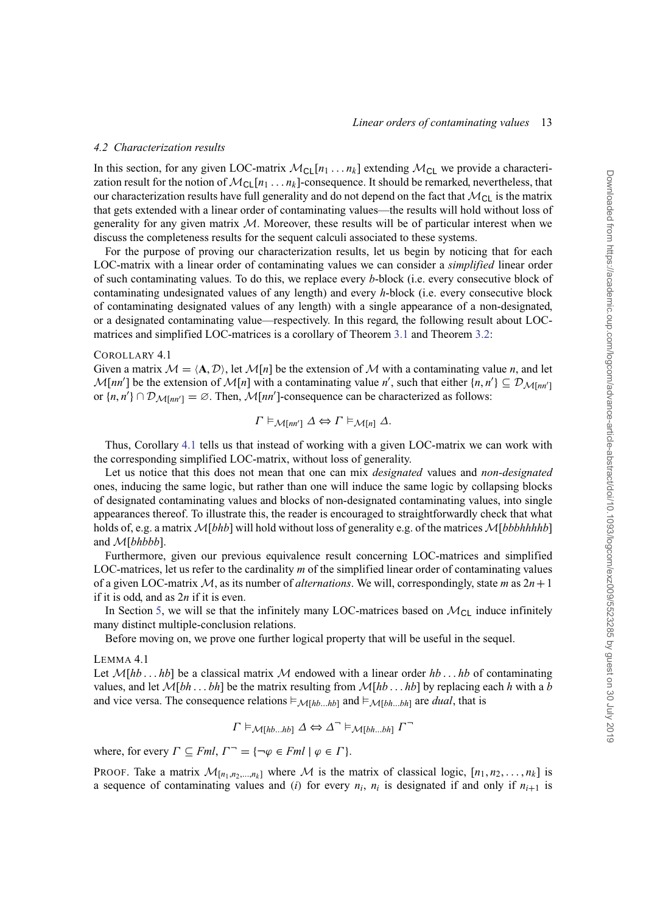### 4.2 Characterization results

In this section, for any given LOC-matrix $\mathcal{M}_{\mathsf{CL}}[n_1 \dots n_k]$ extending $\mathcal{M}_{\mathsf{CL}}$ we provide a characterization result for the notion of $\mathcal{M}_{\mathsf{CL}}[n_1 \dots n_k]$-consequence. It should be remarked, nevertheless, that our characterization results have full generality and do not depend on the fact that $\mathcal{M}_{\mathsf{CL}}$ is the matrix that gets extended with a linear order of contaminating values—the results will hold without loss of generality for any given matrix $\mathcal{M}$. Moreover, these results will be of particular interest when we discuss the completeness results for the sequent calculi associated to these systems.

For the purpose of proving our characterization results, let us begin by noticing that for each LOC-matrix with a linear order of contaminating values we can consider a *simplified* linear order of such contaminating values. To do this, we replace every $b$-block (i.e. every consecutive block of contaminating undesignated values of any length) and every $h$-block (i.e. every consecutive block of contaminating designated values of any length) with a single appearance of a non-designated, or a designated contaminating value—respectively. In this regard, the following result about LOC-matrices and simplified LOC-matrices is a corollary of Theorem 3.1 and Theorem 3.2:

COROLLARY 4.1

Given a matrix $\mathcal{M} = \langle \mathbf{A}, \mathcal{D} \rangle$, let $\mathcal{M}[n]$ be the extension of $\mathcal{M}$ with a contaminating value $n$, and let $\mathcal{M}[nn']$ be the extension of $\mathcal{M}[n]$ with a contaminating value $n'$, such that either $\{n, n'\} \subseteq \mathcal{D}_{\mathcal{M}[nn']}$ or $\{n, n'\} \cap \mathcal{D}_{\mathcal{M}[nn']} = \varnothing$. Then, $\mathcal{M}[nn']$-consequence can be characterized as follows:

$$\Gamma \vDash_{\mathcal{M}[nn']} \Delta \Leftrightarrow \Gamma \vDash_{\mathcal{M}[n]} \Delta.$$

Thus, Corollary 4.1 tells us that instead of working with a given LOC-matrix we can work with the corresponding simplified LOC-matrix, without loss of generality.

Let us notice that this does not mean that one can mix *designated* values and *non-designated* ones, inducing the same logic, but rather than one will induce the same logic by collapsing blocks of designated contaminating values and blocks of non-designated contaminating values, into single appearances thereof. To illustrate this, the reader is encouraged to straightforwardly check that what holds of, e.g. a matrix $\mathcal{M}[bhb]$ will hold without loss of generality e.g. of the matrices $\mathcal{M}[bbbhhhhb]$ and $\mathcal{M}[bhbbb]$.

Furthermore, given our previous equivalence result concerning LOC-matrices and simplified LOC-matrices, let us refer to the cardinality $m$ of the simplified linear order of contaminating values of a given LOC-matrix $\mathcal{M}$, as its number of *alternations*. We will, correspondingly, state $m$ as $2n+1$ if it is odd, and as $2n$ if it is even.

In Section 5, we will se that the infinitely many LOC-matrices based on $\mathcal{M}_{\mathsf{CL}}$ induce infinitely many distinct multiple-conclusion relations.

Before moving on, we prove one further logical property that will be useful in the sequel.

LEMMA 4.1

Let $\mathcal{M}[hb \dots hb]$ be a classical matrix $\mathcal{M}$ endowed with a linear order $hb \dots hb$ of contaminating values, and let $\mathcal{M}[bh \dots bh]$ be the matrix resulting from $\mathcal{M}[hb \dots hb]$ by replacing each $h$ with a $b$ and vice versa. The consequence relations $\vDash_{\mathcal{M}[hb \dots hb]}$ and $\vDash_{\mathcal{M}[bh \dots bh]}$ are *dual*, that is

$$\Gamma \vDash_{\mathcal{M}[hb \dots hb]} \Delta \Leftrightarrow \Delta^{\neg} \vDash_{\mathcal{M}[bh \dots bh]} \Gamma^{\neg}$$

where, for every $\Gamma \subseteq Fml$, $\Gamma^{\neg} = \{\neg\varphi \in Fml \mid \varphi \in \Gamma\}$.

PROOF. Take a matrix $\mathcal{M}_{[n_1, n_2, \dots, n_k]}$ where $\mathcal{M}$ is the matrix of classical logic, $[n_1, n_2, \dots, n_k]$ is a sequence of contaminating values and ($i$) for every $n_i$, $n_i$ is designated if and only if $n_{i+1}$ is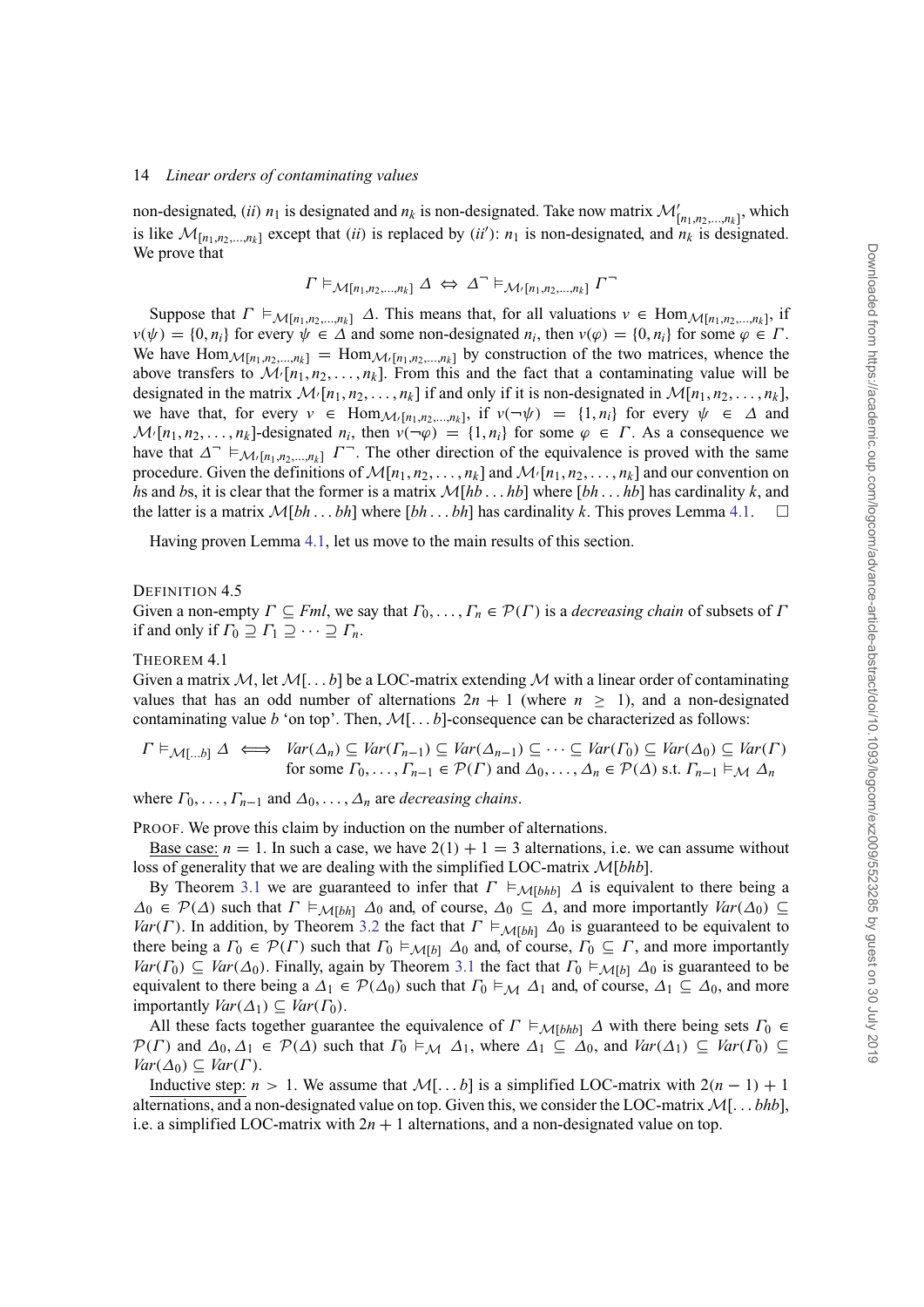non-designated, (*ii*) $n_1$ is designated and $n_k$ is non-designated. Take now matrix $\mathcal{M}'_{[n_1,n_2,\ldots,n_k]}$, which is like $\mathcal{M}_{[n_1,n_2,\ldots,n_k]}$ except that (*ii*) is replaced by (*ii*′): $n_1$ is non-designated, and $n_k$ is designated. We prove that

$$\Gamma \vDash_{\mathcal{M}[n_1,n_2,\ldots,n_k]} \Delta \iff \Delta^{\neg} \vDash_{\mathcal{M}'[n_1,n_2,\ldots,n_k]} \Gamma^{\neg}$$

Suppose that $\Gamma \vDash_{\mathcal{M}[n_1,n_2,\ldots,n_k]} \Delta$. This means that, for all valuations $v \in \mathrm{Hom}_{\mathcal{M}[n_1,n_2,\ldots,n_k]}$, if $v(\psi) = \{0, n_i\}$ for every $\psi \in \Delta$ and some non-designated $n_i$, then $v(\varphi) = \{0, n_i\}$ for some $\varphi \in \Gamma$. We have $\mathrm{Hom}_{\mathcal{M}[n_1,n_2,\ldots,n_k]} = \mathrm{Hom}_{\mathcal{M}'[n_1,n_2,\ldots,n_k]}$ by construction of the two matrices, whence the above transfers to $\mathcal{M}'[n_1, n_2, \ldots, n_k]$. From this and the fact that a contaminating value will be designated in the matrix $\mathcal{M}'[n_1, n_2, \ldots, n_k]$ if and only if it is non-designated in $\mathcal{M}[n_1, n_2, \ldots, n_k]$, we have that, for every $v \in \mathrm{Hom}_{\mathcal{M}'[n_1,n_2,\ldots,n_k]}$, if $v(\neg\psi) = \{1, n_i\}$ for every $\psi \in \Delta$ and $\mathcal{M}'[n_1, n_2, \ldots, n_k]$-designated $n_i$, then $v(\neg\varphi) = \{1, n_i\}$ for some $\varphi \in \Gamma$. As a consequence we have that $\Delta^{\neg} \vDash_{\mathcal{M}'[n_1,n_2,\ldots,n_k]} \Gamma^{\neg}$. The other direction of the equivalence is proved with the same procedure. Given the definitions of $\mathcal{M}[n_1, n_2, \ldots, n_k]$ and $\mathcal{M}'[n_1, n_2, \ldots, n_k]$ and our convention on $h$s and $b$s, it is clear that the former is a matrix $\mathcal{M}[hb \ldots hb]$ where $[hb \ldots hb]$ has cardinality $k$, and the latter is a matrix $\mathcal{M}[bh \ldots bh]$ where $[bh \ldots bh]$ has cardinality $k$. This proves Lemma 4.1. □

Having proven Lemma 4.1, let us move to the main results of this section.

DEFINITION 4.5

Given a non-empty $\Gamma \subseteq Fml$, we say that $\Gamma_0, \ldots, \Gamma_n \in \mathcal{P}(\Gamma)$ is a *decreasing chain* of subsets of $\Gamma$ if and only if $\Gamma_0 \supseteq \Gamma_1 \supseteq \cdots \supseteq \Gamma_n$.

THEOREM 4.1

Given a matrix $\mathcal{M}$, let $\mathcal{M}[\ldots b]$ be a LOC-matrix extending $\mathcal{M}$ with a linear order of contaminating values that has an odd number of alternations $2n + 1$ (where $n \geq 1$), and a non-designated contaminating value $b$ 'on top'. Then, $\mathcal{M}[\ldots b]$-consequence can be characterized as follows:

$$\Gamma \vDash_{\mathcal{M}[\ldots b]} \Delta \iff \begin{array}{l} Var(\Delta_n) \subseteq Var(\Gamma_{n-1}) \subseteq Var(\Delta_{n-1}) \subseteq \cdots \subseteq Var(\Gamma_0) \subseteq Var(\Delta_0) \subseteq Var(\Gamma) \\ \text{for some } \Gamma_0, \ldots, \Gamma_{n-1} \in \mathcal{P}(\Gamma) \text{ and } \Delta_0, \ldots, \Delta_n \in \mathcal{P}(\Delta) \text{ s.t. } \Gamma_{n-1} \vDash_{\mathcal{M}} \Delta_n \end{array}$$

where $\Gamma_0, \ldots, \Gamma_{n-1}$ and $\Delta_0, \ldots, \Delta_n$ are *decreasing chains*.

PROOF. We prove this claim by induction on the number of alternations.

Base case: $n = 1$. In such a case, we have $2(1) + 1 = 3$ alternations, i.e. we can assume without loss of generality that we are dealing with the simplified LOC-matrix $\mathcal{M}[bhb]$.

By Theorem 3.1 we are guaranteed to infer that $\Gamma \vDash_{\mathcal{M}[bhb]} \Delta$ is equivalent to there being a $\Delta_0 \in \mathcal{P}(\Delta)$ such that $\Gamma \vDash_{\mathcal{M}[bh]} \Delta_0$ and, of course, $\Delta_0 \subseteq \Delta$, and more importantly $Var(\Delta_0) \subseteq Var(\Gamma)$. In addition, by Theorem 3.2 the fact that $\Gamma \vDash_{\mathcal{M}[bh]} \Delta_0$ is guaranteed to be equivalent to there being a $\Gamma_0 \in \mathcal{P}(\Gamma)$ such that $\Gamma_0 \vDash_{\mathcal{M}[b]} \Delta_0$ and, of course, $\Gamma_0 \subseteq \Gamma$, and more importantly $Var(\Gamma_0) \subseteq Var(\Delta_0)$. Finally, again by Theorem 3.1 the fact that $\Gamma_0 \vDash_{\mathcal{M}[b]} \Delta_0$ is guaranteed to be equivalent to there being a $\Delta_1 \in \mathcal{P}(\Delta_0)$ such that $\Gamma_0 \vDash_{\mathcal{M}} \Delta_1$ and, of course, $\Delta_1 \subseteq \Delta_0$, and more importantly $Var(\Delta_1) \subseteq Var(\Gamma_0)$.

All these facts together guarantee the equivalence of $\Gamma \vDash_{\mathcal{M}[bhb]} \Delta$ with there being sets $\Gamma_0 \in \mathcal{P}(\Gamma)$ and $\Delta_0, \Delta_1 \in \mathcal{P}(\Delta)$ such that $\Gamma_0 \vDash_{\mathcal{M}} \Delta_1$, where $\Delta_1 \subseteq \Delta_0$, and $Var(\Delta_1) \subseteq Var(\Gamma_0) \subseteq Var(\Delta_0) \subseteq Var(\Gamma)$.

Inductive step: $n > 1$. We assume that $\mathcal{M}[\ldots b]$ is a simplified LOC-matrix with $2(n-1)+1$ alternations, and a non-designated value on top. Given this, we consider the LOC-matrix $\mathcal{M}[\ldots bhb]$, i.e. a simplified LOC-matrix with $2n + 1$ alternations, and a non-designated value on top.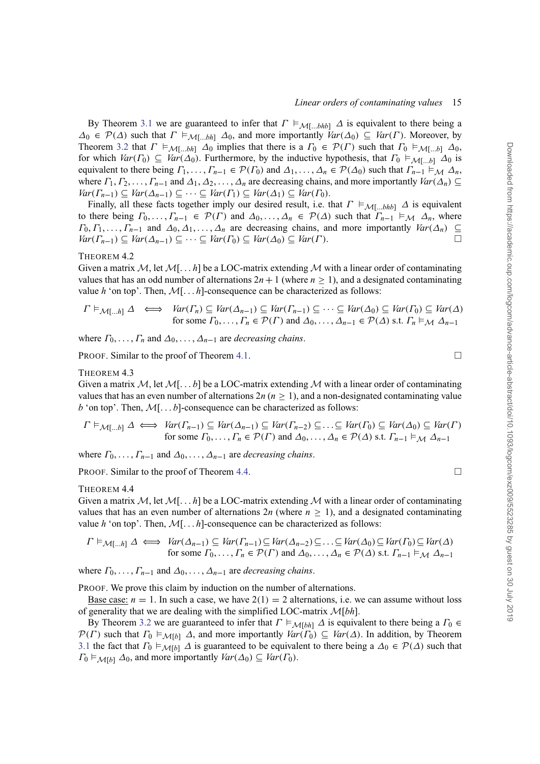By Theorem 3.1 we are guaranteed to infer that $\Gamma \vDash_{\mathcal{M}[\ldots bhb]} \Delta$ is equivalent to there being a $\Delta_0 \in \mathcal{P}(\Delta)$ such that $\Gamma \vDash_{\mathcal{M}[\ldots bh]} \Delta_0$, and more importantly $Var(\Delta_0) \subseteq Var(\Gamma)$. Moreover, by Theorem 3.2 that $\Gamma \vDash_{\mathcal{M}[\ldots bh]} \Delta_0$ implies that there is a $\Gamma_0 \in \mathcal{P}(\Gamma)$ such that $\Gamma_0 \vDash_{\mathcal{M}[\ldots b]} \Delta_0$, for which $Var(\Gamma_0) \subseteq Var(\Delta_0)$. Furthermore, by the inductive hypothesis, that $\Gamma_0 \vDash_{\mathcal{M}[\ldots b]} \Delta_0$ is equivalent to there being $\Gamma_1, \ldots, \Gamma_{n-1} \in \mathcal{P}(\Gamma_0)$ and $\Delta_1, \ldots, \Delta_n \in \mathcal{P}(\Delta_0)$ such that $\Gamma_{n-1} \vDash_{\mathcal{M}} \Delta_n$, where $\Gamma_1, \Gamma_2, \ldots, \Gamma_{n-1}$ and $\Delta_1, \Delta_2, \ldots, \Delta_n$ are decreasing chains, and more importantly $Var(\Delta_n) \subseteq Var(\Gamma_{n-1}) \subseteq Var(\Delta_{n-1}) \subseteq \cdots \subseteq Var(\Gamma_1) \subseteq Var(\Delta_1) \subseteq Var(\Gamma_0)$.

Finally, all these facts together imply our desired result, i.e. that $\Gamma \vDash_{\mathcal{M}[\ldots bhb]} \Delta$ is equivalent to there being $\Gamma_0, \ldots, \Gamma_{n-1} \in \mathcal{P}(\Gamma)$ and $\Delta_0, \ldots, \Delta_n \in \mathcal{P}(\Delta)$ such that $\Gamma_{n-1} \vDash_{\mathcal{M}} \Delta_n$, where $\Gamma_0, \Gamma_1, \ldots, \Gamma_{n-1}$ and $\Delta_0, \Delta_1, \ldots, \Delta_n$ are decreasing chains, and more importantly $Var(\Delta_n) \subseteq Var(\Gamma_{n-1}) \subseteq Var(\Delta_{n-1}) \subseteq \cdots \subseteq Var(\Gamma_0) \subseteq Var(\Delta_0) \subseteq Var(\Gamma)$. □

THEOREM 4.2

Given a matrix $\mathcal{M}$, let $\mathcal{M}[\ldots h]$ be a LOC-matrix extending $\mathcal{M}$ with a linear order of contaminating values that has an odd number of alternations $2n+1$ (where $n \geq 1$), and a designated contaminating value $h$ 'on top'. Then, $\mathcal{M}[\ldots h]$-consequence can be characterized as follows:

$$\Gamma \vDash_{\mathcal{M}[\ldots h]} \Delta \iff \begin{array}{l} Var(\Gamma_n) \subseteq Var(\Delta_{n-1}) \subseteq Var(\Gamma_{n-1}) \subseteq \cdots \subseteq Var(\Delta_0) \subseteq Var(\Gamma_0) \subseteq Var(\Delta) \\ \text{for some } \Gamma_0, \ldots, \Gamma_n \in \mathcal{P}(\Gamma) \text{ and } \Delta_0, \ldots, \Delta_{n-1} \in \mathcal{P}(\Delta) \text{ s.t. } \Gamma_n \vDash_{\mathcal{M}} \Delta_{n-1} \end{array}$$

where $\Gamma_0, \ldots, \Gamma_n$ and $\Delta_0, \ldots, \Delta_{n-1}$ are *decreasing chains*.

PROOF. Similar to the proof of Theorem 4.1. □

THEOREM 4.3

Given a matrix $\mathcal{M}$, let $\mathcal{M}[\ldots b]$ be a LOC-matrix extending $\mathcal{M}$ with a linear order of contaminating values that has an even number of alternations $2n$ ($n \geq 1$), and a non-designated contaminating value $b$ 'on top'. Then, $\mathcal{M}[\ldots b]$-consequence can be characterized as follows:

$$\Gamma \vDash_{\mathcal{M}[\ldots b]} \Delta \iff \begin{array}{l} Var(\Gamma_{n-1}) \subseteq Var(\Delta_{n-1}) \subseteq Var(\Gamma_{n-2}) \subseteq \ldots \subseteq Var(\Gamma_0) \subseteq Var(\Delta_0) \subseteq Var(\Gamma) \\ \text{for some } \Gamma_0, \ldots, \Gamma_n \in \mathcal{P}(\Gamma) \text{ and } \Delta_0, \ldots, \Delta_n \in \mathcal{P}(\Delta) \text{ s.t. } \Gamma_{n-1} \vDash_{\mathcal{M}} \Delta_{n-1} \end{array}$$

where $\Gamma_0, \ldots, \Gamma_{n-1}$ and $\Delta_0, \ldots, \Delta_{n-1}$ are *decreasing chains*.

PROOF. Similar to the proof of Theorem 4.4. □

THEOREM 4.4

Given a matrix $\mathcal{M}$, let $\mathcal{M}[\ldots h]$ be a LOC-matrix extending $\mathcal{M}$ with a linear order of contaminating values that has an even number of alternations $2n$ (where $n \geq 1$), and a designated contaminating value $h$ 'on top'. Then, $\mathcal{M}[\ldots h]$-consequence can be characterized as follows:

$$\Gamma \vDash_{\mathcal{M}[\ldots h]} \Delta \iff \begin{array}{l} Var(\Delta_{n-1}) \subseteq Var(\Gamma_{n-1}) \subseteq Var(\Delta_{n-2}) \subseteq \ldots \subseteq Var(\Delta_0) \subseteq Var(\Gamma_0) \subseteq Var(\Delta) \\ \text{for some } \Gamma_0, \ldots, \Gamma_n \in \mathcal{P}(\Gamma) \text{ and } \Delta_0, \ldots, \Delta_n \in \mathcal{P}(\Delta) \text{ s.t. } \Gamma_{n-1} \vDash_{\mathcal{M}} \Delta_{n-1} \end{array}$$

where $\Gamma_0, \ldots, \Gamma_{n-1}$ and $\Delta_0, \ldots, \Delta_{n-1}$ are *decreasing chains*.

PROOF. We prove this claim by induction on the number of alternations.

Base case: $n = 1$. In such a case, we have $2(1) = 2$ alternations, i.e. we can assume without loss of generality that we are dealing with the simplified LOC-matrix $\mathcal{M}[bh]$.

By Theorem 3.2 we are guaranteed to infer that $\Gamma \vDash_{\mathcal{M}[bh]} \Delta$ is equivalent to there being a $\Gamma_0 \in \mathcal{P}(\Gamma)$ such that $\Gamma_0 \vDash_{\mathcal{M}[b]} \Delta$, and more importantly $Var(\Gamma_0) \subseteq Var(\Delta)$. In addition, by Theorem 3.1 the fact that $\Gamma_0 \vDash_{\mathcal{M}[b]} \Delta$ is guaranteed to be equivalent to there being a $\Delta_0 \in \mathcal{P}(\Delta)$ such that $\Gamma_0 \vDash_{\mathcal{M}[b]} \Delta_0$, and more importantly $Var(\Delta_0) \subseteq Var(\Gamma_0)$.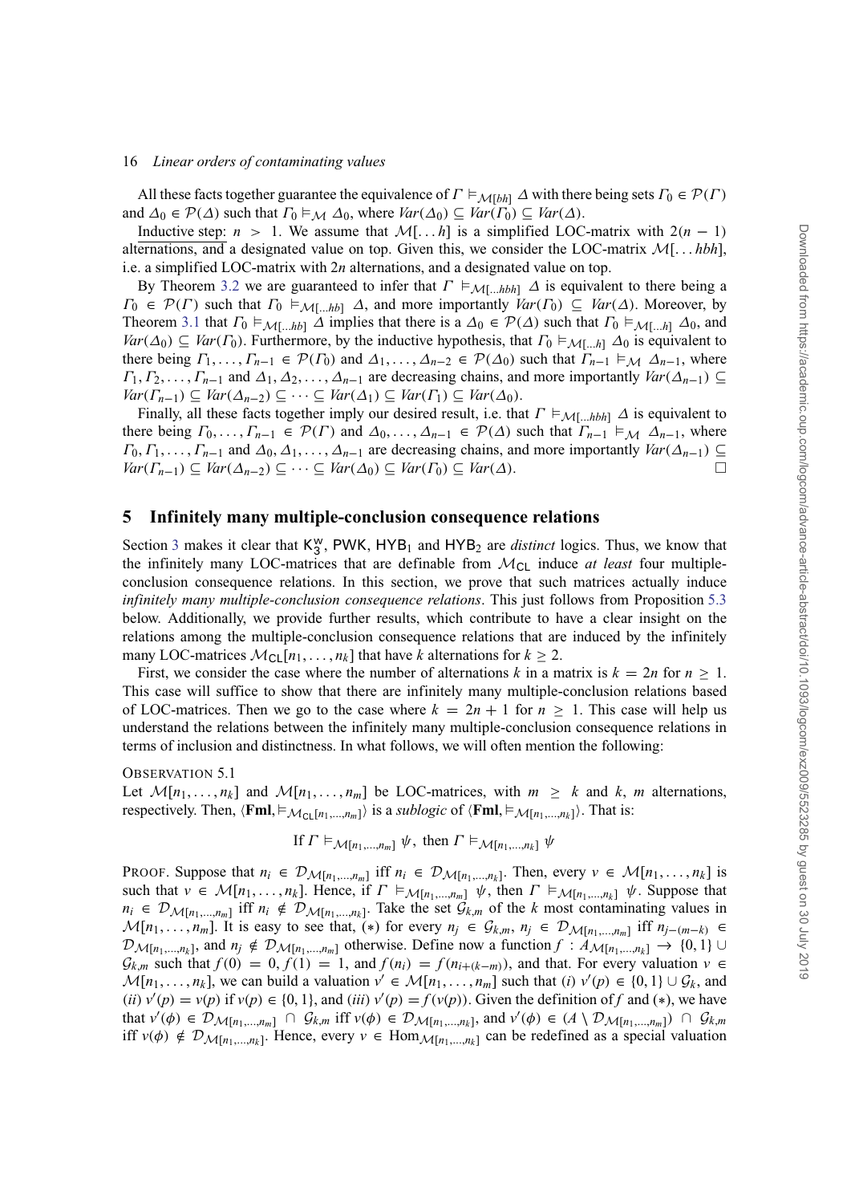All these facts together guarantee the equivalence of $\Gamma \vDash_{\mathcal{M}[bh]} \Delta$ with there being sets $\Gamma_0 \in \mathcal{P}(\Gamma)$ and $\Delta_0 \in \mathcal{P}(\Delta)$ such that $\Gamma_0 \vDash_{\mathcal{M}} \Delta_0$, where $Var(\Delta_0) \subseteq Var(\Gamma_0) \subseteq Var(\Delta)$.

Inductive step: $n > 1$. We assume that $\mathcal{M}[\ldots h]$ is a simplified LOC-matrix with $2(n-1)$ alternations, and a designated value on top. Given this, we consider the LOC-matrix $\mathcal{M}[\ldots hbh]$, i.e. a simplified LOC-matrix with $2n$ alternations, and a designated value on top.

By Theorem 3.2 we are guaranteed to infer that $\Gamma \vDash_{\mathcal{M}[\ldots hbh]} \Delta$ is equivalent to there being a $\Gamma_0 \in \mathcal{P}(\Gamma)$ such that $\Gamma_0 \vDash_{\mathcal{M}[\ldots hb]} \Delta$, and more importantly $Var(\Gamma_0) \subseteq Var(\Delta)$. Moreover, by Theorem 3.1 that $\Gamma_0 \vDash_{\mathcal{M}[\ldots hb]} \Delta$ implies that there is a $\Delta_0 \in \mathcal{P}(\Delta)$ such that $\Gamma_0 \vDash_{\mathcal{M}[\ldots h]} \Delta_0$, and $Var(\Delta_0) \subseteq Var(\Gamma_0)$. Furthermore, by the inductive hypothesis, that $\Gamma_0 \vDash_{\mathcal{M}[\ldots h]} \Delta_0$ is equivalent to there being $\Gamma_1, \ldots, \Gamma_{n-1} \in \mathcal{P}(\Gamma_0)$ and $\Delta_1, \ldots, \Delta_{n-2} \in \mathcal{P}(\Delta_0)$ such that $\Gamma_{n-1} \vDash_{\mathcal{M}} \Delta_{n-1}$, where $\Gamma_1, \Gamma_2, \ldots, \Gamma_{n-1}$ and $\Delta_1, \Delta_2, \ldots, \Delta_{n-1}$ are decreasing chains, and more importantly $Var(\Delta_{n-1}) \subseteq Var(\Gamma_{n-1}) \subseteq Var(\Delta_{n-2}) \subseteq \cdots \subseteq Var(\Delta_1) \subseteq Var(\Gamma_1) \subseteq Var(\Delta_0)$.

Finally, all these facts together imply our desired result, i.e. that $\Gamma \vDash_{\mathcal{M}[\ldots hbh]} \Delta$ is equivalent to there being $\Gamma_0, \ldots, \Gamma_{n-1} \in \mathcal{P}(\Gamma)$ and $\Delta_0, \ldots, \Delta_{n-1} \in \mathcal{P}(\Delta)$ such that $\Gamma_{n-1} \vDash_{\mathcal{M}} \Delta_{n-1}$, where $\Gamma_0, \Gamma_1, \ldots, \Gamma_{n-1}$ and $\Delta_0, \Delta_1, \ldots, \Delta_{n-1}$ are decreasing chains, and more importantly $Var(\Delta_{n-1}) \subseteq Var(\Gamma_{n-1}) \subseteq Var(\Delta_{n-2}) \subseteq \cdots \subseteq Var(\Delta_0) \subseteq Var(\Gamma_0) \subseteq Var(\Delta)$. □

## 5 Infinitely many multiple-conclusion consequence relations

Section 3 makes it clear that $\mathsf{K}_3^w$, PWK, $\mathsf{HYB}_1$ and $\mathsf{HYB}_2$ are *distinct* logics. Thus, we know that the infinitely many LOC-matrices that are definable from $\mathcal{M}_{\mathsf{CL}}$ induce *at least* four multiple-conclusion consequence relations. In this section, we prove that such matrices actually induce *infinitely many multiple-conclusion consequence relations*. This just follows from Proposition 5.3 below. Additionally, we provide further results, which contribute to have a clear insight on the relations among the multiple-conclusion consequence relations that are induced by the infinitely many LOC-matrices $\mathcal{M}_{\mathsf{CL}}[n_1, \ldots, n_k]$ that have $k$ alternations for $k \geq 2$.

First, we consider the case where the number of alternations $k$ in a matrix is $k = 2n$ for $n \geq 1$. This case will suffice to show that there are infinitely many multiple-conclusion relations based of LOC-matrices. Then we go to the case where $k = 2n + 1$ for $n \geq 1$. This case will help us understand the relations between the infinitely many multiple-conclusion consequence relations in terms of inclusion and distinctness. In what follows, we will often mention the following:

Observation 5.1

Let $\mathcal{M}[n_1, \ldots, n_k]$ and $\mathcal{M}[n_1, \ldots, n_m]$ be LOC-matrices, with $m \geq k$ and $k$, $m$ alternations, respectively. Then, $\langle \mathbf{Fml}, \vDash_{\mathcal{M}_{\mathsf{CL}}[n_1,\ldots,n_m]} \rangle$ is a *sublogic* of $\langle \mathbf{Fml}, \vDash_{\mathcal{M}[n_1,\ldots,n_k]} \rangle$. That is:

$$\text{If } \Gamma \vDash_{\mathcal{M}[n_1,\ldots,n_m]} \psi, \text{ then } \Gamma \vDash_{\mathcal{M}[n_1,\ldots,n_k]} \psi$$

Proof. Suppose that $n_i \in \mathcal{D}_{\mathcal{M}[n_1,\ldots,n_m]}$ iff $n_i \in \mathcal{D}_{\mathcal{M}[n_1,\ldots,n_k]}$. Then, every $v \in \mathcal{M}[n_1, \ldots, n_k]$ is such that $v \in \mathcal{M}[n_1, \ldots, n_k]$. Hence, if $\Gamma \vDash_{\mathcal{M}[n_1,\ldots,n_m]} \psi$, then $\Gamma \vDash_{\mathcal{M}[n_1,\ldots,n_k]} \psi$. Suppose that $n_i \in \mathcal{D}_{\mathcal{M}[n_1,\ldots,n_m]}$ iff $n_i \notin \mathcal{D}_{\mathcal{M}[n_1,\ldots,n_k]}$. Take the set $\mathcal{G}_{k,m}$ of the $k$ most contaminating values in $\mathcal{M}[n_1, \ldots, n_m]$. It is easy to see that, $(*)$ for every $n_j \in \mathcal{G}_{k,m}$, $n_j \in \mathcal{D}_{\mathcal{M}[n_1,\ldots,n_m]}$ iff $n_{j-(m-k)} \in \mathcal{D}_{\mathcal{M}[n_1,\ldots,n_k]}$, and $n_j \notin \mathcal{D}_{\mathcal{M}[n_1,\ldots,n_m]}$ otherwise. Define now a function $f : A_{\mathcal{M}[n_1,\ldots,n_k]} \to \{0, 1\} \cup \mathcal{G}_{k,m}$ such that $f(0) = 0$, $f(1) = 1$, and $f(n_i) = f(n_{i+(k-m)})$, and that. For every valuation $v \in \mathcal{M}[n_1, \ldots, n_k]$, we can build a valuation $v' \in \mathcal{M}[n_1, \ldots, n_m]$ such that (*i*) $v'(p) \in \{0, 1\} \cup \mathcal{G}_k$, and (*ii*) $v'(p) = v(p)$ if $v(p) \in \{0, 1\}$, and (*iii*) $v'(p) = f(v(p))$. Given the definition of $f$ and $(*)$, we have that $v'(\phi) \in \mathcal{D}_{\mathcal{M}[n_1,\ldots,n_m]} \cap \mathcal{G}_{k,m}$ iff $v(\phi) \in \mathcal{D}_{\mathcal{M}[n_1,\ldots,n_k]}$, and $v'(\phi) \in (A \setminus \mathcal{D}_{\mathcal{M}[n_1,\ldots,n_m]}) \cap \mathcal{G}_{k,m}$ iff $v(\phi) \notin \mathcal{D}_{\mathcal{M}[n_1,\ldots,n_k]}$. Hence, every $v \in \mathrm{Hom}_{\mathcal{M}[n_1,\ldots,n_k]}$ can be redefined as a special valuation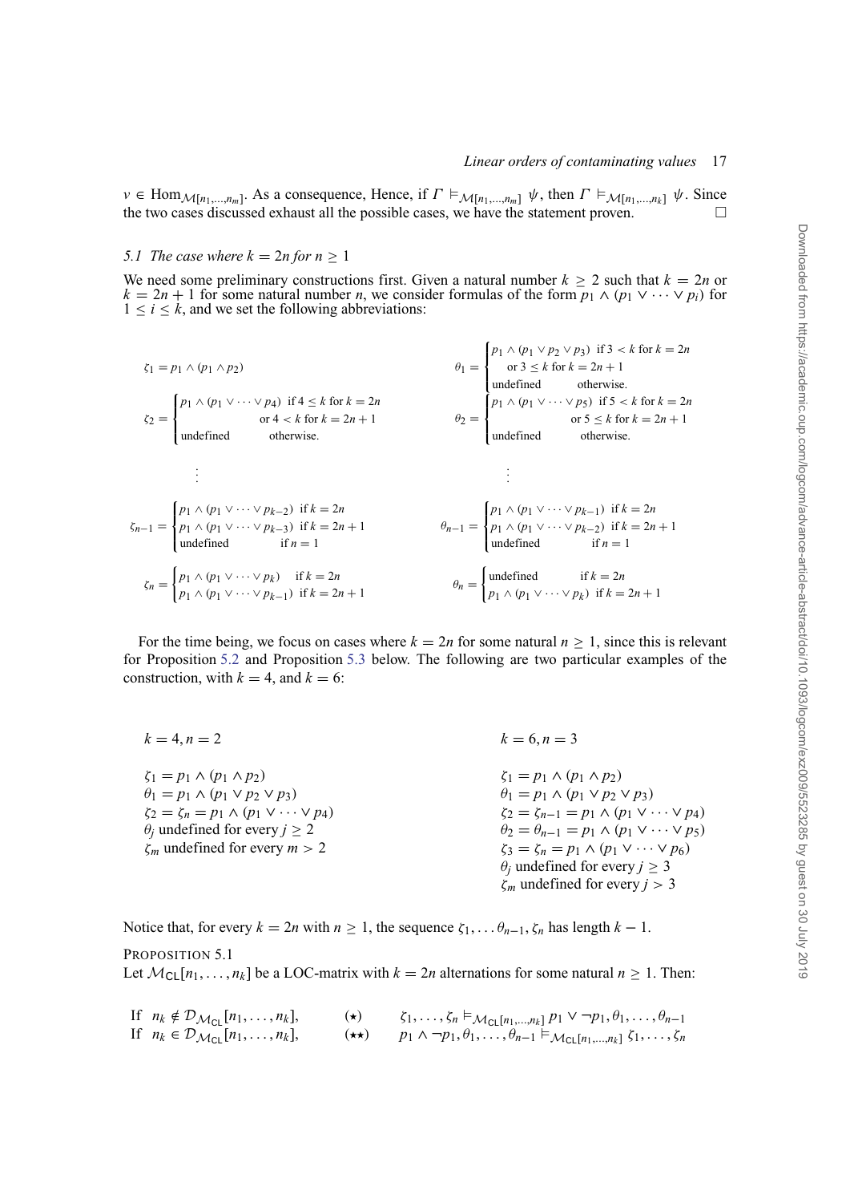$v \in \text{Hom}_{\mathcal{M}[n_1,\ldots,n_m]}$. As a consequence, Hence, if $\Gamma \vDash_{\mathcal{M}[n_1,\ldots,n_m]} \psi$, then $\Gamma \vDash_{\mathcal{M}[n_1,\ldots,n_k]} \psi$. Since the two cases discussed exhaust all the possible cases, we have the statement proven. $\square$

### 5.1 The case where $k = 2n$ for $n \geq 1$

We need some preliminary constructions first. Given a natural number $k \geq 2$ such that $k = 2n$ or $k = 2n + 1$ for some natural number $n$, we consider formulas of the form $p_1 \wedge (p_1 \vee \cdots \vee p_i)$ for $1 \leq i \leq k$, and we set the following abbreviations:

$$\zeta_1 = p_1 \wedge (p_1 \wedge p_2) \qquad \theta_1 = \begin{cases} p_1 \wedge (p_1 \vee p_2 \vee p_3) & \text{if } 3 < k \text{ for } k = 2n \\ \quad \text{or } 3 \leq k \text{ for } k = 2n+1 & \\ \text{undefined} & \text{otherwise.} \end{cases}$$

$$\zeta_2 = \begin{cases} p_1 \wedge (p_1 \vee \cdots \vee p_4) & \text{if } 4 \leq k \text{ for } k = 2n \\ & \text{or } 4 < k \text{ for } k = 2n+1 \\ \text{undefined} & \text{otherwise.} \end{cases} \qquad \theta_2 = \begin{cases} p_1 \wedge (p_1 \vee \cdots \vee p_5) & \text{if } 5 < k \text{ for } k = 2n \\ & \text{or } 5 \leq k \text{ for } k = 2n+1 \\ \text{undefined} & \text{otherwise.} \end{cases}$$

$$\vdots \qquad\qquad\qquad\qquad \vdots$$

$$\zeta_{n-1} = \begin{cases} p_1 \wedge (p_1 \vee \cdots \vee p_{k-2}) & \text{if } k = 2n \\ p_1 \wedge (p_1 \vee \cdots \vee p_{k-3}) & \text{if } k = 2n+1 \\ \text{undefined} & \text{if } n = 1 \end{cases} \qquad \theta_{n-1} = \begin{cases} p_1 \wedge (p_1 \vee \cdots \vee p_{k-1}) & \text{if } k = 2n \\ p_1 \wedge (p_1 \vee \cdots \vee p_{k-2}) & \text{if } k = 2n+1 \\ \text{undefined} & \text{if } n = 1 \end{cases}$$

$$\zeta_n = \begin{cases} p_1 \wedge (p_1 \vee \cdots \vee p_k) & \text{if } k = 2n \\ p_1 \wedge (p_1 \vee \cdots \vee p_{k-1}) & \text{if } k = 2n+1 \end{cases} \qquad \theta_n = \begin{cases} \text{undefined} & \text{if } k = 2n \\ p_1 \wedge (p_1 \vee \cdots \vee p_k) & \text{if } k = 2n+1 \end{cases}$$

For the time being, we focus on cases where $k = 2n$ for some natural $n \geq 1$, since this is relevant for Proposition 5.2 and Proposition 5.3 below. The following are two particular examples of the construction, with $k = 4$, and $k = 6$:

$k = 4, n = 2$

$\zeta_1 = p_1 \wedge (p_1 \wedge p_2)$
$\theta_1 = p_1 \wedge (p_1 \vee p_2 \vee p_3)$
$\zeta_2 = \zeta_n = p_1 \wedge (p_1 \vee \cdots \vee p_4)$
$\theta_j$ undefined for every $j \geq 2$
$\zeta_m$ undefined for every $m > 2$

$k = 6, n = 3$

$\zeta_1 = p_1 \wedge (p_1 \wedge p_2)$
$\theta_1 = p_1 \wedge (p_1 \vee p_2 \vee p_3)$
$\zeta_2 = \zeta_{n-1} = p_1 \wedge (p_1 \vee \cdots \vee p_4)$
$\theta_2 = \theta_{n-1} = p_1 \wedge (p_1 \vee \cdots \vee p_5)$
$\zeta_3 = \zeta_n = p_1 \wedge (p_1 \vee \cdots \vee p_6)$
$\theta_j$ undefined for every $j \geq 3$
$\zeta_m$ undefined for every $j > 3$

Notice that, for every $k = 2n$ with $n \geq 1$, the sequence $\zeta_1, \ldots \theta_{n-1}, \zeta_n$ has length $k - 1$.

PROPOSITION 5.1
Let $\mathcal{M}_{\mathsf{CL}}[n_1,\ldots,n_k]$ be a LOC-matrix with $k = 2n$ alternations for some natural $n \geq 1$. Then:

If $n_k \notin \mathcal{D}_{\mathcal{M}_{\mathsf{CL}}}[n_1,\ldots,n_k]$, $\quad (\star) \quad \zeta_1,\ldots,\zeta_n \vDash_{\mathcal{M}_{\mathsf{CL}}[n_1,\ldots,n_k]} p_1 \vee \neg p_1, \theta_1,\ldots,\theta_{n-1}$

If $n_k \in \mathcal{D}_{\mathcal{M}_{\mathsf{CL}}}[n_1,\ldots,n_k]$, $\quad (\star\star) \quad p_1 \wedge \neg p_1, \theta_1,\ldots,\theta_{n-1} \vDash_{\mathcal{M}_{\mathsf{CL}}[n_1,\ldots,n_k]} \zeta_1,\ldots,\zeta_n$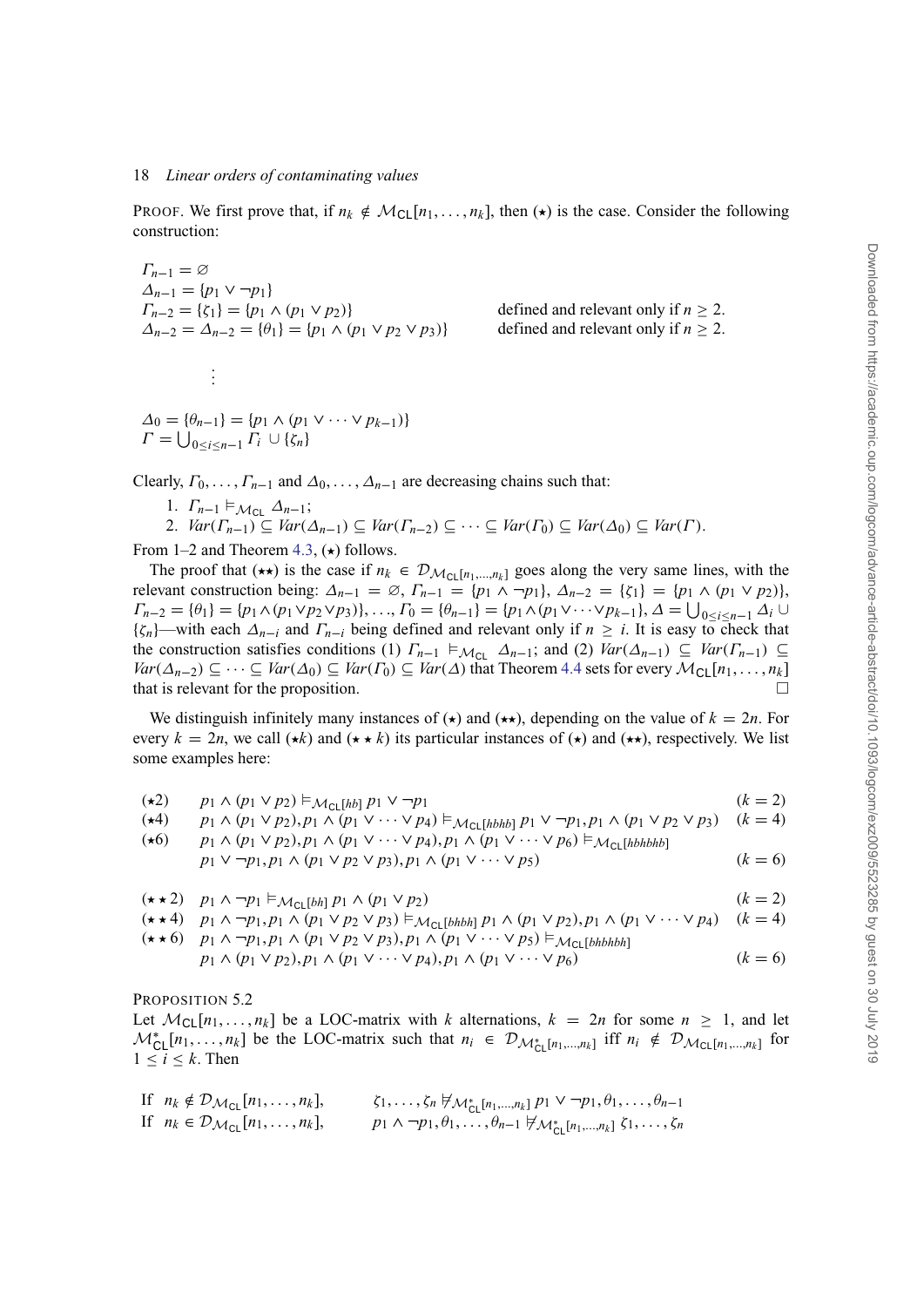PROOF. We first prove that, if $n_k \notin \mathcal{M}_{\mathsf{CL}}[n_1,\ldots,n_k]$, then ($\star$) is the case. Consider the following construction:

$$
\begin{array}{ll}
\Gamma_{n-1} = \varnothing & \\
\Delta_{n-1} = \{p_1 \vee \neg p_1\} & \\
\Gamma_{n-2} = \{\zeta_1\} = \{p_1 \wedge (p_1 \vee p_2)\} & \text{defined and relevant only if } n \geq 2. \\
\Delta_{n-2} = \Delta_{n-2} = \{\theta_1\} = \{p_1 \wedge (p_1 \vee p_2 \vee p_3)\} & \text{defined and relevant only if } n \geq 2. \\
\quad \vdots & \\
\Delta_0 = \{\theta_{n-1}\} = \{p_1 \wedge (p_1 \vee \cdots \vee p_{k-1})\} & \\
\Gamma = \bigcup_{0 \leq i \leq n-1} \Gamma_i \cup \{\zeta_n\} &
\end{array}
$$

Clearly, $\Gamma_0,\ldots,\Gamma_{n-1}$ and $\Delta_0,\ldots,\Delta_{n-1}$ are decreasing chains such that:

1. $\Gamma_{n-1} \vDash_{\mathcal{M}_{\mathsf{CL}}} \Delta_{n-1}$;
2. $\mathit{Var}(\Gamma_{n-1}) \subseteq \mathit{Var}(\Delta_{n-1}) \subseteq \mathit{Var}(\Gamma_{n-2}) \subseteq \cdots \subseteq \mathit{Var}(\Gamma_0) \subseteq \mathit{Var}(\Delta_0) \subseteq \mathit{Var}(\Gamma)$.

From 1–2 and Theorem 4.3, ($\star$) follows.

The proof that ($\star\star$) is the case if $n_k \in \mathcal{D}_{\mathcal{M}_{\mathsf{CL}}[n_1,\ldots,n_k]}$ goes along the very same lines, with the relevant construction being: $\Delta_{n-1} = \varnothing$, $\Gamma_{n-1} = \{p_1 \wedge \neg p_1\}$, $\Delta_{n-2} = \{\zeta_1\} = \{p_1 \wedge (p_1 \vee p_2)\}$, $\Gamma_{n-2} = \{\theta_1\} = \{p_1 \wedge (p_1 \vee p_2 \vee p_3)\}, \ldots, \Gamma_0 = \{\theta_{n-1}\} = \{p_1 \wedge (p_1 \vee \cdots \vee p_{k-1}\}$, $\Delta = \bigcup_{0\leq i \leq n-1} \Delta_i \cup \{\zeta_n\}$—with each $\Delta_{n-i}$ and $\Gamma_{n-i}$ being defined and relevant only if $n \geq i$. It is easy to check that the construction satisfies conditions (1) $\Gamma_{n-1} \vDash_{\mathcal{M}_{\mathsf{CL}}} \Delta_{n-1}$; and (2) $\mathit{Var}(\Delta_{n-1}) \subseteq \mathit{Var}(\Gamma_{n-1}) \subseteq \mathit{Var}(\Delta_{n-2}) \subseteq \cdots \subseteq \mathit{Var}(\Delta_0) \subseteq \mathit{Var}(\Gamma_0) \subseteq \mathit{Var}(\Delta)$ that Theorem 4.4 sets for every $\mathcal{M}_{\mathsf{CL}}[n_1,\ldots,n_k]$ that is relevant for the proposition. □

We distinguish infinitely many instances of ($\star$) and ($\star\star$), depending on the value of $k = 2n$. For every $k = 2n$, we call ($\star k$) and ($\star\star k$) its particular instances of ($\star$) and ($\star\star$), respectively. We list some examples here:

$$
\begin{array}{lll}
(\star 2) & p_1 \wedge (p_1 \vee p_2) \vDash_{\mathcal{M}_{\mathsf{CL}}[hb]} p_1 \vee \neg p_1 & (k=2) \\
(\star 4) & p_1 \wedge (p_1 \vee p_2), p_1 \wedge (p_1 \vee \cdots \vee p_4) \vDash_{\mathcal{M}_{\mathsf{CL}}[hbhb]} p_1 \vee \neg p_1, p_1 \wedge (p_1 \vee p_2 \vee p_3) & (k=4) \\
(\star 6) & p_1 \wedge (p_1 \vee p_2), p_1 \wedge (p_1 \vee \cdots \vee p_4), p_1 \wedge (p_1 \vee \cdots \vee p_6) \vDash_{\mathcal{M}_{\mathsf{CL}}[hbhbhb]} & \\
 & p_1 \vee \neg p_1, p_1 \wedge (p_1 \vee p_2 \vee p_3), p_1 \wedge (p_1 \vee \cdots \vee p_5) & (k=6)
\end{array}
$$

$$
\begin{array}{lll}
(\star\star 2) & p_1 \wedge \neg p_1 \vDash_{\mathcal{M}_{\mathsf{CL}}[bh]} p_1 \wedge (p_1 \vee p_2) & (k=2) \\
(\star\star 4) & p_1 \wedge \neg p_1, p_1 \wedge (p_1 \vee p_2 \vee p_3) \vDash_{\mathcal{M}_{\mathsf{CL}}[bhbh]} p_1 \wedge (p_1 \vee p_2), p_1 \wedge (p_1 \vee \cdots \vee p_4) & (k=4) \\
(\star\star 6) & p_1 \wedge \neg p_1, p_1 \wedge (p_1 \vee p_2 \vee p_3), p_1 \wedge (p_1 \vee \cdots \vee p_5) \vDash_{\mathcal{M}_{\mathsf{CL}}[bhbhbh]} & \\
 & p_1 \wedge (p_1 \vee p_2), p_1 \wedge (p_1 \vee \cdots \vee p_4), p_1 \wedge (p_1 \vee \cdots \vee p_6) & (k=6)
\end{array}
$$

PROPOSITION 5.2
Let $\mathcal{M}_{\mathsf{CL}}[n_1,\ldots,n_k]$ be a LOC-matrix with $k$ alternations, $k = 2n$ for some $n \geq 1$, and let $\mathcal{M}^*_{\mathsf{CL}}[n_1,\ldots,n_k]$ be the LOC-matrix such that $n_i \in \mathcal{D}_{\mathcal{M}^*_{\mathsf{CL}}[n_1,\ldots,n_k]}$ iff $n_i \notin \mathcal{D}_{\mathcal{M}_{\mathsf{CL}}[n_1,\ldots,n_k]}$ for $1 \leq i \leq k$. Then

$$
\begin{array}{ll}
\text{If } \; n_k \notin \mathcal{D}_{\mathcal{M}_{\mathsf{CL}}}[n_1,\ldots,n_k], & \zeta_1,\ldots,\zeta_n \nvDash_{\mathcal{M}^*_{\mathsf{CL}}[n_1,\ldots,n_k]} p_1 \vee \neg p_1, \theta_1,\ldots,\theta_{n-1} \\
\text{If } \; n_k \in \mathcal{D}_{\mathcal{M}_{\mathsf{CL}}}[n_1,\ldots,n_k], & p_1 \wedge \neg p_1, \theta_1,\ldots,\theta_{n-1} \nvDash_{\mathcal{M}^*_{\mathsf{CL}}[n_1,\ldots,n_k]} \zeta_1,\ldots,\zeta_n
\end{array}
$$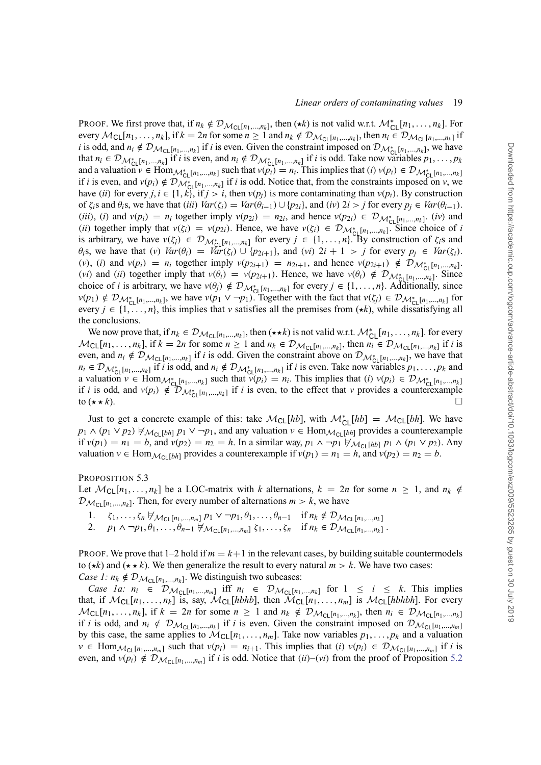PROOF. We first prove that, if $n_k \notin \mathcal{D}_{\mathcal{M}_{\mathsf{CL}}[n_1,\ldots,n_k]}$, then $(\star k)$ is not valid w.r.t. $\mathcal{M}^*_{\mathsf{CL}}[n_1,\ldots,n_k]$. For every $\mathcal{M}_{\mathsf{CL}}[n_1,\ldots,n_k]$, if $k = 2n$ for some $n \geq 1$ and $n_k \notin \mathcal{D}_{\mathcal{M}_{\mathsf{CL}}[n_1,\ldots,n_k]}$, then $n_i \in \mathcal{D}_{\mathcal{M}_{\mathsf{CL}}[n_1,\ldots,n_k]}$ if $i$ is odd, and $n_i \notin \mathcal{D}_{\mathcal{M}_{\mathsf{CL}}[n_1,\ldots,n_k]}$ if $i$ is even. Given the constraint imposed on $\mathcal{D}_{\mathcal{M}^*_{\mathsf{CL}}[n_1,\ldots,n_k]}$, we have that $n_i \in \mathcal{D}_{\mathcal{M}^*_{\mathsf{CL}}[n_1,\ldots,n_k]}$ if $i$ is even, and $n_i \notin \mathcal{D}_{\mathcal{M}^*_{\mathsf{CL}}[n_1,\ldots,n_k]}$ if $i$ is odd. Take now variables $p_1,\ldots,p_k$ and a valuation $v \in \mathrm{Hom}_{\mathcal{M}^*_{\mathsf{CL}}[n_1,\ldots,n_k]}$ such that $v(p_i) = n_i$. This implies that $(i)$ $v(p_i) \in \mathcal{D}_{\mathcal{M}^*_{\mathsf{CL}}[n_1,\ldots,n_k]}$ if $i$ is even, and $v(p_i) \notin \mathcal{D}_{\mathcal{M}^*_{\mathsf{CL}}[n_1,\ldots,n_k]}$ if $i$ is odd. Notice that, from the constraints imposed on $v$, we have $(ii)$ for every $j, i \in \{1,k\}$, if $j > i$, then $v(p_j)$ is more contaminating than $v(p_i)$. By construction of $\zeta_i$s and $\theta_i$s, we have that $(iii)$ $Var(\zeta_i) = Var(\theta_{i-1}) \cup \{p_{2i}\}$, and $(iv)$ $2i > j$ for every $p_j \in Var(\theta_{i-1})$. $(iii)$, $(i)$ and $v(p_i) = n_i$ together imply $v(p_{2i}) = n_{2i}$, and hence $v(p_{2i}) \in \mathcal{D}_{\mathcal{M}^*_{\mathsf{CL}}[n_1,\ldots,n_k]}$. $(iv)$ and $(ii)$ together imply that $v(\zeta_i) = v(p_{2i})$. Hence, we have $v(\zeta_i) \in \mathcal{D}_{\mathcal{M}^*_{\mathsf{CL}}[n_1,\ldots,n_k]}$. Since choice of $i$ is arbitrary, we have $v(\zeta_j) \in \mathcal{D}_{\mathcal{M}^*_{\mathsf{CL}}[n_1,\ldots,n_k]}$ for every $j \in \{1,\ldots,n\}$. By construction of $\zeta_i$s and $\theta_i$s, we have that $(v)$ $Var(\theta_i) = Var(\zeta_i) \cup \{p_{2i+1}\}$, and $(vi)$ $2i+1 > j$ for every $p_j \in Var(\zeta_i)$. $(v)$, $(i)$ and $v(p_i) = n_i$ together imply $v(p_{2i+1}) = n_{2i+1}$, and hence $v(p_{2i+1}) \notin \mathcal{D}_{\mathcal{M}^*_{\mathsf{CL}}[n_1,\ldots,n_k]}$. $(vi)$ and $(ii)$ together imply that $v(\theta_i) = v(p_{2i+1})$. Hence, we have $v(\theta_i) \notin \mathcal{D}_{\mathcal{M}^*_{\mathsf{CL}}[n_1,\ldots,n_k]}$. Since choice of $i$ is arbitrary, we have $v(\theta_j) \notin \mathcal{D}_{\mathcal{M}^*_{\mathsf{CL}}[n_1,\ldots,n_k]}$ for every $j \in \{1,\ldots,n\}$. Additionally, since $v(p_1) \notin \mathcal{D}_{\mathcal{M}^*_{\mathsf{CL}}[n_1,\ldots,n_k]}$, we have $v(p_1 \vee \neg p_1)$. Together with the fact that $v(\zeta_j) \in \mathcal{D}_{\mathcal{M}^*_{\mathsf{CL}}[n_1,\ldots,n_k]}$ for every $j \in \{1,\ldots,n\}$, this implies that $v$ satisfies all the premises from $(\star k)$, while dissatisfying all the conclusions.

We now prove that, if $n_k \in \mathcal{D}_{\mathcal{M}_{\mathsf{CL}}[n_1,\ldots,n_k]}$, then $(\star\star k)$ is not valid w.r.t. $\mathcal{M}^*_{\mathsf{CL}}[n_1,\ldots,n_k]$. for every $\mathcal{M}_{\mathsf{CL}}[n_1,\ldots,n_k]$, if $k = 2n$ for some $n \geq 1$ and $n_k \in \mathcal{D}_{\mathcal{M}_{\mathsf{CL}}[n_1,\ldots,n_k]}$, then $n_i \in \mathcal{D}_{\mathcal{M}_{\mathsf{CL}}[n_1,\ldots,n_k]}$ if $i$ is even, and $n_i \notin \mathcal{D}_{\mathcal{M}_{\mathsf{CL}}[n_1,\ldots,n_k]}$ if $i$ is odd. Given the constraint above on $\mathcal{D}_{\mathcal{M}^*_{\mathsf{CL}}[n_1,\ldots,n_k]}$, we have that $n_i \in \mathcal{D}_{\mathcal{M}^*_{\mathsf{CL}}[n_1,\ldots,n_k]}$ if $i$ is odd, and $n_i \notin \mathcal{D}_{\mathcal{M}^*_{\mathsf{CL}}[n_1,\ldots,n_k]}$ if $i$ is even. Take now variables $p_1,\ldots,p_k$ and a valuation $v \in \mathrm{Hom}_{\mathcal{M}^*_{\mathsf{CL}}[n_1,\ldots,n_k]}$ such that $v(p_i) = n_i$. This implies that $(i)$ $v(p_i) \in \mathcal{D}_{\mathcal{M}^*_{\mathsf{CL}}[n_1,\ldots,n_k]}$ if $i$ is odd, and $v(p_i) \notin \mathcal{D}_{\mathcal{M}^*_{\mathsf{CL}}[n_1,\ldots,n_k]}$ if $i$ is even, to the effect that $v$ provides a counterexample to $(\star\star k)$. $\square$

Just to get a concrete example of this: take $\mathcal{M}_{\mathsf{CL}}[hb]$, with $\mathcal{M}^*_{\mathsf{CL}}[hb] = \mathcal{M}_{\mathsf{CL}}[bh]$. We have $p_1 \wedge (p_1 \vee p_2) \not\models_{\mathcal{M}_{\mathsf{CL}}[bh]} p_1 \vee \neg p_1$, and any valuation $v \in \mathrm{Hom}_{\mathcal{M}_{\mathsf{CL}}[bh]}$ provides a counterexample if $v(p_1) = n_1 = b$, and $v(p_2) = n_2 = h$. In a similar way, $p_1 \wedge \neg p_1 \not\models_{\mathcal{M}_{\mathsf{CL}}[hb]} p_1 \wedge (p_1 \vee p_2)$. Any valuation $v \in \mathrm{Hom}_{\mathcal{M}_{\mathsf{CL}}[bh]}$ provides a counterexample if $v(p_1) = n_1 = h$, and $v(p_2) = n_2 = b$.

PROPOSITION 5.3

Let $\mathcal{M}_{\mathsf{CL}}[n_1,\ldots,n_k]$ be a LOC-matrix with $k$ alternations, $k = 2n$ for some $n \geq 1$, and $n_k \notin \mathcal{D}_{\mathcal{M}_{\mathsf{CL}}[n_1,\ldots,n_k]}$. Then, for every number of alternations $m > k$, we have

1. $\zeta_1,\ldots,\zeta_n \not\models_{\mathcal{M}_{\mathsf{CL}}[n_1,\ldots,n_m]} p_1 \vee \neg p_1, \theta_1,\ldots,\theta_{n-1}$ if $n_k \notin \mathcal{D}_{\mathcal{M}_{\mathsf{CL}}[n_1,\ldots,n_k]}$
2. $p_1 \wedge \neg p_1, \theta_1,\ldots,\theta_{n-1} \not\models_{\mathcal{M}_{\mathsf{CL}}[n_1,\ldots,n_m]} \zeta_1,\ldots,\zeta_n$ if $n_k \in \mathcal{D}_{\mathcal{M}_{\mathsf{CL}}[n_1,\ldots,n_k]}$.

PROOF. We prove that 1–2 hold if $m = k+1$ in the relevant cases, by building suitable countermodels to $(\star k)$ and $(\star\star k)$. We then generalize the result to every natural $m > k$. We have two cases:

*Case 1:* $n_k \notin \mathcal{D}_{\mathcal{M}_{\mathsf{CL}}[n_1,\ldots,n_k]}$. We distinguish two subcases:

*Case 1a:* $n_i \in \mathcal{D}_{\mathcal{M}_{\mathsf{CL}}[n_1,\ldots,n_m]}$ iff $n_i \in \mathcal{D}_{\mathcal{M}_{\mathsf{CL}}[n_1,\ldots,n_k]}$ for $1 \leq i \leq k$. This implies that, if $\mathcal{M}_{\mathsf{CL}}[n_1,\ldots,n_k]$ is, say, $\mathcal{M}_{\mathsf{CL}}[hbhb]$, then $\mathcal{M}_{\mathsf{CL}}[n_1,\ldots,n_m]$ is $\mathcal{M}_{\mathsf{CL}}[hbhbh]$. For every $\mathcal{M}_{\mathsf{CL}}[n_1,\ldots,n_k]$, if $k = 2n$ for some $n \geq 1$ and $n_k \notin \mathcal{D}_{\mathcal{M}_{\mathsf{CL}}[n_1,\ldots,n_k]}$, then $n_i \in \mathcal{D}_{\mathcal{M}_{\mathsf{CL}}[n_1,\ldots,n_k]}$ if $i$ is odd, and $n_i \notin \mathcal{D}_{\mathcal{M}_{\mathsf{CL}}[n_1,\ldots,n_k]}$ if $i$ is even. Given the constraint imposed on $\mathcal{D}_{\mathcal{M}_{\mathsf{CL}}[n_1,\ldots,n_m]}$ by this case, the same applies to $\mathcal{M}_{\mathsf{CL}}[n_1,\ldots,n_m]$. Take now variables $p_1,\ldots,p_k$ and a valuation $v \in \mathrm{Hom}_{\mathcal{M}_{\mathsf{CL}}[n_1,\ldots,n_m]}$ such that $v(p_i) = n_{i+1}$. This implies that $(i)$ $v(p_i) \in \mathcal{D}_{\mathcal{M}_{\mathsf{CL}}[n_1,\ldots,n_m]}$ if $i$ is even, and $v(p_i) \notin \mathcal{D}_{\mathcal{M}_{\mathsf{CL}}[n_1,\ldots,n_m]}$ if $i$ is odd. Notice that $(ii)$–$(vi)$ from the proof of Proposition 5.2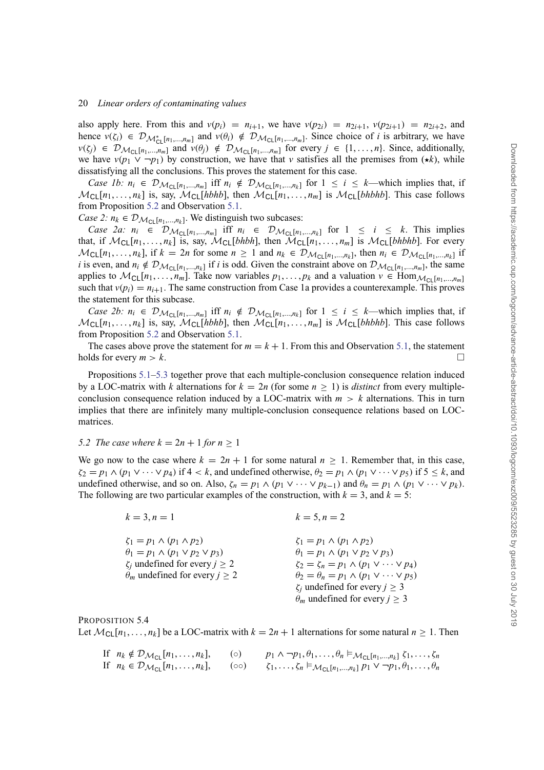also apply here. From this and $v(p_i) = n_{i+1}$, we have $v(p_{2i}) = n_{2i+1}$, $v(p_{2i+1}) = n_{2i+2}$, and hence $v(\zeta_i) \in \mathcal{D}_{\mathcal{M}^*_{\mathsf{CL}}[n_1,\ldots,n_m]}$ and $v(\theta_i) \notin \mathcal{D}_{\mathcal{M}_{\mathsf{CL}}[n_1,\ldots,n_m]}$. Since choice of $i$ is arbitrary, we have $v(\zeta_j) \in \mathcal{D}_{\mathcal{M}_{\mathsf{CL}}[n_1,\ldots,n_m]}$ and $v(\theta_j) \notin \mathcal{D}_{\mathcal{M}_{\mathsf{CL}}[n_1,\ldots,n_m]}$ for every $j \in \{1,\ldots,n\}$. Since, additionally, we have $v(p_1 \vee \neg p_1)$ by construction, we have that $v$ satisfies all the premises from ($\star k$), while dissatisfying all the conclusions. This proves the statement for this case.

*Case 1b:* $n_i \in \mathcal{D}_{\mathcal{M}_{\mathsf{CL}}[n_1,\ldots,n_m]}$ iff $n_i \notin \mathcal{D}_{\mathcal{M}_{\mathsf{CL}}[n_1,\ldots,n_k]}$ for $1 \leq i \leq k$—which implies that, if $\mathcal{M}_{\mathsf{CL}}[n_1,\ldots,n_k]$ is, say, $\mathcal{M}_{\mathsf{CL}}[hbhb]$, then $\mathcal{M}_{\mathsf{CL}}[n_1,\ldots,n_m]$ is $\mathcal{M}_{\mathsf{CL}}[bhbhb]$. This case follows from Proposition 5.2 and Observation 5.1.

*Case 2:* $n_k \in \mathcal{D}_{\mathcal{M}_{\mathsf{CL}}[n_1,\ldots,n_k]}$. We distinguish two subcases:

*Case 2a:* $n_i \in \mathcal{D}_{\mathcal{M}_{\mathsf{CL}}[n_1,\ldots,n_m]}$ iff $n_i \in \mathcal{D}_{\mathcal{M}_{\mathsf{CL}}[n_1,\ldots,n_k]}$ for $1 \leq i \leq k$. This implies that, if $\mathcal{M}_{\mathsf{CL}}[n_1,\ldots,n_k]$ is, say, $\mathcal{M}_{\mathsf{CL}}[bhbh]$, then $\mathcal{M}_{\mathsf{CL}}[n_1,\ldots,n_m]$ is $\mathcal{M}_{\mathsf{CL}}[bhbhb]$. For every $\mathcal{M}_{\mathsf{CL}}[n_1,\ldots,n_k]$, if $k = 2n$ for some $n \geq 1$ and $n_k \in \mathcal{D}_{\mathcal{M}_{\mathsf{CL}}[n_1,\ldots,n_k]}$, then $n_i \in \mathcal{D}_{\mathcal{M}_{\mathsf{CL}}[n_1,\ldots,n_k]}$ if $i$ is even, and $n_i \notin \mathcal{D}_{\mathcal{M}_{\mathsf{CL}}[n_1,\ldots,n_k]}$ if $i$ is odd. Given the constraint above on $\mathcal{D}_{\mathcal{M}_{\mathsf{CL}}[n_1,\ldots,n_m]}$, the same applies to $\mathcal{M}_{\mathsf{CL}}[n_1,\ldots,n_m]$. Take now variables $p_1,\ldots,p_k$ and a valuation $v \in \mathrm{Hom}_{\mathcal{M}_{\mathsf{CL}}[n_1,\ldots,n_m]}$ such that $v(p_i) = n_{i+1}$. The same construction from Case 1a provides a counterexample. This proves the statement for this subcase.

*Case 2b:* $n_i \in \mathcal{D}_{\mathcal{M}_{\mathsf{CL}}[n_1,\ldots,n_m]}$ iff $n_i \notin \mathcal{D}_{\mathcal{M}_{\mathsf{CL}}[n_1,\ldots,n_k]}$ for $1 \leq i \leq k$—which implies that, if $\mathcal{M}_{\mathsf{CL}}[n_1,\ldots,n_k]$ is, say, $\mathcal{M}_{\mathsf{CL}}[hbhb]$, then $\mathcal{M}_{\mathsf{CL}}[n_1,\ldots,n_m]$ is $\mathcal{M}_{\mathsf{CL}}[bhbhb]$. This case follows from Proposition 5.2 and Observation 5.1.

The cases above prove the statement for $m = k+1$. From this and Observation 5.1, the statement holds for every $m > k$. □

Propositions 5.1–5.3 together prove that each multiple-conclusion consequence relation induced by a LOC-matrix with $k$ alternations for $k = 2n$ (for some $n \geq 1$) is *distinct* from every multiple-conclusion consequence relation induced by a LOC-matrix with $m > k$ alternations. This in turn implies that there are infinitely many multiple-conclusion consequence relations based on LOC-matrices.

### 5.2 The case where $k = 2n+1$ for $n \geq 1$

We go now to the case where $k = 2n+1$ for some natural $n \geq 1$. Remember that, in this case, $\zeta_2 = p_1 \wedge (p_1 \vee \cdots \vee p_4)$ if $4 < k$, and undefined otherwise, $\theta_2 = p_1 \wedge (p_1 \vee \cdots \vee p_5)$ if $5 \leq k$, and undefined otherwise, and so on. Also, $\zeta_n = p_1 \wedge (p_1 \vee \cdots \vee p_{k-1})$ and $\theta_n = p_1 \wedge (p_1 \vee \cdots \vee p_k)$. The following are two particular examples of the construction, with $k = 3$, and $k = 5$:

| $k = 3, n = 1$ | $k = 5, n = 2$ |
|---|---|
| $\zeta_1 = p_1 \wedge (p_1 \wedge p_2)$ | $\zeta_1 = p_1 \wedge (p_1 \wedge p_2)$ |
| $\theta_1 = p_1 \wedge (p_1 \vee p_2 \vee p_3)$ | $\theta_1 = p_1 \wedge (p_1 \vee p_2 \vee p_3)$ |
| $\zeta_j$ undefined for every $j \geq 2$ | $\zeta_2 = \zeta_n = p_1 \wedge (p_1 \vee \cdots \vee p_4)$ |
| $\theta_m$ undefined for every $j \geq 2$ | $\theta_2 = \theta_n = p_1 \wedge (p_1 \vee \cdots \vee p_5)$ |
| | $\zeta_j$ undefined for every $j \geq 3$ |
| | $\theta_m$ undefined for every $j \geq 3$ |

PROPOSITION 5.4
Let $\mathcal{M}_{\mathsf{CL}}[n_1,\ldots,n_k]$ be a LOC-matrix with $k = 2n+1$ alternations for some natural $n \geq 1$. Then

If $n_k \notin \mathcal{D}_{\mathcal{M}_{\mathsf{CL}}}[n_1,\ldots,n_k]$, $\quad(\circ)\quad$ $p_1 \wedge \neg p_1, \theta_1, \ldots, \theta_n \vDash_{\mathcal{M}_{\mathsf{CL}}[n_1,\ldots,n_k]} \zeta_1, \ldots, \zeta_n$

If $n_k \in \mathcal{D}_{\mathcal{M}_{\mathsf{CL}}}[n_1,\ldots,n_k]$, $\quad(\circ\circ)\quad$ $\zeta_1, \ldots, \zeta_n \vDash_{\mathcal{M}_{\mathsf{CL}}[n_1,\ldots,n_k]} p_1 \vee \neg p_1, \theta_1, \ldots, \theta_n$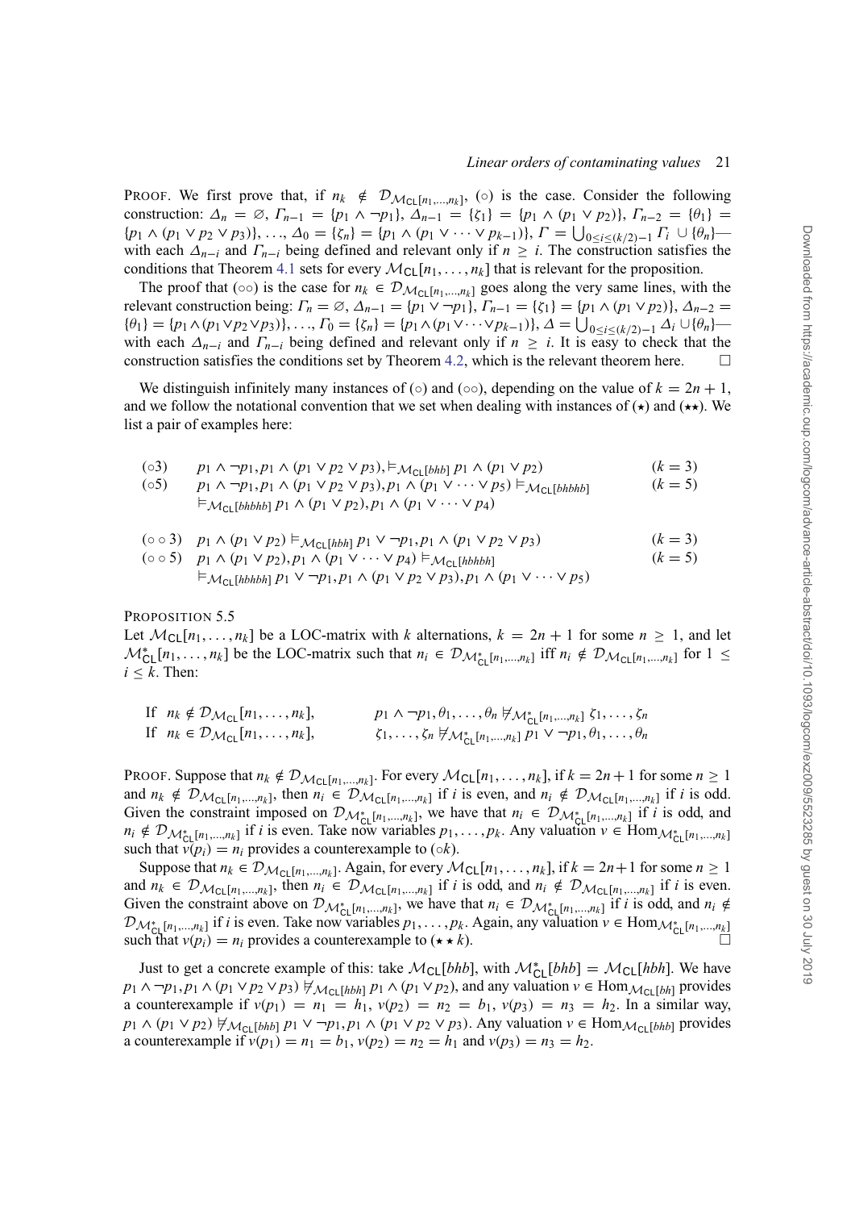PROOF. We first prove that, if $n_k \notin \mathcal{D}_{\mathcal{M}_{\mathsf{CL}}[n_1,\ldots,n_k]}$, ($\circ$) is the case. Consider the following construction: $\Delta_n = \varnothing$, $\Gamma_{n-1} = \{p_1 \wedge \neg p_1\}$, $\Delta_{n-1} = \{\zeta_1\} = \{p_1 \wedge (p_1 \vee p_2)\}$, $\Gamma_{n-2} = \{\theta_1\} = \{p_1 \wedge (p_1 \vee p_2 \vee p_3)\}$, ..., $\Delta_0 = \{\zeta_n\} = \{p_1 \wedge (p_1 \vee \cdots \vee p_{k-1})\}$, $\Gamma = \bigcup_{0 \leq i \leq (k/2)-1} \Gamma_i \cup \{\theta_n\}$—with each $\Delta_{n-i}$ and $\Gamma_{n-i}$ being defined and relevant only if $n \geq i$. The construction satisfies the conditions that Theorem 4.1 sets for every $\mathcal{M}_{\mathsf{CL}}[n_1,\ldots,n_k]$ that is relevant for the proposition.

The proof that ($\circ\circ$) is the case for $n_k \in \mathcal{D}_{\mathcal{M}_{\mathsf{CL}}[n_1,\ldots,n_k]}$ goes along the very same lines, with the relevant construction being: $\Gamma_n = \varnothing$, $\Delta_{n-1} = \{p_1 \vee \neg p_1\}$, $\Gamma_{n-1} = \{\zeta_1\} = \{p_1 \wedge (p_1 \vee p_2)\}$, $\Delta_{n-2} = \{\theta_1\} = \{p_1 \wedge (p_1 \vee p_2 \vee p_3)\}$, ..., $\Gamma_0 = \{\zeta_n\} = \{p_1 \wedge (p_1 \vee \cdots \vee p_{k-1})\}$, $\Delta = \bigcup_{0 \leq i \leq (k/2)-1} \Delta_i \cup \{\theta_n\}$—with each $\Delta_{n-i}$ and $\Gamma_{n-i}$ being defined and relevant only if $n \geq i$. It is easy to check that the construction satisfies the conditions set by Theorem 4.2, which is the relevant theorem here. □

We distinguish infinitely many instances of ($\circ$) and ($\circ\circ$), depending on the value of $k = 2n+1$, and we follow the notational convention that we set when dealing with instances of ($\star$) and ($\star\star$). We list a pair of examples here:

($\circ 3$) $\quad p_1 \wedge \neg p_1, p_1 \wedge (p_1 \vee p_2 \vee p_3), \vDash_{\mathcal{M}_{\mathsf{CL}}[bhb]} p_1 \wedge (p_1 \vee p_2)$ $\qquad (k=3)$

($\circ 5$) $\quad p_1 \wedge \neg p_1, p_1 \wedge (p_1 \vee p_2 \vee p_3), p_1 \wedge (p_1 \vee \cdots \vee p_5) \vDash_{\mathcal{M}_{\mathsf{CL}}[bhbhb]}$ $\vDash_{\mathcal{M}_{\mathsf{CL}}[bhbhb]} p_1 \wedge (p_1 \vee p_2), p_1 \wedge (p_1 \vee \cdots \vee p_4)$ $\qquad (k=5)$

($\circ\circ 3$) $\quad p_1 \wedge (p_1 \vee p_2) \vDash_{\mathcal{M}_{\mathsf{CL}}[hbh]} p_1 \vee \neg p_1, p_1 \wedge (p_1 \vee p_2 \vee p_3)$ $\qquad (k=3)$

($\circ\circ 5$) $\quad p_1 \wedge (p_1 \vee p_2), p_1 \wedge (p_1 \vee \cdots \vee p_4) \vDash_{\mathcal{M}_{\mathsf{CL}}[hbhbh]}$ $\vDash_{\mathcal{M}_{\mathsf{CL}}[hbhbh]} p_1 \vee \neg p_1, p_1 \wedge (p_1 \vee p_2 \vee p_3), p_1 \wedge (p_1 \vee \cdots \vee p_5)$ $\qquad (k=5)$

PROPOSITION 5.5

Let $\mathcal{M}_{\mathsf{CL}}[n_1,\ldots,n_k]$ be a LOC-matrix with $k$ alternations, $k = 2n+1$ for some $n \geq 1$, and let $\mathcal{M}^*_{\mathsf{CL}}[n_1,\ldots,n_k]$ be the LOC-matrix such that $n_i \in \mathcal{D}_{\mathcal{M}^*_{\mathsf{CL}}[n_1,\ldots,n_k]}$ iff $n_i \notin \mathcal{D}_{\mathcal{M}_{\mathsf{CL}}[n_1,\ldots,n_k]}$ for $1 \leq i \leq k$. Then:

If $\;n_k \notin \mathcal{D}_{\mathcal{M}_{\mathsf{CL}}}[n_1,\ldots,n_k]$, $\qquad p_1 \wedge \neg p_1, \theta_1, \ldots, \theta_n \nvDash_{\mathcal{M}^*_{\mathsf{CL}}[n_1,\ldots,n_k]} \zeta_1, \ldots, \zeta_n$

If $\;n_k \in \mathcal{D}_{\mathcal{M}_{\mathsf{CL}}}[n_1,\ldots,n_k]$, $\qquad \zeta_1, \ldots, \zeta_n \nvDash_{\mathcal{M}^*_{\mathsf{CL}}[n_1,\ldots,n_k]} p_1 \vee \neg p_1, \theta_1, \ldots, \theta_n$

PROOF. Suppose that $n_k \notin \mathcal{D}_{\mathcal{M}_{\mathsf{CL}}[n_1,\ldots,n_k]}$. For every $\mathcal{M}_{\mathsf{CL}}[n_1,\ldots,n_k]$, if $k = 2n+1$ for some $n \geq 1$ and $n_k \notin \mathcal{D}_{\mathcal{M}_{\mathsf{CL}}[n_1,\ldots,n_k]}$, then $n_i \in \mathcal{D}_{\mathcal{M}_{\mathsf{CL}}[n_1,\ldots,n_k]}$ if $i$ is even, and $n_i \notin \mathcal{D}_{\mathcal{M}_{\mathsf{CL}}[n_1,\ldots,n_k]}$ if $i$ is odd. Given the constraint imposed on $\mathcal{D}_{\mathcal{M}^*_{\mathsf{CL}}[n_1,\ldots,n_k]}$, we have that $n_i \in \mathcal{D}_{\mathcal{M}^*_{\mathsf{CL}}[n_1,\ldots,n_k]}$ if $i$ is odd, and $n_i \notin \mathcal{D}_{\mathcal{M}^*_{\mathsf{CL}}[n_1,\ldots,n_k]}$ if $i$ is even. Take now variables $p_1,\ldots,p_k$. Any valuation $v \in \mathrm{Hom}_{\mathcal{M}^*_{\mathsf{CL}}[n_1,\ldots,n_k]}$ such that $v(p_i) = n_i$ provides a counterexample to ($\circ k$).

Suppose that $n_k \in \mathcal{D}_{\mathcal{M}_{\mathsf{CL}}[n_1,\ldots,n_k]}$. Again, for every $\mathcal{M}_{\mathsf{CL}}[n_1,\ldots,n_k]$, if $k = 2n+1$ for some $n \geq 1$ and $n_k \in \mathcal{D}_{\mathcal{M}_{\mathsf{CL}}[n_1,\ldots,n_k]}$, then $n_i \in \mathcal{D}_{\mathcal{M}_{\mathsf{CL}}[n_1,\ldots,n_k]}$ if $i$ is odd, and $n_i \notin \mathcal{D}_{\mathcal{M}_{\mathsf{CL}}[n_1,\ldots,n_k]}$ if $i$ is even. Given the constraint above on $\mathcal{D}_{\mathcal{M}^*_{\mathsf{CL}}[n_1,\ldots,n_k]}$, we have that $n_i \in \mathcal{D}_{\mathcal{M}^*_{\mathsf{CL}}[n_1,\ldots,n_k]}$ if $i$ is odd, and $n_i \notin \mathcal{D}_{\mathcal{M}^*_{\mathsf{CL}}[n_1,\ldots,n_k]}$ if $i$ is even. Take now variables $p_1,\ldots,p_k$. Again, any valuation $v \in \mathrm{Hom}_{\mathcal{M}^*_{\mathsf{CL}}[n_1,\ldots,n_k]}$ such that $v(p_i) = n_i$ provides a counterexample to ($\star\star\, k$). □

Just to get a concrete example of this: take $\mathcal{M}_{\mathsf{CL}}[bhb]$, with $\mathcal{M}^*_{\mathsf{CL}}[bhb] = \mathcal{M}_{\mathsf{CL}}[hbh]$. We have $p_1 \wedge \neg p_1, p_1 \wedge (p_1 \vee p_2 \vee p_3) \nvDash_{\mathcal{M}_{\mathsf{CL}}[hbh]} p_1 \wedge (p_1 \vee p_2)$, and any valuation $v \in \mathrm{Hom}_{\mathcal{M}_{\mathsf{CL}}[bh]}$ provides a counterexample if $v(p_1) = n_1 = h_1$, $v(p_2) = n_2 = b_1$, $v(p_3) = n_3 = h_2$. In a similar way, $p_1 \wedge (p_1 \vee p_2) \nvDash_{\mathcal{M}_{\mathsf{CL}}[bhb]} p_1 \vee \neg p_1, p_1 \wedge (p_1 \vee p_2 \vee p_3)$. Any valuation $v \in \mathrm{Hom}_{\mathcal{M}_{\mathsf{CL}}[bhb]}$ provides a counterexample if $v(p_1) = n_1 = b_1$, $v(p_2) = n_2 = h_1$ and $v(p_3) = n_3 = h_2$.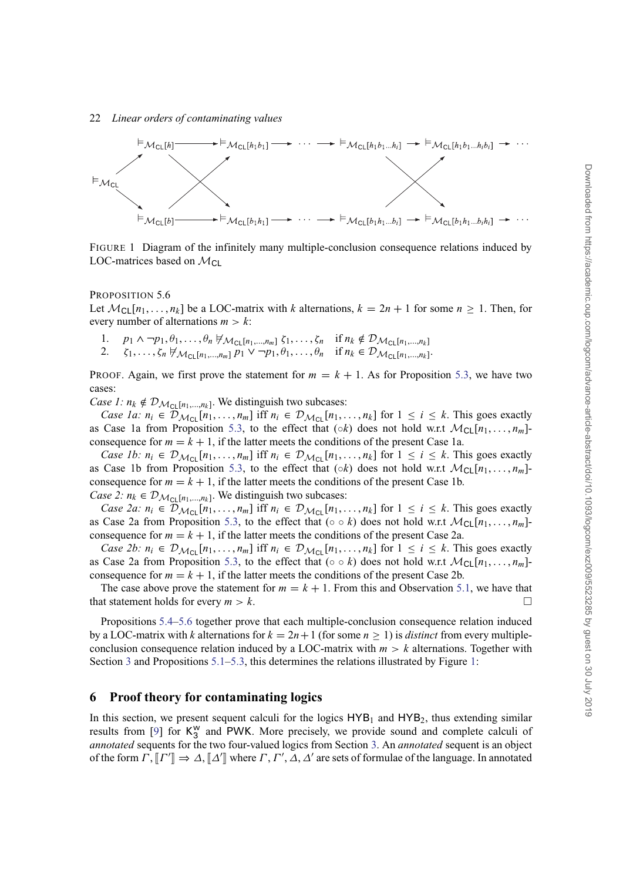FIGURE 1 Diagram of the infinitely many multiple-conclusion consequence relations induced by LOC-matrices based on $\mathcal{M}_{\mathsf{CL}}$

PROPOSITION 5.6

Let $\mathcal{M}_{\mathsf{CL}}[n_1, \ldots, n_k]$ be a LOC-matrix with $k$ alternations, $k = 2n + 1$ for some $n \geq 1$. Then, for every number of alternations $m > k$:

1. $p_1 \wedge \neg p_1, \theta_1, \ldots, \theta_n \not\models_{\mathcal{M}_{\mathsf{CL}}[n_1,\ldots,n_m]} \zeta_1, \ldots, \zeta_n \quad$ if $n_k \notin \mathcal{D}_{\mathcal{M}_{\mathsf{CL}}[n_1,\ldots,n_k]}$
2. $\zeta_1, \ldots, \zeta_n \not\models_{\mathcal{M}_{\mathsf{CL}}[n_1,\ldots,n_m]} p_1 \vee \neg p_1, \theta_1, \ldots, \theta_n \quad$ if $n_k \in \mathcal{D}_{\mathcal{M}_{\mathsf{CL}}[n_1,\ldots,n_k]}$.

PROOF. Again, we first prove the statement for $m = k + 1$. As for Proposition 5.3, we have two cases:

*Case 1: $n_k \notin \mathcal{D}_{\mathcal{M}_{\mathsf{CL}}[n_1,\ldots,n_k]}$.* We distinguish two subcases:

*Case 1a: $n_i \in \mathcal{D}_{\mathcal{M}_{\mathsf{CL}}}[n_1, \ldots, n_m]$ iff $n_i \in \mathcal{D}_{\mathcal{M}_{\mathsf{CL}}}[n_1, \ldots, n_k]$ for $1 \leq i \leq k$.* This goes exactly as Case 1a from Proposition 5.3, to the effect that ($\circ k$) does not hold w.r.t $\mathcal{M}_{\mathsf{CL}}[n_1, \ldots, n_m]$-consequence for $m = k + 1$, if the latter meets the conditions of the present Case 1a.

*Case 1b: $n_i \in \mathcal{D}_{\mathcal{M}_{\mathsf{CL}}}[n_1, \ldots, n_m]$ iff $n_i \in \mathcal{D}_{\mathcal{M}_{\mathsf{CL}}}[n_1, \ldots, n_k]$ for $1 \leq i \leq k$.* This goes exactly as Case 1b from Proposition 5.3, to the effect that ($\circ k$) does not hold w.r.t $\mathcal{M}_{\mathsf{CL}}[n_1, \ldots, n_m]$-consequence for $m = k + 1$, if the latter meets the conditions of the present Case 1b.

*Case 2: $n_k \in \mathcal{D}_{\mathcal{M}_{\mathsf{CL}}[n_1,\ldots,n_k]}$.* We distinguish two subcases:

*Case 2a: $n_i \in \mathcal{D}_{\mathcal{M}_{\mathsf{CL}}}[n_1, \ldots, n_m]$ iff $n_i \in \mathcal{D}_{\mathcal{M}_{\mathsf{CL}}}[n_1, \ldots, n_k]$ for $1 \leq i \leq k$.* This goes exactly as Case 2a from Proposition 5.3, to the effect that ($\circ \circ k$) does not hold w.r.t $\mathcal{M}_{\mathsf{CL}}[n_1, \ldots, n_m]$-consequence for $m = k + 1$, if the latter meets the conditions of the present Case 2a.

*Case 2b: $n_i \in \mathcal{D}_{\mathcal{M}_{\mathsf{CL}}}[n_1, \ldots, n_m]$ iff $n_i \in \mathcal{D}_{\mathcal{M}_{\mathsf{CL}}}[n_1, \ldots, n_k]$ for $1 \leq i \leq k$.* This goes exactly as Case 2a from Proposition 5.3, to the effect that ($\circ \circ k$) does not hold w.r.t $\mathcal{M}_{\mathsf{CL}}[n_1, \ldots, n_m]$-consequence for $m = k + 1$, if the latter meets the conditions of the present Case 2b.

The case above prove the statement for $m = k + 1$. From this and Observation 5.1, we have that that statement holds for every $m > k$. □

Propositions 5.4–5.6 together prove that each multiple-conclusion consequence relation induced by a LOC-matrix with $k$ alternations for $k = 2n+1$ (for some $n \geq 1$) is *distinct* from every multiple-conclusion consequence relation induced by a LOC-matrix with $m > k$ alternations. Together with Section 3 and Propositions 5.1–5.3, this determines the relations illustrated by Figure 1:

## 6 Proof theory for contaminating logics

In this section, we present sequent calculi for the logics $\mathsf{HYB}_1$ and $\mathsf{HYB}_2$, thus extending similar results from [9] for $\mathsf{K}_3^{\mathsf{w}}$ and $\mathsf{PWK}$. More precisely, we provide sound and complete calculi of *annotated* sequents for the two four-valued logics from Section 3. An *annotated* sequent is an object of the form $\Gamma, [\![\Gamma']\!] \Rightarrow \Delta, [\![\Delta']\!]$ where $\Gamma, \Gamma', \Delta, \Delta'$ are sets of formulae of the language. In annotated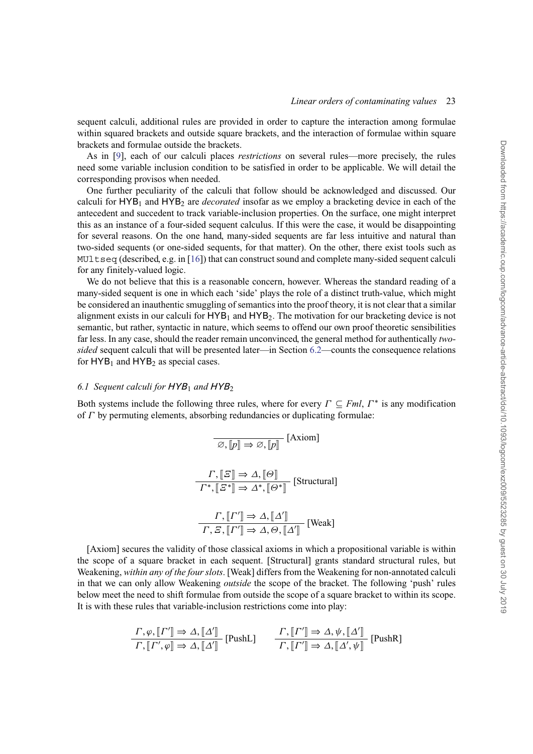sequent calculi, additional rules are provided in order to capture the interaction among formulae within squared brackets and outside square brackets, and the interaction of formulae within square brackets and formulae outside the brackets.

As in [9], each of our calculi places *restrictions* on several rules—more precisely, the rules need some variable inclusion condition to be satisfied in order to be applicable. We will detail the corresponding provisos when needed.

One further peculiarity of the calculi that follow should be acknowledged and discussed. Our calculi for $\mathsf{HYB}_1$ and $\mathsf{HYB}_2$ are *decorated* insofar as we employ a bracketing device in each of the antecedent and succedent to track variable-inclusion properties. On the surface, one might interpret this as an instance of a four-sided sequent calculus. If this were the case, it would be disappointing for several reasons. On the one hand, many-sided sequents are far less intuitive and natural than two-sided sequents (or one-sided sequents, for that matter). On the other, there exist tools such as `MUltseq` (described, e.g. in [16]) that can construct sound and complete many-sided sequent calculi for any finitely-valued logic.

We do not believe that this is a reasonable concern, however. Whereas the standard reading of a many-sided sequent is one in which each 'side' plays the role of a distinct truth-value, which might be considered an inauthentic smuggling of semantics into the proof theory, it is not clear that a similar alignment exists in our calculi for $\mathsf{HYB}_1$ and $\mathsf{HYB}_2$. The motivation for our bracketing device is not semantic, but rather, syntactic in nature, which seems to offend our own proof theoretic sensibilities far less. In any case, should the reader remain unconvinced, the general method for authentically *two-sided* sequent calculi that will be presented later—in Section 6.2—counts the consequence relations for $\mathsf{HYB}_1$ and $\mathsf{HYB}_2$ as special cases.

### 6.1 Sequent calculi for $\mathsf{HYB}_1$ and $\mathsf{HYB}_2$

Both systems include the following three rules, where for every $\Gamma \subseteq Fml$, $\Gamma^*$ is any modification of $\Gamma$ by permuting elements, absorbing redundancies or duplicating formulae:

$$\frac{}{\varnothing, [\![p]\!] \Rightarrow \varnothing, [\![p]\!]}\ [\text{Axiom}]$$

$$\frac{\Gamma, [\![\Xi]\!] \Rightarrow \Delta, [\![\Theta]\!]}{\Gamma^*, [\![\Xi^*]\!] \Rightarrow \Delta^*, [\![\Theta^*]\!]}\ [\text{Structural}]$$

$$\frac{\Gamma, [\![\Gamma']\!] \Rightarrow \Delta, [\![\Delta']\!]}{\Gamma, \Xi, [\![\Gamma']\!] \Rightarrow \Delta, \Theta, [\![\Delta']\!]}\ [\text{Weak}]$$

[Axiom] secures the validity of those classical axioms in which a propositional variable is within the scope of a square bracket in each sequent. [Structural] grants standard structural rules, but Weakening, *within any of the four slots*. [Weak] differs from the Weakening for non-annotated calculi in that we can only allow Weakening *outside* the scope of the bracket. The following 'push' rules below meet the need to shift formulae from outside the scope of a square bracket to within its scope. It is with these rules that variable-inclusion restrictions come into play:

$$\frac{\Gamma, \varphi, [\![\Gamma']\!] \Rightarrow \Delta, [\![\Delta']\!]}{\Gamma, [\![\Gamma', \varphi]\!] \Rightarrow \Delta, [\![\Delta']\!]}\ [\text{PushL}] \qquad \frac{\Gamma, [\![\Gamma']\!] \Rightarrow \Delta, \psi, [\![\Delta']\!]}{\Gamma, [\![\Gamma']\!] \Rightarrow \Delta, [\![\Delta', \psi]\!]}\ [\text{PushR}]$$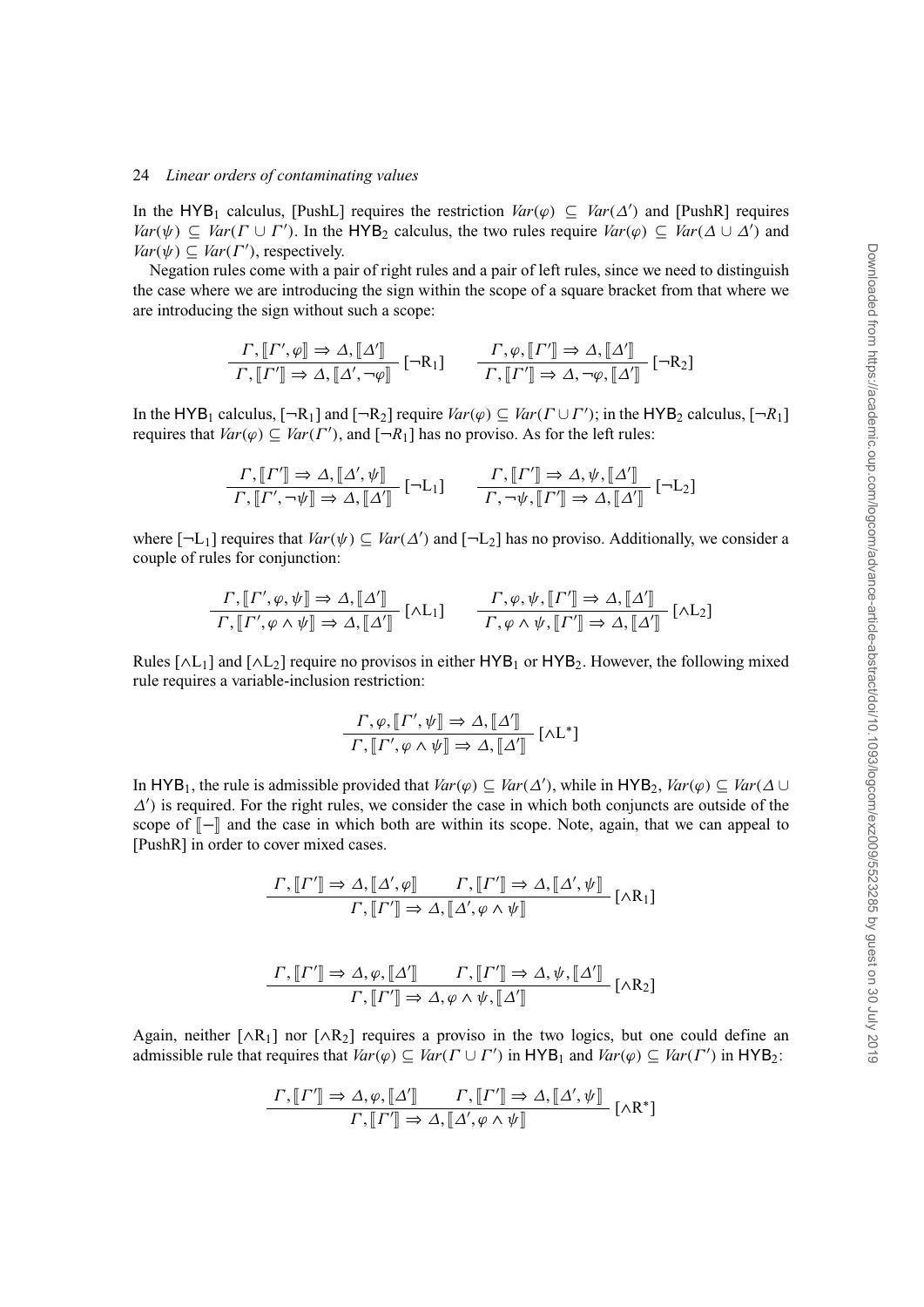In the $\mathsf{HYB}_1$ calculus, [PushL] requires the restriction $Var(\varphi) \subseteq Var(\Delta')$ and [PushR] requires $Var(\psi) \subseteq Var(\Gamma \cup \Gamma')$. In the $\mathsf{HYB}_2$ calculus, the two rules require $Var(\varphi) \subseteq Var(\Delta \cup \Delta')$ and $Var(\psi) \subseteq Var(\Gamma')$, respectively.

Negation rules come with a pair of right rules and a pair of left rules, since we need to distinguish the case where we are introducing the sign within the scope of a square bracket from that where we are introducing the sign without such a scope:

$$\frac{\Gamma, [\![\Gamma', \varphi]\!] \Rightarrow \Delta, [\![\Delta']\!]}{\Gamma, [\![\Gamma']\!] \Rightarrow \Delta, [\![\Delta', \neg\varphi]\!]} \,[\neg\mathrm{R}_1] \qquad \frac{\Gamma, \varphi, [\![\Gamma']\!] \Rightarrow \Delta, [\![\Delta']\!]}{\Gamma, [\![\Gamma']\!] \Rightarrow \Delta, \neg\varphi, [\![\Delta']\!]} \,[\neg\mathrm{R}_2]$$

In the $\mathsf{HYB}_1$ calculus, $[\neg\mathrm{R}_1]$ and $[\neg\mathrm{R}_2]$ require $Var(\varphi) \subseteq Var(\Gamma \cup \Gamma')$; in the $\mathsf{HYB}_2$ calculus, $[\neg R_1]$ requires that $Var(\varphi) \subseteq Var(\Gamma')$, and $[\neg R_1]$ has no proviso. As for the left rules:

$$\frac{\Gamma, [\![\Gamma']\!] \Rightarrow \Delta, [\![\Delta', \psi]\!]}{\Gamma, [\![\Gamma', \neg\psi]\!] \Rightarrow \Delta, [\![\Delta']\!]} \,[\neg\mathrm{L}_1] \qquad \frac{\Gamma, [\![\Gamma']\!] \Rightarrow \Delta, \psi, [\![\Delta']\!]}{\Gamma, \neg\psi, [\![\Gamma']\!] \Rightarrow \Delta, [\![\Delta']\!]} \,[\neg\mathrm{L}_2]$$

where $[\neg\mathrm{L}_1]$ requires that $Var(\psi) \subseteq Var(\Delta')$ and $[\neg\mathrm{L}_2]$ has no proviso. Additionally, we consider a couple of rules for conjunction:

$$\frac{\Gamma, [\![\Gamma', \varphi, \psi]\!] \Rightarrow \Delta, [\![\Delta']\!]}{\Gamma, [\![\Gamma', \varphi \wedge \psi]\!] \Rightarrow \Delta, [\![\Delta']\!]} \,[\wedge\mathrm{L}_1] \qquad \frac{\Gamma, \varphi, \psi, [\![\Gamma']\!] \Rightarrow \Delta, [\![\Delta']\!]}{\Gamma, \varphi \wedge \psi, [\![\Gamma']\!] \Rightarrow \Delta, [\![\Delta']\!]} \,[\wedge\mathrm{L}_2]$$

Rules $[\wedge\mathrm{L}_1]$ and $[\wedge\mathrm{L}_2]$ require no provisos in either $\mathsf{HYB}_1$ or $\mathsf{HYB}_2$. However, the following mixed rule requires a variable-inclusion restriction:

$$\frac{\Gamma, \varphi, [\![\Gamma', \psi]\!] \Rightarrow \Delta, [\![\Delta']\!]}{\Gamma, [\![\Gamma', \varphi \wedge \psi]\!] \Rightarrow \Delta, [\![\Delta']\!]} \,[\wedge\mathrm{L}^*]$$

In $\mathsf{HYB}_1$, the rule is admissible provided that $Var(\varphi) \subseteq Var(\Delta')$, while in $\mathsf{HYB}_2$, $Var(\varphi) \subseteq Var(\Delta \cup \Delta')$ is required. For the right rules, we consider the case in which both conjuncts are outside of the scope of $[\![-]\!]$ and the case in which both are within its scope. Note, again, that we can appeal to [PushR] in order to cover mixed cases.

$$\frac{\Gamma, [\![\Gamma']\!] \Rightarrow \Delta, [\![\Delta', \varphi]\!] \qquad \Gamma, [\![\Gamma']\!] \Rightarrow \Delta, [\![\Delta', \psi]\!]}{\Gamma, [\![\Gamma']\!] \Rightarrow \Delta, [\![\Delta', \varphi \wedge \psi]\!]} \,[\wedge\mathrm{R}_1]$$

$$\frac{\Gamma, [\![\Gamma']\!] \Rightarrow \Delta, \varphi, [\![\Delta']\!] \qquad \Gamma, [\![\Gamma']\!] \Rightarrow \Delta, \psi, [\![\Delta']\!]}{\Gamma, [\![\Gamma']\!] \Rightarrow \Delta, \varphi \wedge \psi, [\![\Delta']\!]} \,[\wedge\mathrm{R}_2]$$

Again, neither $[\wedge\mathrm{R}_1]$ nor $[\wedge\mathrm{R}_2]$ requires a proviso in the two logics, but one could define an admissible rule that requires that $Var(\varphi) \subseteq Var(\Gamma \cup \Gamma')$ in $\mathsf{HYB}_1$ and $Var(\varphi) \subseteq Var(\Gamma')$ in $\mathsf{HYB}_2$:

$$\frac{\Gamma, [\![\Gamma']\!] \Rightarrow \Delta, \varphi, [\![\Delta']\!] \qquad \Gamma, [\![\Gamma']\!] \Rightarrow \Delta, [\![\Delta', \psi]\!]}{\Gamma, [\![\Gamma']\!] \Rightarrow \Delta, [\![\Delta', \varphi \wedge \psi]\!]} \,[\wedge\mathrm{R}^*]$$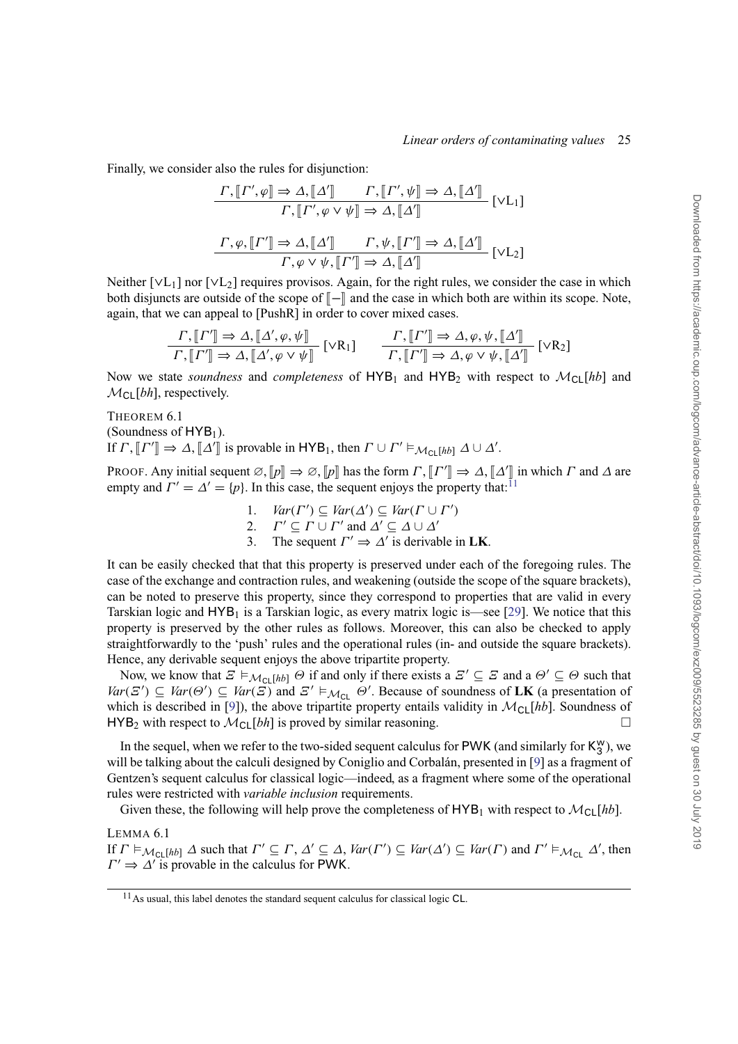Finally, we consider also the rules for disjunction:

$$\frac{\Gamma, [\![\Gamma', \varphi]\!] \Rightarrow \Delta, [\![\Delta']\!] \qquad \Gamma, [\![\Gamma', \psi]\!] \Rightarrow \Delta, [\![\Delta']\!]}{\Gamma, [\![\Gamma', \varphi \vee \psi]\!] \Rightarrow \Delta, [\![\Delta']\!]} \ [\vee L_1]$$

$$\frac{\Gamma, \varphi, [\![\Gamma']\!] \Rightarrow \Delta, [\![\Delta']\!] \qquad \Gamma, \psi, [\![\Gamma']\!] \Rightarrow \Delta, [\![\Delta']\!]}{\Gamma, \varphi \vee \psi, [\![\Gamma']\!] \Rightarrow \Delta, [\![\Delta']\!]} \ [\vee L_2]$$

Neither $[\vee L_1]$ nor $[\vee L_2]$ requires provisos. Again, for the right rules, we consider the case in which both disjuncts are outside of the scope of $[\![-]\!]$ and the case in which both are within its scope. Note, again, that we can appeal to [PushR] in order to cover mixed cases.

$$\frac{\Gamma, [\![\Gamma']\!] \Rightarrow \Delta, [\![\Delta', \varphi, \psi]\!]}{\Gamma, [\![\Gamma']\!] \Rightarrow \Delta, [\![\Delta', \varphi \vee \psi]\!]} \ [\vee R_1] \qquad \frac{\Gamma, [\![\Gamma']\!] \Rightarrow \Delta, \varphi, \psi, [\![\Delta']\!]}{\Gamma, [\![\Gamma']\!] \Rightarrow \Delta, \varphi \vee \psi, [\![\Delta']\!]} \ [\vee R_2]$$

Now we state *soundness* and *completeness* of $\mathsf{HYB}_1$ and $\mathsf{HYB}_2$ with respect to $\mathcal{M}_{\mathsf{CL}}[hb]$ and $\mathcal{M}_{\mathsf{CL}}[bh]$, respectively.

THEOREM 6.1
(Soundness of $\mathsf{HYB}_1$).
If $\Gamma, [\![\Gamma']\!] \Rightarrow \Delta, [\![\Delta']\!]$ is provable in $\mathsf{HYB}_1$, then $\Gamma \cup \Gamma' \vDash_{\mathcal{M}_{\mathsf{CL}}[hb]} \Delta \cup \Delta'$.

PROOF. Any initial sequent $\varnothing, [\![p]\!] \Rightarrow \varnothing, [\![p]\!]$ has the form $\Gamma, [\![\Gamma']\!] \Rightarrow \Delta, [\![\Delta']\!]$ in which $\Gamma$ and $\Delta$ are empty and $\Gamma' = \Delta' = \{p\}$. In this case, the sequent enjoys the property that:[11]

1. $Var(\Gamma') \subseteq Var(\Delta') \subseteq Var(\Gamma \cup \Gamma')$
2. $\Gamma' \subseteq \Gamma \cup \Gamma'$ and $\Delta' \subseteq \Delta \cup \Delta'$
3. The sequent $\Gamma' \Rightarrow \Delta'$ is derivable in **LK**.

It can be easily checked that that this property is preserved under each of the foregoing rules. The case of the exchange and contraction rules, and weakening (outside the scope of the square brackets), can be noted to preserve this property, since they correspond to properties that are valid in every Tarskian logic and $\mathsf{HYB}_1$ is a Tarskian logic, as every matrix logic is—see [29]. We notice that this property is preserved by the other rules as follows. Moreover, this can also be checked to apply straightforwardly to the 'push' rules and the operational rules (in- and outside the square brackets). Hence, any derivable sequent enjoys the above tripartite property.

Now, we know that $\Xi \vDash_{\mathcal{M}_{\mathsf{CL}}[hb]} \Theta$ if and only if there exists a $\Xi' \subseteq \Xi$ and a $\Theta' \subseteq \Theta$ such that $Var(\Xi') \subseteq Var(\Theta') \subseteq Var(\Xi)$ and $\Xi' \vDash_{\mathcal{M}_{\mathsf{CL}}} \Theta'$. Because of soundness of **LK** (a presentation of which is described in [9]), the above tripartite property entails validity in $\mathcal{M}_{\mathsf{CL}}[hb]$. Soundness of $\mathsf{HYB}_2$ with respect to $\mathcal{M}_{\mathsf{CL}}[bh]$ is proved by similar reasoning. □

In the sequel, when we refer to the two-sided sequent calculus for PWK (and similarly for $\mathsf{K}_3^{\mathsf{w}}$), we will be talking about the calculi designed by Coniglio and Corbalán, presented in [9] as a fragment of Gentzen's sequent calculus for classical logic—indeed, as a fragment where some of the operational rules were restricted with *variable inclusion* requirements.

Given these, the following will help prove the completeness of $\mathsf{HYB}_1$ with respect to $\mathcal{M}_{\mathsf{CL}}[hb]$.

LEMMA 6.1
If $\Gamma \vDash_{\mathcal{M}_{\mathsf{CL}}[hb]} \Delta$ such that $\Gamma' \subseteq \Gamma$, $\Delta' \subseteq \Delta$, $Var(\Gamma') \subseteq Var(\Delta') \subseteq Var(\Gamma)$ and $\Gamma' \vDash_{\mathcal{M}_{\mathsf{CL}}} \Delta'$, then $\Gamma' \Rightarrow \Delta'$ is provable in the calculus for PWK.

[11] As usual, this label denotes the standard sequent calculus for classical logic CL.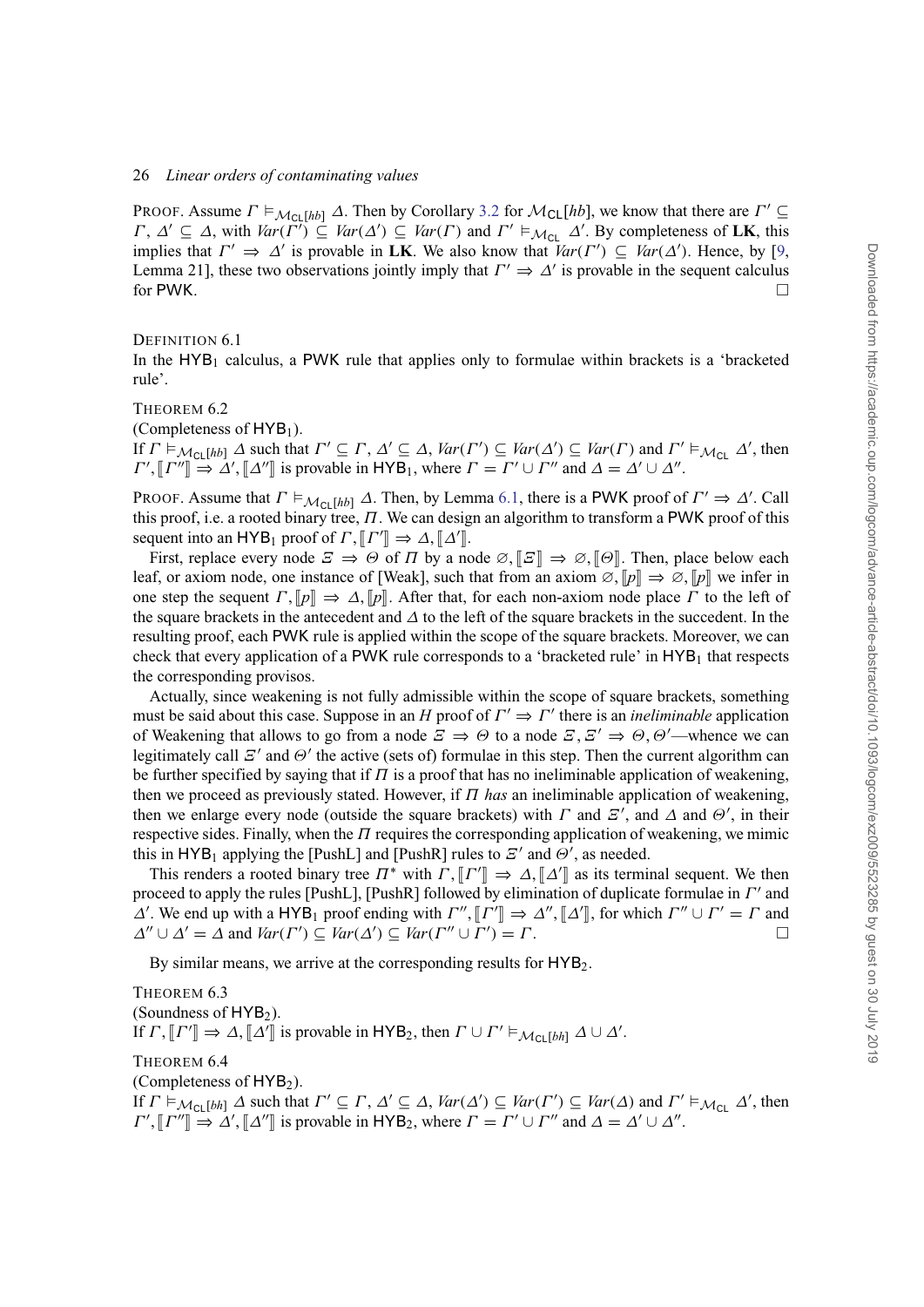PROOF. Assume $\Gamma \vDash_{\mathcal{M}_{\mathsf{CL}}[hb]} \Delta$. Then by Corollary 3.2 for $\mathcal{M}_{\mathsf{CL}}[hb]$, we know that there are $\Gamma' \subseteq \Gamma$, $\Delta' \subseteq \Delta$, with $Var(\Gamma') \subseteq Var(\Delta') \subseteq Var(\Gamma)$ and $\Gamma' \vDash_{\mathcal{M}_{\mathsf{CL}}} \Delta'$. By completeness of **LK**, this implies that $\Gamma' \Rightarrow \Delta'$ is provable in **LK**. We also know that $Var(\Gamma') \subseteq Var(\Delta')$. Hence, by [9, Lemma 21], these two observations jointly imply that $\Gamma' \Rightarrow \Delta'$ is provable in the sequent calculus for PWK. □

DEFINITION 6.1

In the $\mathsf{HYB}_1$ calculus, a PWK rule that applies only to formulae within brackets is a 'bracketed rule'.

THEOREM 6.2

(Completeness of $\mathsf{HYB}_1$).

If $\Gamma \vDash_{\mathcal{M}_{\mathsf{CL}}[hb]} \Delta$ such that $\Gamma' \subseteq \Gamma$, $\Delta' \subseteq \Delta$, $Var(\Gamma') \subseteq Var(\Delta') \subseteq Var(\Gamma)$ and $\Gamma' \vDash_{\mathcal{M}_{\mathsf{CL}}} \Delta'$, then $\Gamma', [\![\Gamma'']\!] \Rightarrow \Delta', [\![\Delta'']\!]$ is provable in $\mathsf{HYB}_1$, where $\Gamma = \Gamma' \cup \Gamma''$ and $\Delta = \Delta' \cup \Delta''$.

PROOF. Assume that $\Gamma \vDash_{\mathcal{M}_{\mathsf{CL}}[hb]} \Delta$. Then, by Lemma 6.1, there is a PWK proof of $\Gamma' \Rightarrow \Delta'$. Call this proof, i.e. a rooted binary tree, $\Pi$. We can design an algorithm to transform a PWK proof of this sequent into an $\mathsf{HYB}_1$ proof of $\Gamma, [\![\Gamma']\!] \Rightarrow \Delta, [\![\Delta']\!]$.

First, replace every node $\Xi \Rightarrow \Theta$ of $\Pi$ by a node $\varnothing, [\![\Xi]\!] \Rightarrow \varnothing, [\![\Theta]\!]$. Then, place below each leaf, or axiom node, one instance of [Weak], such that from an axiom $\varnothing, [\![p]\!] \Rightarrow \varnothing, [\![p]\!]$ we infer in one step the sequent $\Gamma, [\![p]\!] \Rightarrow \Delta, [\![p]\!]$. After that, for each non-axiom node place $\Gamma$ to the left of the square brackets in the antecedent and $\Delta$ to the left of the square brackets in the succedent. In the resulting proof, each PWK rule is applied within the scope of the square brackets. Moreover, we can check that every application of a PWK rule corresponds to a 'bracketed rule' in $\mathsf{HYB}_1$ that respects the corresponding provisos.

Actually, since weakening is not fully admissible within the scope of square brackets, something must be said about this case. Suppose in an $H$ proof of $\Gamma' \Rightarrow \Gamma'$ there is an *ineliminable* application of Weakening that allows to go from a node $\Xi \Rightarrow \Theta$ to a node $\Xi, \Xi' \Rightarrow \Theta, \Theta'$—whence we can legitimately call $\Xi'$ and $\Theta'$ the active (sets of) formulae in this step. Then the current algorithm can be further specified by saying that if $\Pi$ is a proof that has no ineliminable application of weakening, then we proceed as previously stated. However, if $\Pi$ *has* an ineliminable application of weakening, then we enlarge every node (outside the square brackets) with $\Gamma$ and $\Xi'$, and $\Delta$ and $\Theta'$, in their respective sides. Finally, when the $\Pi$ requires the corresponding application of weakening, we mimic this in $\mathsf{HYB}_1$ applying the [PushL] and [PushR] rules to $\Xi'$ and $\Theta'$, as needed.

This renders a rooted binary tree $\Pi^*$ with $\Gamma, [\![\Gamma']\!] \Rightarrow \Delta, [\![\Delta']\!]$ as its terminal sequent. We then proceed to apply the rules [PushL], [PushR] followed by elimination of duplicate formulae in $\Gamma'$ and $\Delta'$. We end up with a $\mathsf{HYB}_1$ proof ending with $\Gamma'', [\![\Gamma']\!] \Rightarrow \Delta'', [\![\Delta']\!]$, for which $\Gamma'' \cup \Gamma' = \Gamma$ and $\Delta'' \cup \Delta' = \Delta$ and $Var(\Gamma') \subseteq Var(\Delta') \subseteq Var(\Gamma'' \cup \Gamma') = \Gamma$. □

By similar means, we arrive at the corresponding results for $\mathsf{HYB}_2$.

THEOREM 6.3

(Soundness of $\mathsf{HYB}_2$).

If $\Gamma, [\![\Gamma']\!] \Rightarrow \Delta, [\![\Delta']\!]$ is provable in $\mathsf{HYB}_2$, then $\Gamma \cup \Gamma' \vDash_{\mathcal{M}_{\mathsf{CL}}[bh]} \Delta \cup \Delta'$.

THEOREM 6.4

(Completeness of $\mathsf{HYB}_2$).

If $\Gamma \vDash_{\mathcal{M}_{\mathsf{CL}}[bh]} \Delta$ such that $\Gamma' \subseteq \Gamma$, $\Delta' \subseteq \Delta$, $Var(\Delta') \subseteq Var(\Gamma') \subseteq Var(\Delta)$ and $\Gamma' \vDash_{\mathcal{M}_{\mathsf{CL}}} \Delta'$, then $\Gamma', [\![\Gamma'']\!] \Rightarrow \Delta', [\![\Delta'']\!]$ is provable in $\mathsf{HYB}_2$, where $\Gamma = \Gamma' \cup \Gamma''$ and $\Delta = \Delta' \cup \Delta''$.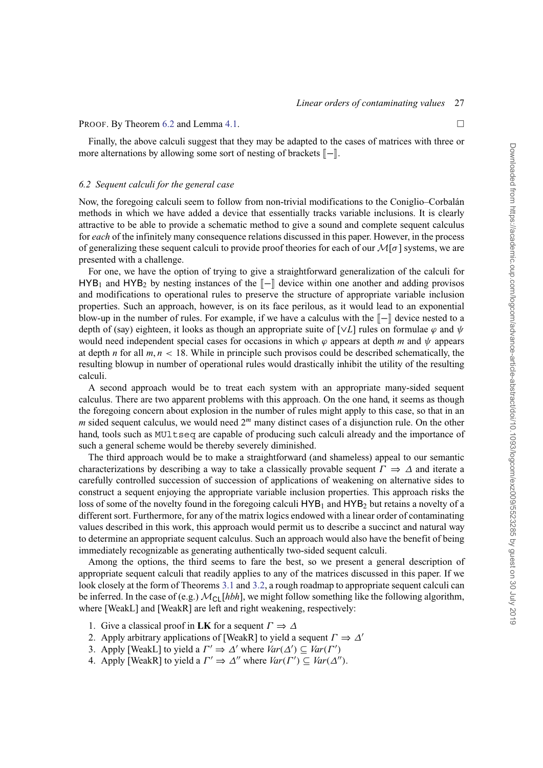PROOF. By Theorem 6.2 and Lemma 4.1. □

Finally, the above calculi suggest that they may be adapted to the cases of matrices with three or more alternations by allowing some sort of nesting of brackets $[\![-]\!]$.

### 6.2 Sequent calculi for the general case

Now, the foregoing calculi seem to follow from non-trivial modifications to the Coniglio–Corbalán methods in which we have added a device that essentially tracks variable inclusions. It is clearly attractive to be able to provide a schematic method to give a sound and complete sequent calculus for *each* of the infinitely many consequence relations discussed in this paper. However, in the process of generalizing these sequent calculi to provide proof theories for each of our $\mathcal{M}[\sigma]$ systems, we are presented with a challenge.

For one, we have the option of trying to give a straightforward generalization of the calculi for $\mathsf{HYB}_1$ and $\mathsf{HYB}_2$ by nesting instances of the $[\![-]\!]$ device within one another and adding provisos and modifications to operational rules to preserve the structure of appropriate variable inclusion properties. Such an approach, however, is on its face perilous, as it would lead to an exponential blow-up in the number of rules. For example, if we have a calculus with the $[\![-]\!]$ device nested to a depth of (say) eighteen, it looks as though an appropriate suite of $[\vee L]$ rules on formulae $\varphi$ and $\psi$ would need independent special cases for occasions in which $\varphi$ appears at depth $m$ and $\psi$ appears at depth $n$ for all $m, n < 18$. While in principle such provisos could be described schematically, the resulting blowup in number of operational rules would drastically inhibit the utility of the resulting calculi.

A second approach would be to treat each system with an appropriate many-sided sequent calculus. There are two apparent problems with this approach. On the one hand, it seems as though the foregoing concern about explosion in the number of rules might apply to this case, so that in an $m$ sided sequent calculus, we would need $2^m$ many distinct cases of a disjunction rule. On the other hand, tools such as `MUltseq` are capable of producing such calculi already and the importance of such a general scheme would be thereby severely diminished.

The third approach would be to make a straightforward (and shameless) appeal to our semantic characterizations by describing a way to take a classically provable sequent $\Gamma \Rightarrow \Delta$ and iterate a carefully controlled succession of succession of applications of weakening on alternative sides to construct a sequent enjoying the appropriate variable inclusion properties. This approach risks the loss of some of the novelty found in the foregoing calculi $\mathsf{HYB}_1$ and $\mathsf{HYB}_2$ but retains a novelty of a different sort. Furthermore, for any of the matrix logics endowed with a linear order of contaminating values described in this work, this approach would permit us to describe a succinct and natural way to determine an appropriate sequent calculus. Such an approach would also have the benefit of being immediately recognizable as generating authentically two-sided sequent calculi.

Among the options, the third seems to fare the best, so we present a general description of appropriate sequent calculi that readily applies to any of the matrices discussed in this paper. If we look closely at the form of Theorems 3.1 and 3.2, a rough roadmap to appropriate sequent calculi can be inferred. In the case of (e.g.) $\mathcal{M}_{\mathsf{CL}}[hbh]$, we might follow something like the following algorithm, where [WeakL] and [WeakR] are left and right weakening, respectively:

1. Give a classical proof in **LK** for a sequent $\Gamma \Rightarrow \Delta$
2. Apply arbitrary applications of [WeakR] to yield a sequent $\Gamma \Rightarrow \Delta'$
3. Apply [WeakL] to yield a $\Gamma' \Rightarrow \Delta'$ where $Var(\Delta') \subseteq Var(\Gamma')$
4. Apply [WeakR] to yield a $\Gamma' \Rightarrow \Delta''$ where $Var(\Gamma') \subseteq Var(\Delta'')$.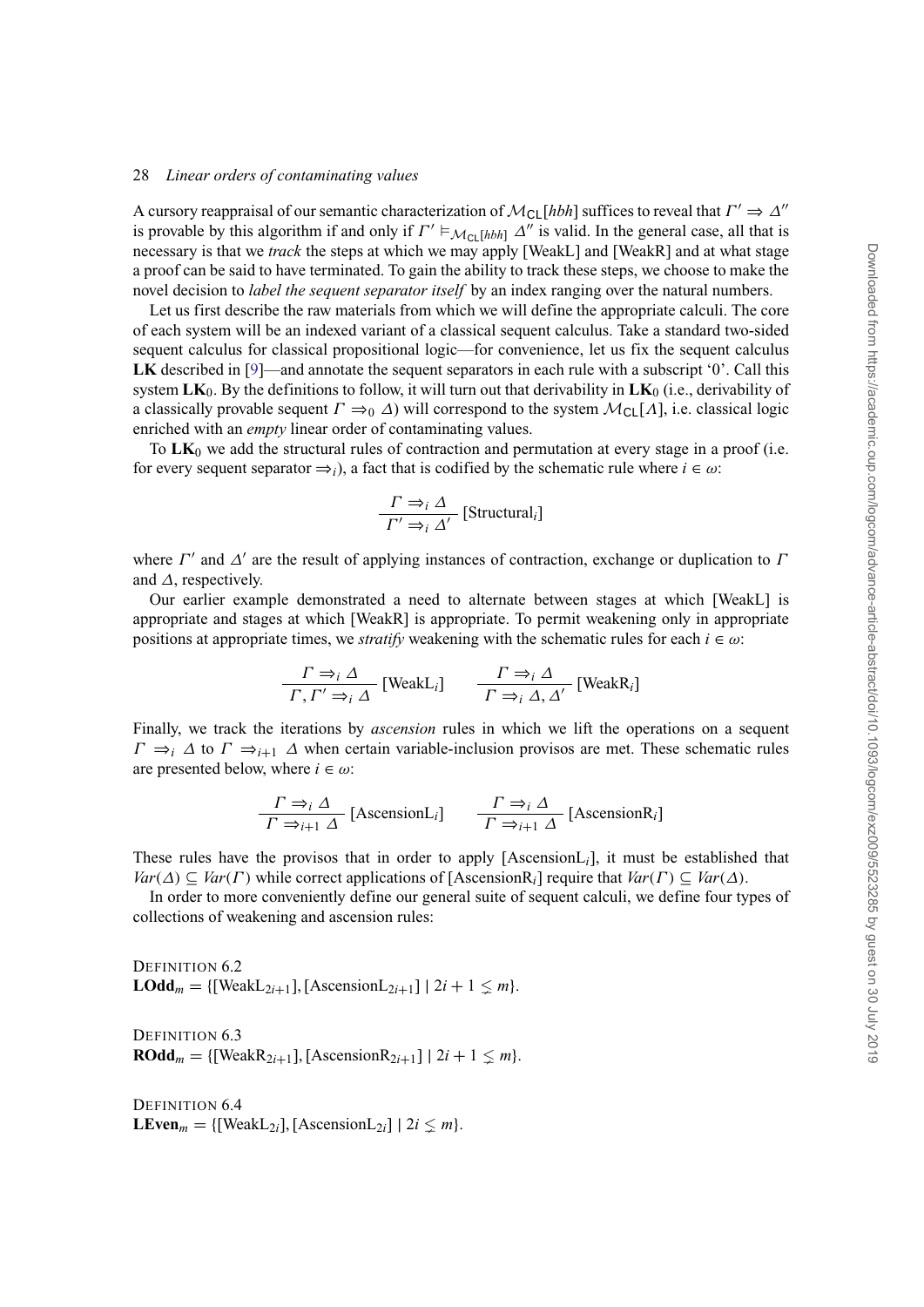A cursory reappraisal of our semantic characterization of $\mathcal{M}_{\mathsf{CL}}[hbh]$ suffices to reveal that $\Gamma' \Rightarrow \Delta''$ is provable by this algorithm if and only if $\Gamma' \vDash_{\mathcal{M}_{\mathsf{CL}}[hbh]} \Delta''$ is valid. In the general case, all that is necessary is that we *track* the steps at which we may apply [WeakL] and [WeakR] and at what stage a proof can be said to have terminated. To gain the ability to track these steps, we choose to make the novel decision to *label the sequent separator itself* by an index ranging over the natural numbers.

Let us first describe the raw materials from which we will define the appropriate calculi. The core of each system will be an indexed variant of a classical sequent calculus. Take a standard two-sided sequent calculus for classical propositional logic—for convenience, let us fix the sequent calculus **LK** described in [9]—and annotate the sequent separators in each rule with a subscript '0'. Call this system $\mathbf{LK}_0$. By the definitions to follow, it will turn out that derivability in $\mathbf{LK}_0$ (i.e., derivability of a classically provable sequent $\Gamma \Rightarrow_0 \Delta$) will correspond to the system $\mathcal{M}_{\mathsf{CL}}[\Lambda]$, i.e. classical logic enriched with an *empty* linear order of contaminating values.

To $\mathbf{LK}_0$ we add the structural rules of contraction and permutation at every stage in a proof (i.e. for every sequent separator $\Rightarrow_i$), a fact that is codified by the schematic rule where $i \in \omega$:

$$\frac{\Gamma \Rightarrow_i \Delta}{\Gamma' \Rightarrow_i \Delta'} \text{ [Structural}_i\text{]}$$

where $\Gamma'$ and $\Delta'$ are the result of applying instances of contraction, exchange or duplication to $\Gamma$ and $\Delta$, respectively.

Our earlier example demonstrated a need to alternate between stages at which [WeakL] is appropriate and stages at which [WeakR] is appropriate. To permit weakening only in appropriate positions at appropriate times, we *stratify* weakening with the schematic rules for each $i \in \omega$:

$$\frac{\Gamma \Rightarrow_i \Delta}{\Gamma, \Gamma' \Rightarrow_i \Delta} \text{ [WeakL}_i\text{]} \qquad \frac{\Gamma \Rightarrow_i \Delta}{\Gamma \Rightarrow_i \Delta, \Delta'} \text{ [WeakR}_i\text{]}$$

Finally, we track the iterations by *ascension* rules in which we lift the operations on a sequent $\Gamma \Rightarrow_i \Delta$ to $\Gamma \Rightarrow_{i+1} \Delta$ when certain variable-inclusion provisos are met. These schematic rules are presented below, where $i \in \omega$:

$$\frac{\Gamma \Rightarrow_i \Delta}{\Gamma \Rightarrow_{i+1} \Delta} \text{ [AscensionL}_i\text{]} \qquad \frac{\Gamma \Rightarrow_i \Delta}{\Gamma \Rightarrow_{i+1} \Delta} \text{ [AscensionR}_i\text{]}$$

These rules have the provisos that in order to apply [AscensionL$_i$], it must be established that $Var(\Delta) \subseteq Var(\Gamma)$ while correct applications of [AscensionR$_i$] require that $Var(\Gamma) \subseteq Var(\Delta)$.

In order to more conveniently define our general suite of sequent calculi, we define four types of collections of weakening and ascension rules:

DEFINITION 6.2
$\mathbf{LOdd}_m = \{[\text{WeakL}_{2i+1}], [\text{AscensionL}_{2i+1}] \mid 2i + 1 \lneq m\}$.

DEFINITION 6.3
$\mathbf{ROdd}_m = \{[\text{WeakR}_{2i+1}], [\text{AscensionR}_{2i+1}] \mid 2i + 1 \lneq m\}$.

DEFINITION 6.4
$\mathbf{LEven}_m = \{[\text{WeakL}_{2i}], [\text{AscensionL}_{2i}] \mid 2i \lneq m\}$.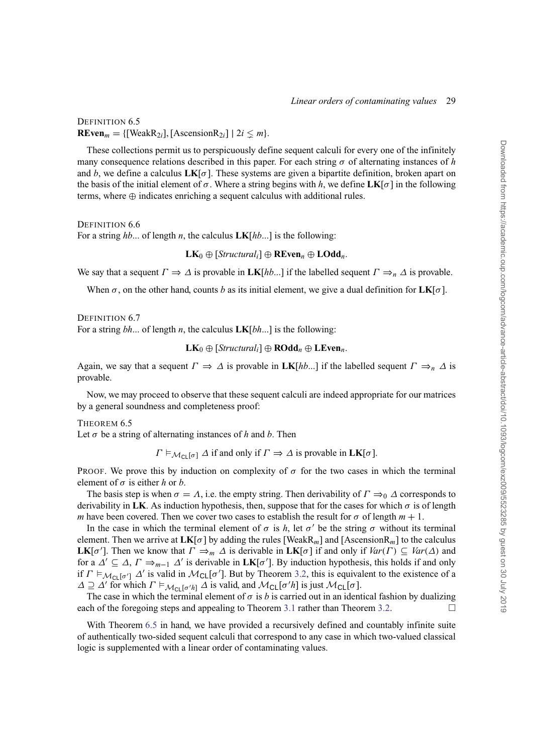DEFINITION 6.5

$\mathbf{REven}_m = \{[\text{WeakR}_{2i}], [\text{AscensionR}_{2i}] \mid 2i \lesssim m\}$.

These collections permit us to perspicuously define sequent calculi for every one of the infinitely many consequence relations described in this paper. For each string $\sigma$ of alternating instances of $h$ and $b$, we define a calculus $\mathbf{LK}[\sigma]$. These systems are given a bipartite definition, broken apart on the basis of the initial element of $\sigma$. Where a string begins with $h$, we define $\mathbf{LK}[\sigma]$ in the following terms, where $\oplus$ indicates enriching a sequent calculus with additional rules.

DEFINITION 6.6

For a string $hb...$ of length $n$, the calculus $\mathbf{LK}[hb...]$ is the following:

$$\mathbf{LK}_0 \oplus [\mathit{Structural}_i] \oplus \mathbf{REven}_n \oplus \mathbf{LOdd}_n.$$

We say that a sequent $\Gamma \Rightarrow \Delta$ is provable in $\mathbf{LK}[hb...]$ if the labelled sequent $\Gamma \Rightarrow_n \Delta$ is provable.

When $\sigma$, on the other hand, counts $b$ as its initial element, we give a dual definition for $\mathbf{LK}[\sigma]$.

DEFINITION 6.7

For a string $bh...$ of length $n$, the calculus $\mathbf{LK}[bh...]$ is the following:

$$\mathbf{LK}_0 \oplus [\mathit{Structural}_i] \oplus \mathbf{ROdd}_n \oplus \mathbf{LEven}_n.$$

Again, we say that a sequent $\Gamma \Rightarrow \Delta$ is provable in $\mathbf{LK}[hb...]$ if the labelled sequent $\Gamma \Rightarrow_n \Delta$ is provable.

Now, we may proceed to observe that these sequent calculi are indeed appropriate for our matrices by a general soundness and completeness proof:

THEOREM 6.5

Let $\sigma$ be a string of alternating instances of $h$ and $b$. Then

$$\Gamma \vDash_{\mathcal{M}_{\mathsf{CL}}[\sigma]} \Delta \text{ if and only if } \Gamma \Rightarrow \Delta \text{ is provable in } \mathbf{LK}[\sigma].$$

PROOF. We prove this by induction on complexity of $\sigma$ for the two cases in which the terminal element of $\sigma$ is either $h$ or $b$.

The basis step is when $\sigma = \Lambda$, i.e. the empty string. Then derivability of $\Gamma \Rightarrow_0 \Delta$ corresponds to derivability in $\mathbf{LK}$. As induction hypothesis, then, suppose that for the cases for which $\sigma$ is of length $m$ have been covered. Then we cover two cases to establish the result for $\sigma$ of length $m+1$.

In the case in which the terminal element of $\sigma$ is $h$, let $\sigma'$ be the string $\sigma$ without its terminal element. Then we arrive at $\mathbf{LK}[\sigma]$ by adding the rules $[\text{WeakR}_m]$ and $[\text{AscensionR}_m]$ to the calculus $\mathbf{LK}[\sigma']$. Then we know that $\Gamma \Rightarrow_m \Delta$ is derivable in $\mathbf{LK}[\sigma]$ if and only if $\mathit{Var}(\Gamma) \subseteq \mathit{Var}(\Delta)$ and for a $\Delta' \subseteq \Delta$, $\Gamma \Rightarrow_{m-1} \Delta'$ is derivable in $\mathbf{LK}[\sigma']$. By induction hypothesis, this holds if and only if $\Gamma \vDash_{\mathcal{M}_{\mathsf{CL}}[\sigma']} \Delta'$ is valid in $\mathcal{M}_{\mathsf{CL}}[\sigma']$. But by Theorem 3.2, this is equivalent to the existence of a $\Delta \supseteq \Delta'$ for which $\Gamma \vDash_{\mathcal{M}_{\mathsf{CL}}[\sigma' h]} \Delta$ is valid, and $\mathcal{M}_{\mathsf{CL}}[\sigma' h]$ is just $\mathcal{M}_{\mathsf{CL}}[\sigma]$.

The case in which the terminal element of $\sigma$ is $b$ is carried out in an identical fashion by dualizing each of the foregoing steps and appealing to Theorem 3.1 rather than Theorem 3.2. □

With Theorem 6.5 in hand, we have provided a recursively defined and countably infinite suite of authentically two-sided sequent calculi that correspond to any case in which two-valued classical logic is supplemented with a linear order of contaminating values.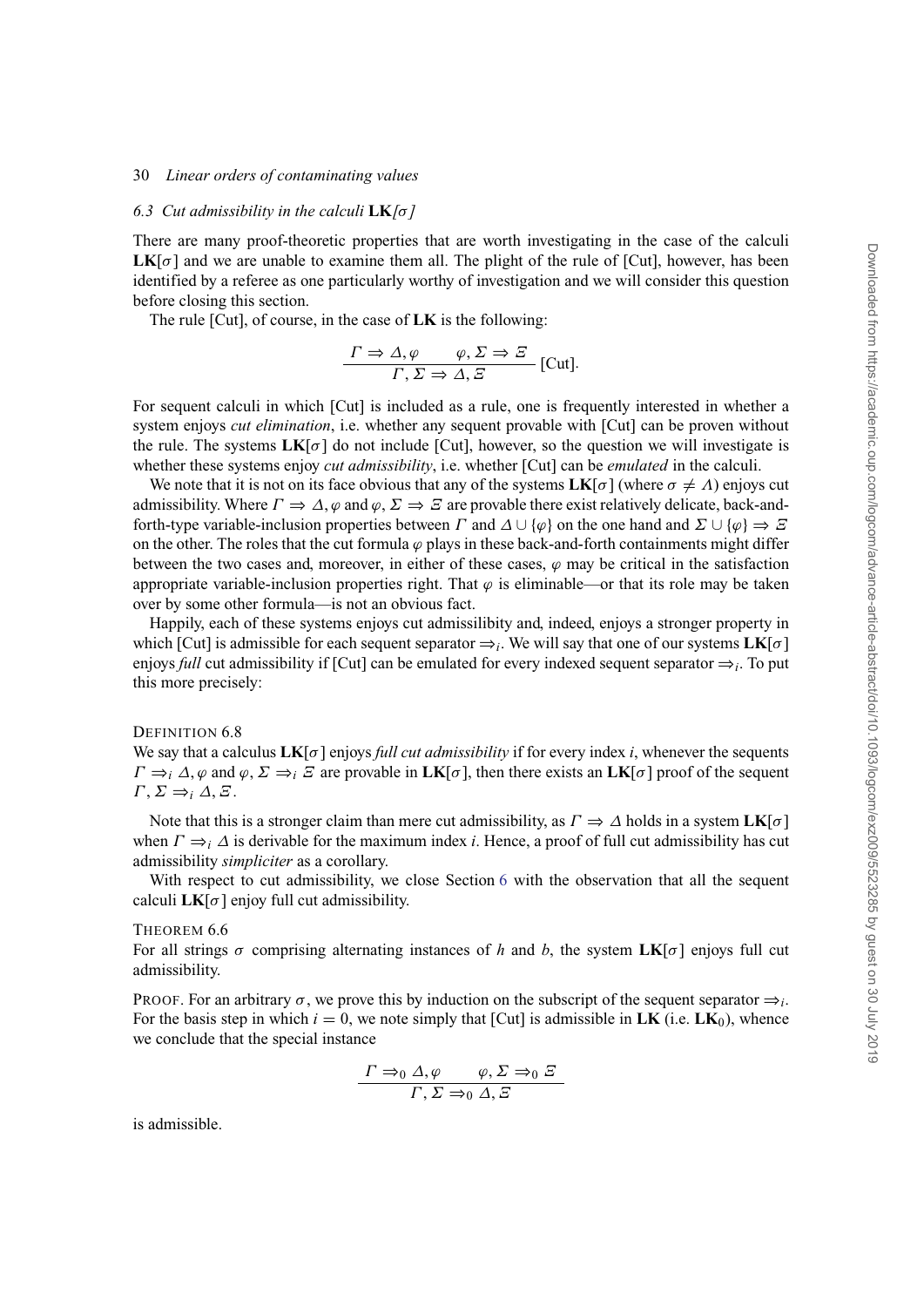### 6.3 Cut admissibility in the calculi $\mathbf{LK}[\sigma]$

There are many proof-theoretic properties that are worth investigating in the case of the calculi $\mathbf{LK}[\sigma]$ and we are unable to examine them all. The plight of the rule of [Cut], however, has been identified by a referee as one particularly worthy of investigation and we will consider this question before closing this section.

The rule [Cut], of course, in the case of **LK** is the following:

$$\frac{\Gamma \Rightarrow \Delta, \varphi \qquad \varphi, \Sigma \Rightarrow \Xi}{\Gamma, \Sigma \Rightarrow \Delta, \Xi} \text{ [Cut]}.$$

For sequent calculi in which [Cut] is included as a rule, one is frequently interested in whether a system enjoys *cut elimination*, i.e. whether any sequent provable with [Cut] can be proven without the rule. The systems $\mathbf{LK}[\sigma]$ do not include [Cut], however, so the question we will investigate is whether these systems enjoy *cut admissibility*, i.e. whether [Cut] can be *emulated* in the calculi.

We note that it is not on its face obvious that any of the systems $\mathbf{LK}[\sigma]$ (where $\sigma \neq \Lambda$) enjoys cut admissibility. Where $\Gamma \Rightarrow \Delta, \varphi$ and $\varphi, \Sigma \Rightarrow \Xi$ are provable there exist relatively delicate, back-and-forth-type variable-inclusion properties between $\Gamma$ and $\Delta \cup \{\varphi\}$ on the one hand and $\Sigma \cup \{\varphi\} \Rightarrow \Xi$ on the other. The roles that the cut formula $\varphi$ plays in these back-and-forth containments might differ between the two cases and, moreover, in either of these cases, $\varphi$ may be critical in the satisfaction appropriate variable-inclusion properties right. That $\varphi$ is eliminable—or that its role may be taken over by some other formula—is not an obvious fact.

Happily, each of these systems enjoys cut admissilibity and, indeed, enjoys a stronger property in which [Cut] is admissible for each sequent separator $\Rightarrow_i$. We will say that one of our systems $\mathbf{LK}[\sigma]$ enjoys *full* cut admissibility if [Cut] can be emulated for every indexed sequent separator $\Rightarrow_i$. To put this more precisely:

DEFINITION 6.8

We say that a calculus $\mathbf{LK}[\sigma]$ enjoys *full cut admissibility* if for every index $i$, whenever the sequents $\Gamma \Rightarrow_i \Delta, \varphi$ and $\varphi, \Sigma \Rightarrow_i \Xi$ are provable in $\mathbf{LK}[\sigma]$, then there exists an $\mathbf{LK}[\sigma]$ proof of the sequent $\Gamma, \Sigma \Rightarrow_i \Delta, \Xi$.

Note that this is a stronger claim than mere cut admissibility, as $\Gamma \Rightarrow \Delta$ holds in a system $\mathbf{LK}[\sigma]$ when $\Gamma \Rightarrow_i \Delta$ is derivable for the maximum index $i$. Hence, a proof of full cut admissibility has cut admissibility *simpliciter* as a corollary.

With respect to cut admissibility, we close Section 6 with the observation that all the sequent calculi $\mathbf{LK}[\sigma]$ enjoy full cut admissibility.

THEOREM 6.6

For all strings $\sigma$ comprising alternating instances of $h$ and $b$, the system $\mathbf{LK}[\sigma]$ enjoys full cut admissibility.

PROOF. For an arbitrary $\sigma$, we prove this by induction on the subscript of the sequent separator $\Rightarrow_i$. For the basis step in which $i = 0$, we note simply that [Cut] is admissible in **LK** (i.e. $\mathbf{LK}_0$), whence we conclude that the special instance

$$\frac{\Gamma \Rightarrow_0 \Delta, \varphi \qquad \varphi, \Sigma \Rightarrow_0 \Xi}{\Gamma, \Sigma \Rightarrow_0 \Delta, \Xi}$$

is admissible.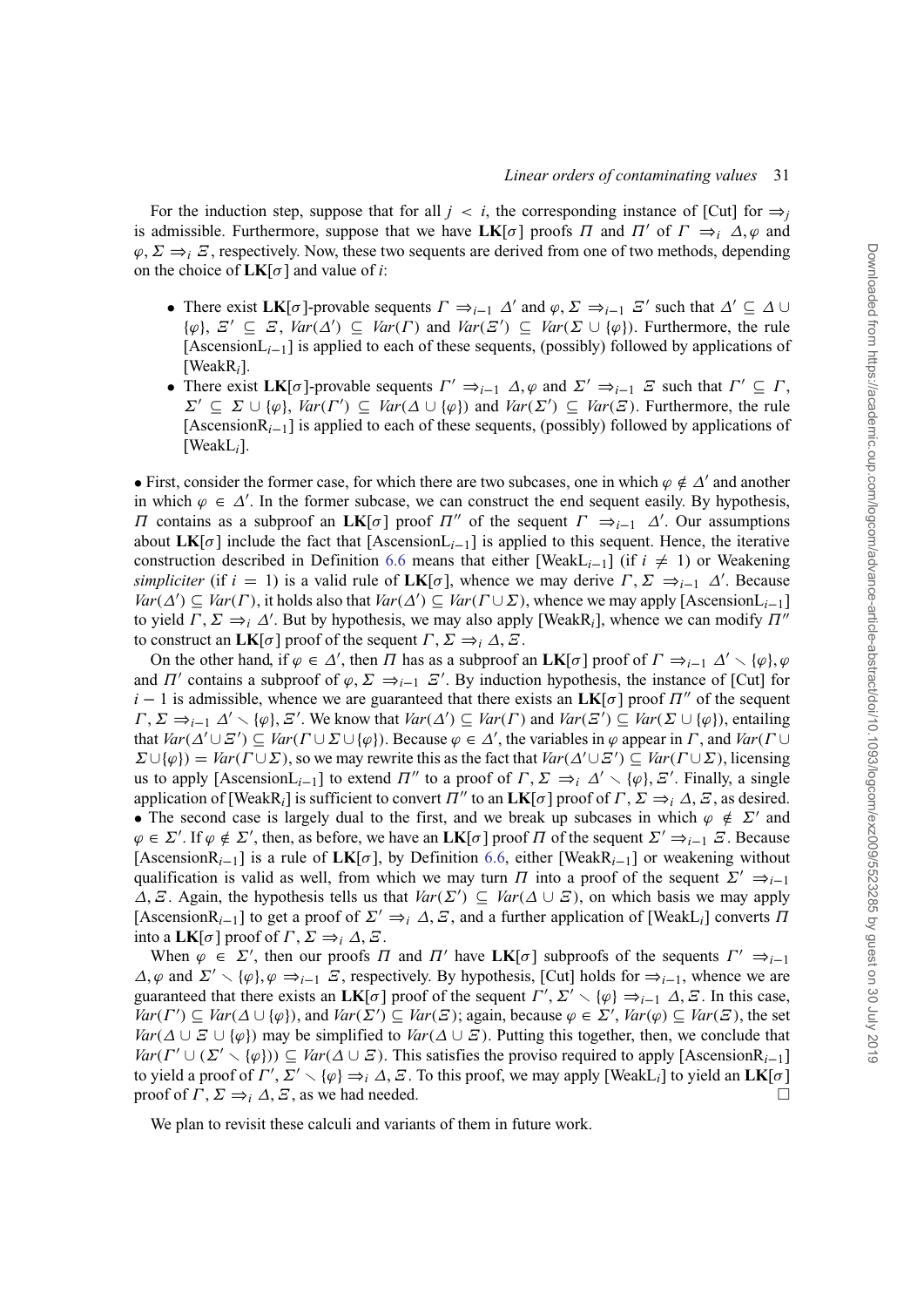For the induction step, suppose that for all $j < i$, the corresponding instance of [Cut] for $\Rightarrow_j$ is admissible. Furthermore, suppose that we have $\mathbf{LK}[\sigma]$ proofs $\Pi$ and $\Pi'$ of $\Gamma \Rightarrow_i \Delta, \varphi$ and $\varphi, \Sigma \Rightarrow_i \Xi$, respectively. Now, these two sequents are derived from one of two methods, depending on the choice of $\mathbf{LK}[\sigma]$ and value of $i$:

- There exist $\mathbf{LK}[\sigma]$-provable sequents $\Gamma \Rightarrow_{i-1} \Delta'$ and $\varphi, \Sigma \Rightarrow_{i-1} \Xi'$ such that $\Delta' \subseteq \Delta \cup \{\varphi\}$, $\Xi' \subseteq \Xi$, $Var(\Delta') \subseteq Var(\Gamma)$ and $Var(\Xi') \subseteq Var(\Sigma \cup \{\varphi\})$. Furthermore, the rule [Ascension$\text{L}_{i-1}$] is applied to each of these sequents, (possibly) followed by applications of [Weak$\text{R}_i$].
- There exist $\mathbf{LK}[\sigma]$-provable sequents $\Gamma' \Rightarrow_{i-1} \Delta, \varphi$ and $\Sigma' \Rightarrow_{i-1} \Xi$ such that $\Gamma' \subseteq \Gamma$, $\Sigma' \subseteq \Sigma \cup \{\varphi\}$, $Var(\Gamma') \subseteq Var(\Delta \cup \{\varphi\})$ and $Var(\Sigma') \subseteq Var(\Xi)$. Furthermore, the rule [Ascension$\text{R}_{i-1}$] is applied to each of these sequents, (possibly) followed by applications of [Weak$\text{L}_i$].

• First, consider the former case, for which there are two subcases, one in which $\varphi \notin \Delta'$ and another in which $\varphi \in \Delta'$. In the former subcase, we can construct the end sequent easily. By hypothesis, $\Pi$ contains as a subproof an $\mathbf{LK}[\sigma]$ proof $\Pi''$ of the sequent $\Gamma \Rightarrow_{i-1} \Delta'$. Our assumptions about $\mathbf{LK}[\sigma]$ include the fact that [Ascension$\text{L}_{i-1}$] is applied to this sequent. Hence, the iterative construction described in Definition 6.6 means that either [Weak$\text{L}_{i-1}$] (if $i \neq 1$) or Weakening *simpliciter* (if $i = 1$) is a valid rule of $\mathbf{LK}[\sigma]$, whence we may derive $\Gamma, \Sigma \Rightarrow_{i-1} \Delta'$. Because $Var(\Delta') \subseteq Var(\Gamma)$, it holds also that $Var(\Delta') \subseteq Var(\Gamma \cup \Sigma)$, whence we may apply [Ascension$\text{L}_{i-1}$] to yield $\Gamma, \Sigma \Rightarrow_i \Delta'$. But by hypothesis, we may also apply [Weak$\text{R}_i$], whence we can modify $\Pi''$ to construct an $\mathbf{LK}[\sigma]$ proof of the sequent $\Gamma, \Sigma \Rightarrow_i \Delta, \Xi$.

On the other hand, if $\varphi \in \Delta'$, then $\Pi$ has as a subproof an $\mathbf{LK}[\sigma]$ proof of $\Gamma \Rightarrow_{i-1} \Delta' \smallsetminus \{\varphi\}, \varphi$ and $\Pi'$ contains a subproof of $\varphi, \Sigma \Rightarrow_{i-1} \Xi'$. By induction hypothesis, the instance of [Cut] for $i-1$ is admissible, whence we are guaranteed that there exists an $\mathbf{LK}[\sigma]$ proof $\Pi''$ of the sequent $\Gamma, \Sigma \Rightarrow_{i-1} \Delta' \smallsetminus \{\varphi\}, \Xi'$. We know that $Var(\Delta') \subseteq Var(\Gamma)$ and $Var(\Xi') \subseteq Var(\Sigma \cup \{\varphi\})$, entailing that $Var(\Delta' \cup \Xi') \subseteq Var(\Gamma \cup \Sigma \cup \{\varphi\})$. Because $\varphi \in \Delta'$, the variables in $\varphi$ appear in $\Gamma$, and $Var(\Gamma \cup \Sigma \cup \{\varphi\}) = Var(\Gamma \cup \Sigma)$, so we may rewrite this as the fact that $Var(\Delta' \cup \Xi') \subseteq Var(\Gamma \cup \Sigma)$, licensing us to apply [Ascension$\text{L}_{i-1}$] to extend $\Pi''$ to a proof of $\Gamma, \Sigma \Rightarrow_i \Delta' \smallsetminus \{\varphi\}, \Xi'$. Finally, a single application of [Weak$\text{R}_i$] is sufficient to convert $\Pi''$ to an $\mathbf{LK}[\sigma]$ proof of $\Gamma, \Sigma \Rightarrow_i \Delta, \Xi$, as desired.
• The second case is largely dual to the first, and we break up subcases in which $\varphi \notin \Sigma'$ and $\varphi \in \Sigma'$. If $\varphi \notin \Sigma'$, then, as before, we have an $\mathbf{LK}[\sigma]$ proof $\Pi$ of the sequent $\Sigma' \Rightarrow_{i-1} \Xi$. Because [Ascension$\text{R}_{i-1}$] is a rule of $\mathbf{LK}[\sigma]$, by Definition 6.6, either [Weak$\text{R}_{i-1}$] or weakening without qualification is valid as well, from which we may turn $\Pi$ into a proof of the sequent $\Sigma' \Rightarrow_{i-1} \Delta, \Xi$. Again, the hypothesis tells us that $Var(\Sigma') \subseteq Var(\Delta \cup \Xi)$, on which basis we may apply [Ascension$\text{R}_{i-1}$] to get a proof of $\Sigma' \Rightarrow_i \Delta, \Xi$, and a further application of [Weak$\text{L}_i$] converts $\Pi$ into a $\mathbf{LK}[\sigma]$ proof of $\Gamma, \Sigma \Rightarrow_i \Delta, \Xi$.

When $\varphi \in \Sigma'$, then our proofs $\Pi$ and $\Pi'$ have $\mathbf{LK}[\sigma]$ subproofs of the sequents $\Gamma' \Rightarrow_{i-1} \Delta, \varphi$ and $\Sigma' \smallsetminus \{\varphi\}, \varphi \Rightarrow_{i-1} \Xi$, respectively. By hypothesis, [Cut] holds for $\Rightarrow_{i-1}$, whence we are guaranteed that there exists an $\mathbf{LK}[\sigma]$ proof of the sequent $\Gamma', \Sigma' \smallsetminus \{\varphi\} \Rightarrow_{i-1} \Delta, \Xi$. In this case, $Var(\Gamma') \subseteq Var(\Delta \cup \{\varphi\})$, and $Var(\Sigma') \subseteq Var(\Xi)$; again, because $\varphi \in \Sigma'$, $Var(\varphi) \subseteq Var(\Xi)$, the set $Var(\Delta \cup \Xi \cup \{\varphi\})$ may be simplified to $Var(\Delta \cup \Xi)$. Putting this together, then, we conclude that $Var(\Gamma' \cup (\Sigma' \smallsetminus \{\varphi\})) \subseteq Var(\Delta \cup \Xi)$. This satisfies the proviso required to apply [Ascension$\text{R}_{i-1}$] to yield a proof of $\Gamma', \Sigma' \smallsetminus \{\varphi\} \Rightarrow_i \Delta, \Xi$. To this proof, we may apply [Weak$\text{L}_i$] to yield an $\mathbf{LK}[\sigma]$ proof of $\Gamma, \Sigma \Rightarrow_i \Delta, \Xi$, as we had needed. □

We plan to revisit these calculi and variants of them in future work.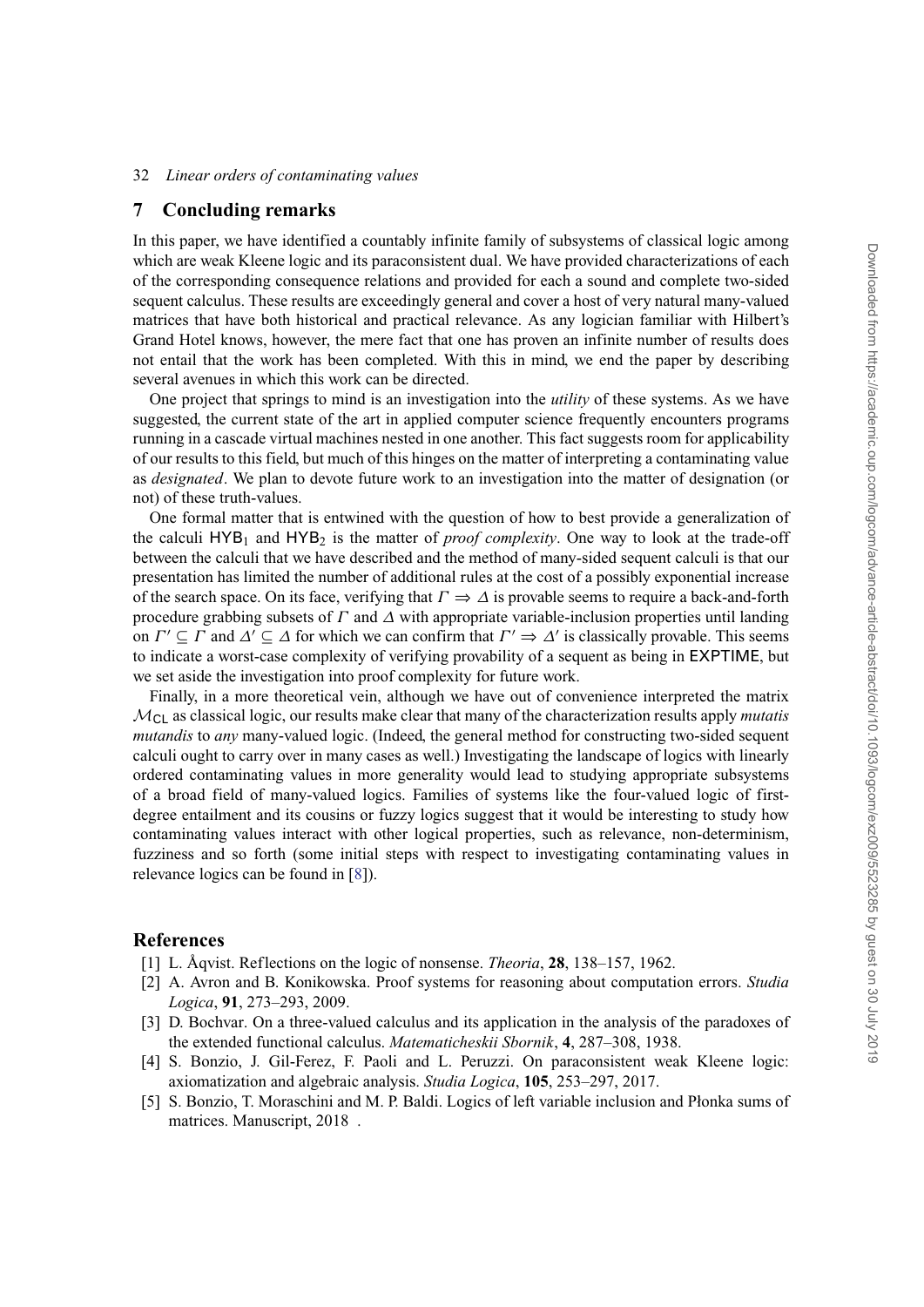## 7 Concluding remarks

In this paper, we have identified a countably infinite family of subsystems of classical logic among which are weak Kleene logic and its paraconsistent dual. We have provided characterizations of each of the corresponding consequence relations and provided for each a sound and complete two-sided sequent calculus. These results are exceedingly general and cover a host of very natural many-valued matrices that have both historical and practical relevance. As any logician familiar with Hilbert's Grand Hotel knows, however, the mere fact that one has proven an infinite number of results does not entail that the work has been completed. With this in mind, we end the paper by describing several avenues in which this work can be directed.

One project that springs to mind is an investigation into the *utility* of these systems. As we have suggested, the current state of the art in applied computer science frequently encounters programs running in a cascade virtual machines nested in one another. This fact suggests room for applicability of our results to this field, but much of this hinges on the matter of interpreting a contaminating value as *designated*. We plan to devote future work to an investigation into the matter of designation (or not) of these truth-values.

One formal matter that is entwined with the question of how to best provide a generalization of the calculi $\mathsf{HYB}_1$ and $\mathsf{HYB}_2$ is the matter of *proof complexity*. One way to look at the trade-off between the calculi that we have described and the method of many-sided sequent calculi is that our presentation has limited the number of additional rules at the cost of a possibly exponential increase of the search space. On its face, verifying that $\Gamma \Rightarrow \Delta$ is provable seems to require a back-and-forth procedure grabbing subsets of $\Gamma$ and $\Delta$ with appropriate variable-inclusion properties until landing on $\Gamma' \subseteq \Gamma$ and $\Delta' \subseteq \Delta$ for which we can confirm that $\Gamma' \Rightarrow \Delta'$ is classically provable. This seems to indicate a worst-case complexity of verifying provability of a sequent as being in $\mathsf{EXPTIME}$, but we set aside the investigation into proof complexity for future work.

Finally, in a more theoretical vein, although we have out of convenience interpreted the matrix $\mathcal{M}_{\mathsf{CL}}$ as classical logic, our results make clear that many of the characterization results apply *mutatis mutandis* to *any* many-valued logic. (Indeed, the general method for constructing two-sided sequent calculi ought to carry over in many cases as well.) Investigating the landscape of logics with linearly ordered contaminating values in more generality would lead to studying appropriate subsystems of a broad field of many-valued logics. Families of systems like the four-valued logic of first-degree entailment and its cousins or fuzzy logics suggest that it would be interesting to study how contaminating values interact with other logical properties, such as relevance, non-determinism, fuzziness and so forth (some initial steps with respect to investigating contaminating values in relevance logics can be found in [8]).

## References

[1] L. Åqvist. Reflections on the logic of nonsense. *Theoria*, **28**, 138–157, 1962.

[2] A. Avron and B. Konikowska. Proof systems for reasoning about computation errors. *Studia Logica*, **91**, 273–293, 2009.

[3] D. Bochvar. On a three-valued calculus and its application in the analysis of the paradoxes of the extended functional calculus. *Matematicheskii Sbornik*, **4**, 287–308, 1938.

[4] S. Bonzio, J. Gil-Ferez, F. Paoli and L. Peruzzi. On paraconsistent weak Kleene logic: axiomatization and algebraic analysis. *Studia Logica*, **105**, 253–297, 2017.

[5] S. Bonzio, T. Moraschini and M. P. Baldi. Logics of left variable inclusion and Płonka sums of matrices. Manuscript, 2018 .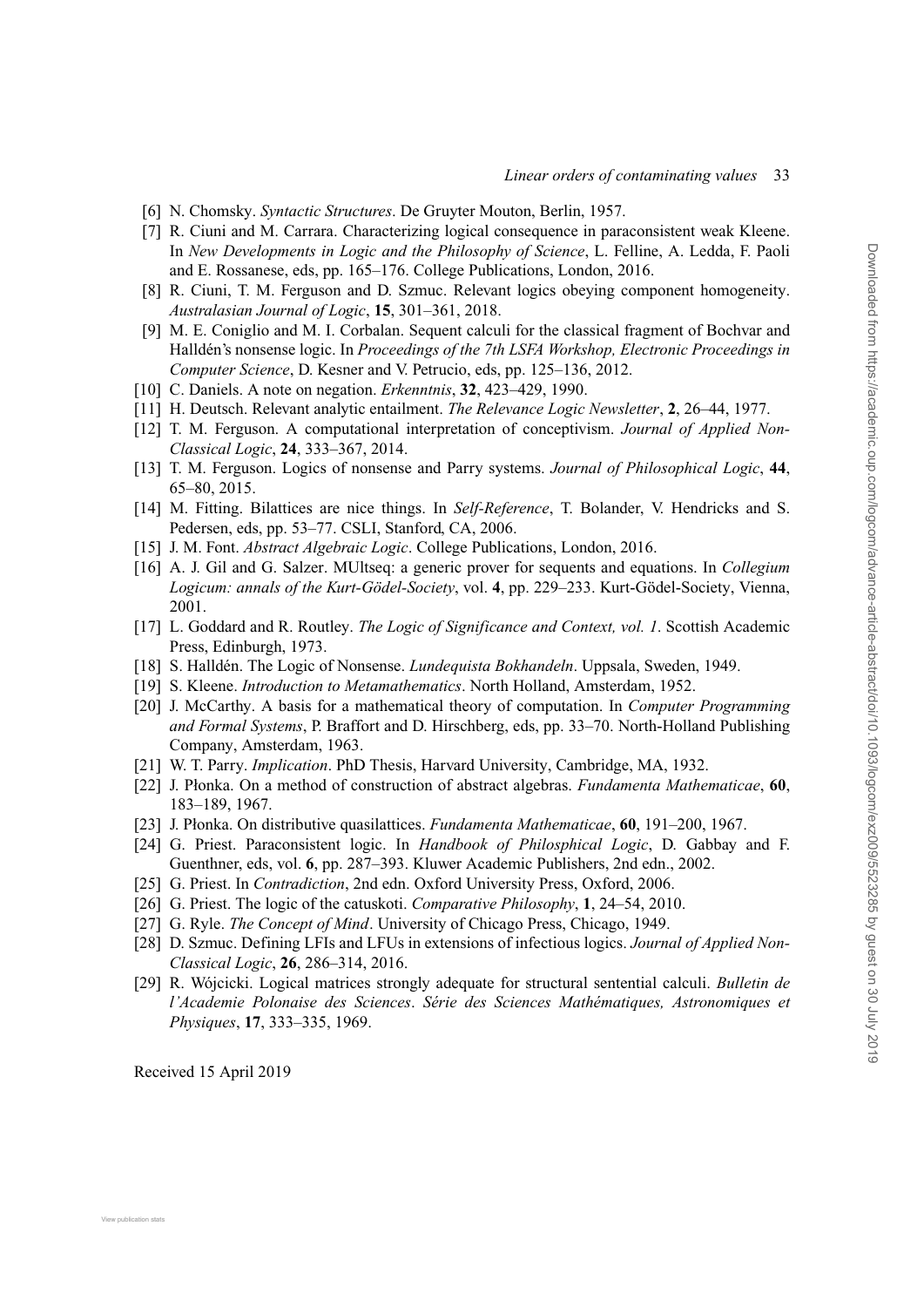[6] N. Chomsky. *Syntactic Structures*. De Gruyter Mouton, Berlin, 1957.

[7] R. Ciuni and M. Carrara. Characterizing logical consequence in paraconsistent weak Kleene. In *New Developments in Logic and the Philosophy of Science*, L. Felline, A. Ledda, F. Paoli and E. Rossanese, eds, pp. 165–176. College Publications, London, 2016.

[8] R. Ciuni, T. M. Ferguson and D. Szmuc. Relevant logics obeying component homogeneity. *Australasian Journal of Logic*, **15**, 301–361, 2018.

[9] M. E. Coniglio and M. I. Corbalan. Sequent calculi for the classical fragment of Bochvar and Halldén's nonsense logic. In *Proceedings of the 7th LSFA Workshop, Electronic Proceedings in Computer Science*, D. Kesner and V. Petrucio, eds, pp. 125–136, 2012.

[10] C. Daniels. A note on negation. *Erkenntnis*, **32**, 423–429, 1990.

[11] H. Deutsch. Relevant analytic entailment. *The Relevance Logic Newsletter*, **2**, 26–44, 1977.

[12] T. M. Ferguson. A computational interpretation of conceptivism. *Journal of Applied Non-Classical Logic*, **24**, 333–367, 2014.

[13] T. M. Ferguson. Logics of nonsense and Parry systems. *Journal of Philosophical Logic*, **44**, 65–80, 2015.

[14] M. Fitting. Bilattices are nice things. In *Self-Reference*, T. Bolander, V. Hendricks and S. Pedersen, eds, pp. 53–77. CSLI, Stanford, CA, 2006.

[15] J. M. Font. *Abstract Algebraic Logic*. College Publications, London, 2016.

[16] A. J. Gil and G. Salzer. MUltseq: a generic prover for sequents and equations. In *Collegium Logicum: annals of the Kurt-Gödel-Society*, vol. **4**, pp. 229–233. Kurt-Gödel-Society, Vienna, 2001.

[17] L. Goddard and R. Routley. *The Logic of Significance and Context, vol. 1*. Scottish Academic Press, Edinburgh, 1973.

[18] S. Halldén. The Logic of Nonsense. *Lundequista Bokhandeln*. Uppsala, Sweden, 1949.

[19] S. Kleene. *Introduction to Metamathematics*. North Holland, Amsterdam, 1952.

[20] J. McCarthy. A basis for a mathematical theory of computation. In *Computer Programming and Formal Systems*, P. Braffort and D. Hirschberg, eds, pp. 33–70. North-Holland Publishing Company, Amsterdam, 1963.

[21] W. T. Parry. *Implication*. PhD Thesis, Harvard University, Cambridge, MA, 1932.

[22] J. Płonka. On a method of construction of abstract algebras. *Fundamenta Mathematicae*, **60**, 183–189, 1967.

[23] J. Płonka. On distributive quasilattices. *Fundamenta Mathematicae*, **60**, 191–200, 1967.

[24] G. Priest. Paraconsistent logic. In *Handbook of Philosphical Logic*, D. Gabbay and F. Guenthner, eds, vol. **6**, pp. 287–393. Kluwer Academic Publishers, 2nd edn., 2002.

[25] G. Priest. In *Contradiction*, 2nd edn. Oxford University Press, Oxford, 2006.

[26] G. Priest. The logic of the catuskoti. *Comparative Philosophy*, **1**, 24–54, 2010.

[27] G. Ryle. *The Concept of Mind*. University of Chicago Press, Chicago, 1949.

[28] D. Szmuc. Defining LFIs and LFUs in extensions of infectious logics. *Journal of Applied Non-Classical Logic*, **26**, 286–314, 2016.

[29] R. Wójcicki. Logical matrices strongly adequate for structural sentential calculi. *Bulletin de l'Academie Polonaise des Sciences*. *Série des Sciences Mathématiques, Astronomiques et Physiques*, **17**, 333–335, 1969.

Received 15 April 2019